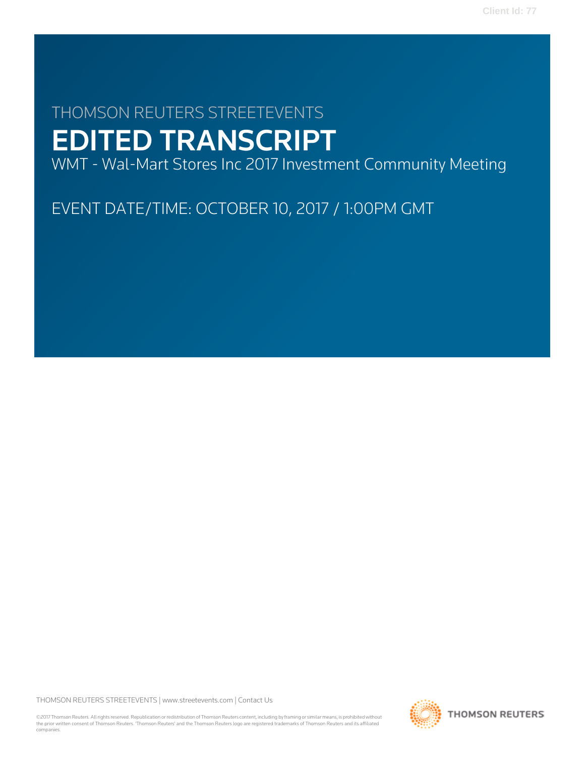THOMSON REUTERS STREETEVENTS

# EDITED TRANSCRIPT

WMT - Wal-Mart Stores Inc 2017 Investment Community Meeting

EVENT DATE/TIME: OCTOBER 10, 2017 / 1:00PM GMT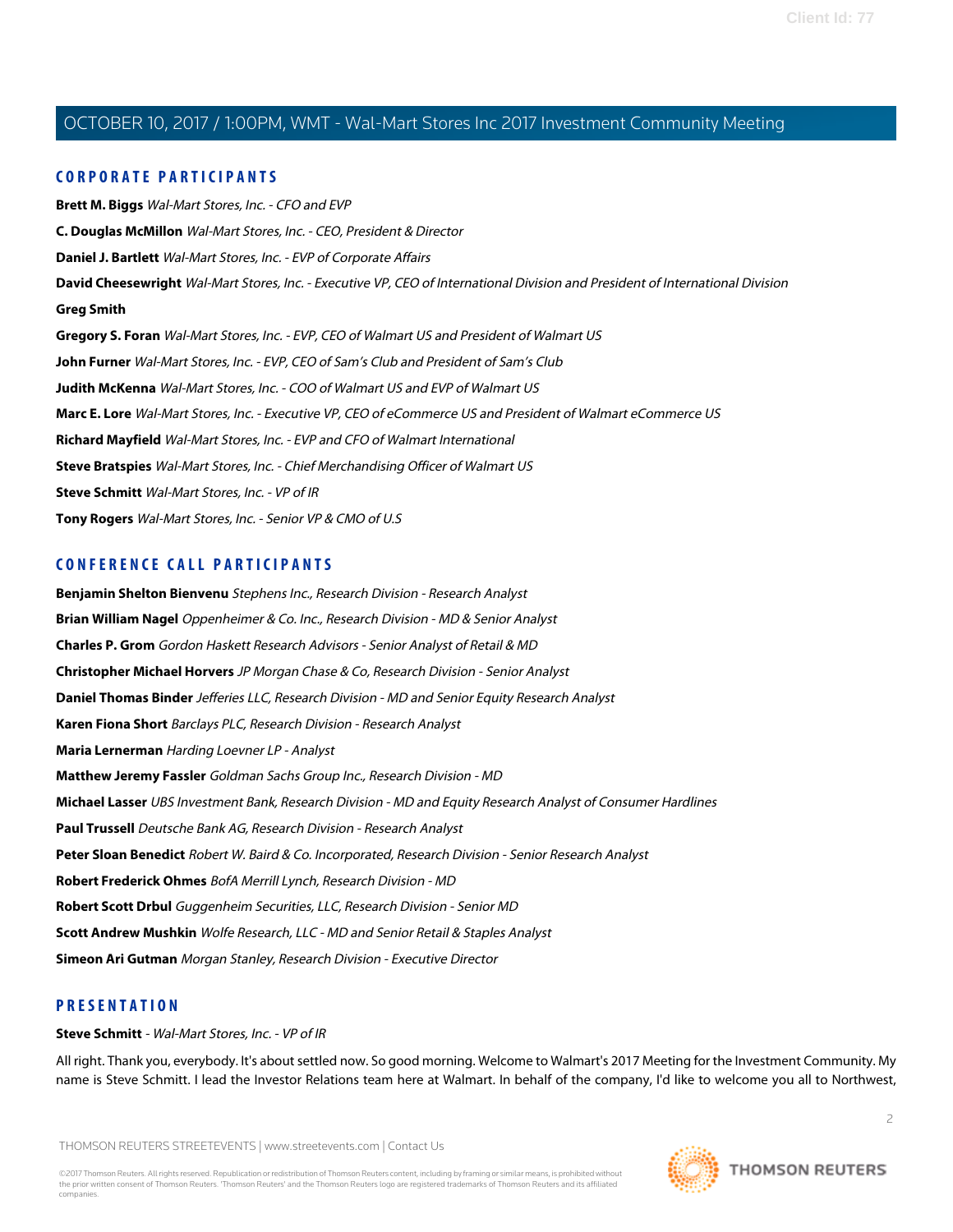## CORPORATE PARTICIPANTS

**Brett M. Biggs** *Wal-Mart Stores, Inc. - CFO and EVP*

**C. Douglas McMillon** *Wal-Mart Stores, Inc. - CEO, President & Director*

**Daniel J. Bartlett** *Wal-Mart Stores, Inc. - EVP of Corporate Affairs*

**David Cheesewright** *Wal-Mart Stores, Inc. - Executive VP, CEO of International Division and President of International Division*

**Greg Smith**

**Gregory S. Foran** *Wal-Mart Stores, Inc. - EVP, CEO of Walmart US and President of Walmart US*

**John Furner** *Wal-Mart Stores, Inc. - EVP, CEO of Sam's Club and President of Sam's Club*

**Judith McKenna** *Wal-Mart Stores, Inc. - COO of Walmart US and EVP of Walmart US*

**Marc E. Lore** *Wal-Mart Stores, Inc. - Executive VP, CEO of eCommerce US and President of Walmart eCommerce US*

**Richard Mayfield** *Wal-Mart Stores, Inc. - EVP and CFO of Walmart International*

**Steve Bratspies** *Wal-Mart Stores, Inc. - Chief Merchandising Officer of Walmart US*

**Steve Schmitt** *Wal-Mart Stores, Inc. - VP of IR*

**Tony Rogers** *Wal-Mart Stores, Inc. - Senior VP & CMO of U.S*

## CONFERENCE CALL PARTICIPANTS

**Benjamin Shelton Bienvenu** *Stephens Inc., Research Division - Research Analyst*

**Brian William Nagel** *Oppenheimer & Co. Inc., Research Division - MD & Senior Analyst*

**Charles P. Grom** *Gordon Haskett Research Advisors - Senior Analyst of Retail & MD*

**Christopher Michael Horvers** *JP Morgan Chase & Co, Research Division - Senior Analyst*

**Daniel Thomas Binder** *Jefferies LLC, Research Division - MD and Senior Equity Research Analyst*

**Karen Fiona Short** *Barclays PLC, Research Division - Research Analyst*

**Maria Lernerman** *Harding Loevner LP - Analyst*

**Matthew Jeremy Fassler** *Goldman Sachs Group Inc., Research Division - MD*

**Michael Lasser** *UBS Investment Bank, Research Division - MD and Equity Research Analyst of Consumer Hardlines*

**Paul Trussell** *Deutsche Bank AG, Research Division - Research Analyst*

**Peter Sloan Benedict** *Robert W. Baird & Co. Incorporated, Research Division - Senior Research Analyst*

**Robert Frederick Ohmes** *BofA Merrill Lynch, Research Division - MD*

**Robert Scott Drbul** *Guggenheim Securities, LLC, Research Division - Senior MD*

**Scott Andrew Mushkin** *Wolfe Research, LLC - MD and Senior Retail & Staples Analyst*

**Simeon Ari Gutman** *Morgan Stanley, Research Division - Executive Director*

## PRESENTATION

**Steve Schmitt** - *Wal-Mart Stores, Inc. - VP of IR*

All right. Thank you, everybody. It's about settled now. So good morning. Welcome to Walmart's 2017 Meeting for the Investment Community. My name is Steve Schmitt. I lead the Investor Relations team here at Walmart. In behalf of the company, I'd like to welcome you all to Northwest,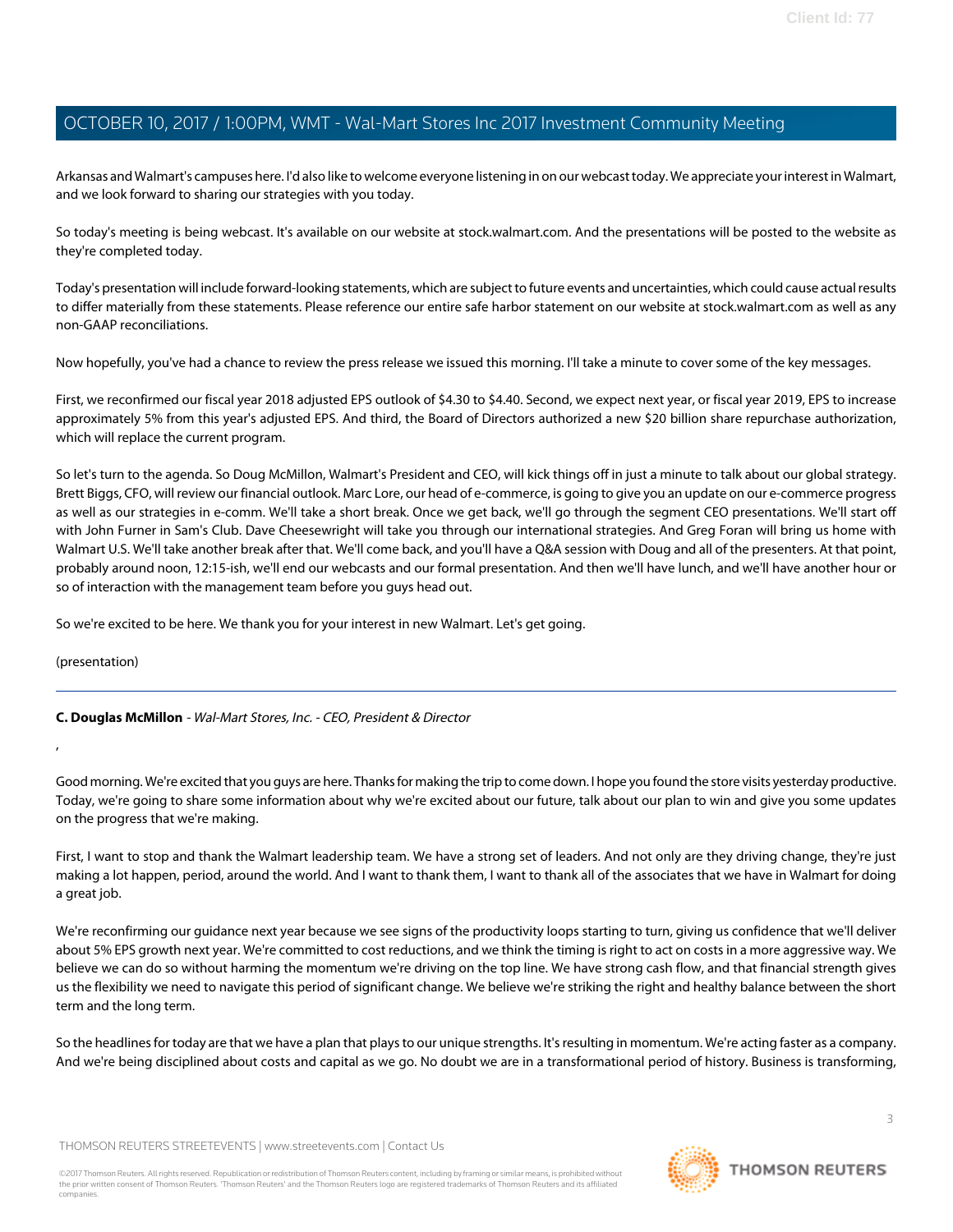Arkansas and Walmart's campuses here. I'd also like to welcome everyone listening in on our webcast today. We appreciate your interest in Walmart, and we look forward to sharing our strategies with you today.

So today's meeting is being webcast. It's available on our website at stock.walmart.com. And the presentations will be posted to the website as they're completed today.

Today's presentation will include forward-looking statements, which are subject to future events and uncertainties, which could cause actual results to differ materially from these statements. Please reference our entire safe harbor statement on our website at stock.walmart.com as well as any non-GAAP reconciliations.

Now hopefully, you've had a chance to review the press release we issued this morning. I'll take a minute to cover some of the key messages.

First, we reconfirmed our fiscal year 2018 adjusted EPS outlook of $4.30 to $4.40. Second, we expect next year, or fiscal year 2019, EPS to increase approximately 5% from this year's adjusted EPS. And third, the Board of Directors authorized a new $20 billion share repurchase authorization, which will replace the current program.

So let's turn to the agenda. So Doug McMillon, Walmart's President and CEO, will kick things off in just a minute to talk about our global strategy. Brett Biggs, CFO, will review our financial outlook. Marc Lore, our head of e-commerce, is going to give you an update on our e-commerce progress as well as our strategies in e-comm. We'll take a short break. Once we get back, we'll go through the segment CEO presentations. We'll start off with John Furner in Sam's Club. Dave Cheesewright will take you through our international strategies. And Greg Foran will bring us home with Walmart U.S. We'll take another break after that. We'll come back, and you'll have a Q&A session with Doug and all of the presenters. At that point, probably around noon, 12:15-ish, we'll end our webcasts and our formal presentation. And then we'll have lunch, and we'll have another hour or so of interaction with the management team before you guys head out.

So we're excited to be here. We thank you for your interest in new Walmart. Let's get going.

(presentation)

---

**C. Douglas McMillon** - *Wal-Mart Stores, Inc. - CEO, President & Director*

,

Good morning. We're excited that you guys are here. Thanks for making the trip to come down. I hope you found the store visits yesterday productive. Today, we're going to share some information about why we're excited about our future, talk about our plan to win and give you some updates on the progress that we're making.

First, I want to stop and thank the Walmart leadership team. We have a strong set of leaders. And not only are they driving change, they're just making a lot happen, period, around the world. And I want to thank them, I want to thank all of the associates that we have in Walmart for doing a great job.

We're reconfirming our guidance next year because we see signs of the productivity loops starting to turn, giving us confidence that we'll deliver about 5% EPS growth next year. We're committed to cost reductions, and we think the timing is right to act on costs in a more aggressive way. We believe we can do so without harming the momentum we're driving on the top line. We have strong cash flow, and that financial strength gives us the flexibility we need to navigate this period of significant change. We believe we're striking the right and healthy balance between the short term and the long term.

So the headlines for today are that we have a plan that plays to our unique strengths. It's resulting in momentum. We're acting faster as a company. And we're being disciplined about costs and capital as we go. No doubt we are in a transformational period of history. Business is transforming,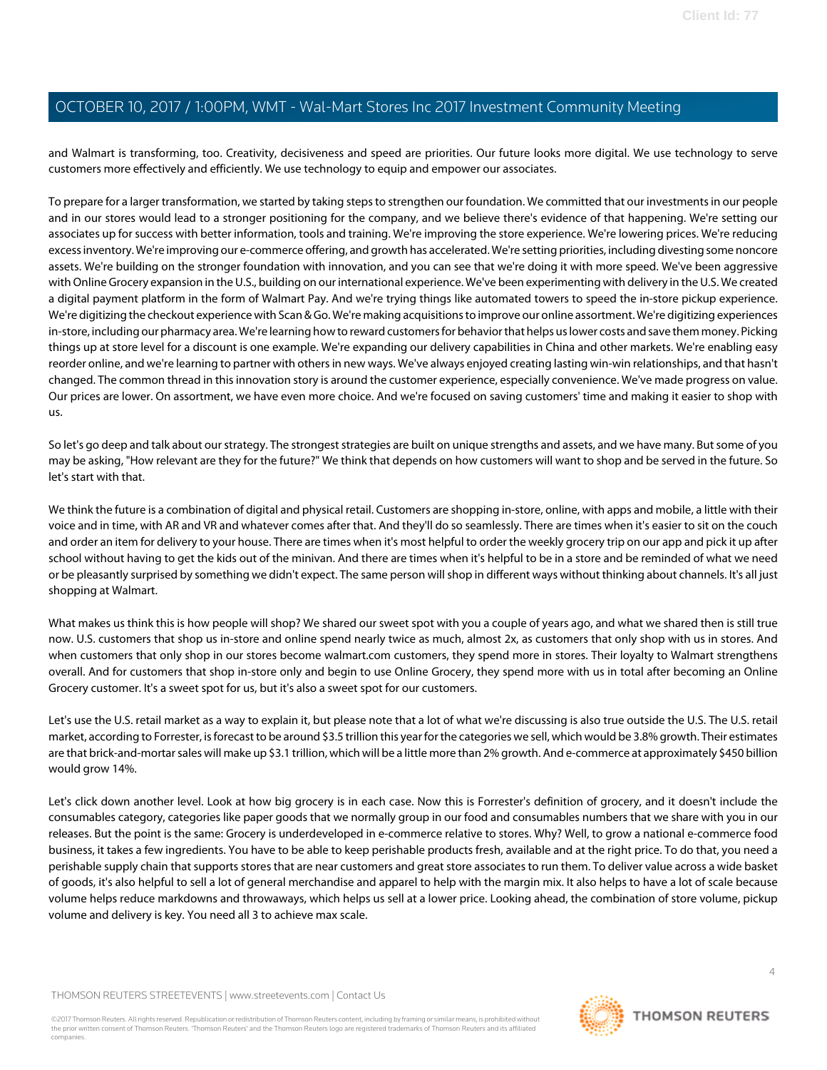and Walmart is transforming, too. Creativity, decisiveness and speed are priorities. Our future looks more digital. We use technology to serve customers more effectively and efficiently. We use technology to equip and empower our associates.

To prepare for a larger transformation, we started by taking steps to strengthen our foundation. We committed that our investments in our people and in our stores would lead to a stronger positioning for the company, and we believe there's evidence of that happening. We're setting our associates up for success with better information, tools and training. We're improving the store experience. We're lowering prices. We're reducing excess inventory. We're improving our e-commerce offering, and growth has accelerated. We're setting priorities, including divesting some noncore assets. We're building on the stronger foundation with innovation, and you can see that we're doing it with more speed. We've been aggressive with Online Grocery expansion in the U.S., building on our international experience. We've been experimenting with delivery in the U.S. We created a digital payment platform in the form of Walmart Pay. And we're trying things like automated towers to speed the in-store pickup experience. We're digitizing the checkout experience with Scan & Go. We're making acquisitions to improve our online assortment. We're digitizing experiences in-store, including our pharmacy area. We're learning how to reward customers for behavior that helps us lower costs and save them money. Picking things up at store level for a discount is one example. We're expanding our delivery capabilities in China and other markets. We're enabling easy reorder online, and we're learning to partner with others in new ways. We've always enjoyed creating lasting win-win relationships, and that hasn't changed. The common thread in this innovation story is around the customer experience, especially convenience. We've made progress on value. Our prices are lower. On assortment, we have even more choice. And we're focused on saving customers' time and making it easier to shop with us.

So let's go deep and talk about our strategy. The strongest strategies are built on unique strengths and assets, and we have many. But some of you may be asking, "How relevant are they for the future?" We think that depends on how customers will want to shop and be served in the future. So let's start with that.

We think the future is a combination of digital and physical retail. Customers are shopping in-store, online, with apps and mobile, a little with their voice and in time, with AR and VR and whatever comes after that. And they'll do so seamlessly. There are times when it's easier to sit on the couch and order an item for delivery to your house. There are times when it's most helpful to order the weekly grocery trip on our app and pick it up after school without having to get the kids out of the minivan. And there are times when it's helpful to be in a store and be reminded of what we need or be pleasantly surprised by something we didn't expect. The same person will shop in different ways without thinking about channels. It's all just shopping at Walmart.

What makes us think this is how people will shop? We shared our sweet spot with you a couple of years ago, and what we shared then is still true now. U.S. customers that shop us in-store and online spend nearly twice as much, almost 2x, as customers that only shop with us in stores. And when customers that only shop in our stores become walmart.com customers, they spend more in stores. Their loyalty to Walmart strengthens overall. And for customers that shop in-store only and begin to use Online Grocery, they spend more with us in total after becoming an Online Grocery customer. It's a sweet spot for us, but it's also a sweet spot for our customers.

Let's use the U.S. retail market as a way to explain it, but please note that a lot of what we're discussing is also true outside the U.S. The U.S. retail market, according to Forrester, is forecast to be around $3.5 trillion this year for the categories we sell, which would be 3.8% growth. Their estimates are that brick-and-mortar sales will make up $3.1 trillion, which will be a little more than 2% growth. And e-commerce at approximately $450 billion would grow 14%.

Let's click down another level. Look at how big grocery is in each case. Now this is Forrester's definition of grocery, and it doesn't include the consumables category, categories like paper goods that we normally group in our food and consumables numbers that we share with you in our releases. But the point is the same: Grocery is underdeveloped in e-commerce relative to stores. Why? Well, to grow a national e-commerce food business, it takes a few ingredients. You have to be able to keep perishable products fresh, available and at the right price. To do that, you need a perishable supply chain that supports stores that are near customers and great store associates to run them. To deliver value across a wide basket of goods, it's also helpful to sell a lot of general merchandise and apparel to help with the margin mix. It also helps to have a lot of scale because volume helps reduce markdowns and throwaways, which helps us sell at a lower price. Looking ahead, the combination of store volume, pickup volume and delivery is key. You need all 3 to achieve max scale.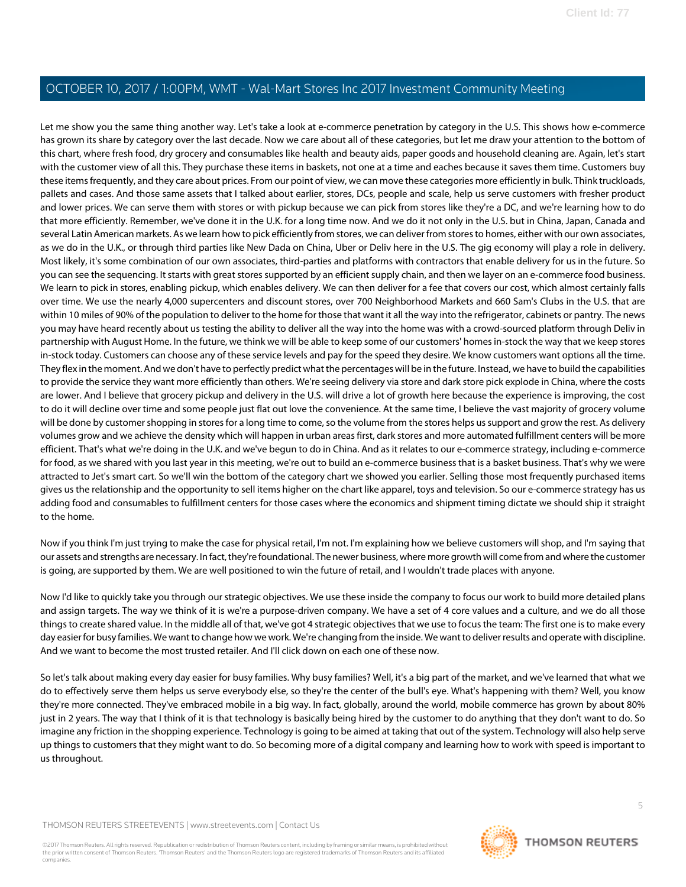Let me show you the same thing another way. Let's take a look at e-commerce penetration by category in the U.S. This shows how e-commerce has grown its share by category over the last decade. Now we care about all of these categories, but let me draw your attention to the bottom of this chart, where fresh food, dry grocery and consumables like health and beauty aids, paper goods and household cleaning are. Again, let's start with the customer view of all this. They purchase these items in baskets, not one at a time and eaches because it saves them time. Customers buy these items frequently, and they care about prices. From our point of view, we can move these categories more efficiently in bulk. Think truckloads, pallets and cases. And those same assets that I talked about earlier, stores, DCs, people and scale, help us serve customers with fresher product and lower prices. We can serve them with stores or with pickup because we can pick from stores like they're a DC, and we're learning how to do that more efficiently. Remember, we've done it in the U.K. for a long time now. And we do it not only in the U.S. but in China, Japan, Canada and several Latin American markets. As we learn how to pick efficiently from stores, we can deliver from stores to homes, either with our own associates, as we do in the U.K., or through third parties like New Dada on China, Uber or Deliv here in the U.S. The gig economy will play a role in delivery. Most likely, it's some combination of our own associates, third-parties and platforms with contractors that enable delivery for us in the future. So you can see the sequencing. It starts with great stores supported by an efficient supply chain, and then we layer on an e-commerce food business. We learn to pick in stores, enabling pickup, which enables delivery. We can then deliver for a fee that covers our cost, which almost certainly falls over time. We use the nearly 4,000 supercenters and discount stores, over 700 Neighborhood Markets and 660 Sam's Clubs in the U.S. that are within 10 miles of 90% of the population to deliver to the home for those that want it all the way into the refrigerator, cabinets or pantry. The news you may have heard recently about us testing the ability to deliver all the way into the home was with a crowd-sourced platform through Deliv in partnership with August Home. In the future, we think we will be able to keep some of our customers' homes in-stock the way that we keep stores in-stock today. Customers can choose any of these service levels and pay for the speed they desire. We know customers want options all the time. They flex in the moment. And we don't have to perfectly predict what the percentages will be in the future. Instead, we have to build the capabilities to provide the service they want more efficiently than others. We're seeing delivery via store and dark store pick explode in China, where the costs are lower. And I believe that grocery pickup and delivery in the U.S. will drive a lot of growth here because the experience is improving, the cost to do it will decline over time and some people just flat out love the convenience. At the same time, I believe the vast majority of grocery volume will be done by customer shopping in stores for a long time to come, so the volume from the stores helps us support and grow the rest. As delivery volumes grow and we achieve the density which will happen in urban areas first, dark stores and more automated fulfillment centers will be more efficient. That's what we're doing in the U.K. and we've begun to do in China. And as it relates to our e-commerce strategy, including e-commerce for food, as we shared with you last year in this meeting, we're out to build an e-commerce business that is a basket business. That's why we were attracted to Jet's smart cart. So we'll win the bottom of the category chart we showed you earlier. Selling those most frequently purchased items gives us the relationship and the opportunity to sell items higher on the chart like apparel, toys and television. So our e-commerce strategy has us adding food and consumables to fulfillment centers for those cases where the economics and shipment timing dictate we should ship it straight to the home.

Now if you think I'm just trying to make the case for physical retail, I'm not. I'm explaining how we believe customers will shop, and I'm saying that our assets and strengths are necessary. In fact, they're foundational. The newer business, where more growth will come from and where the customer is going, are supported by them. We are well positioned to win the future of retail, and I wouldn't trade places with anyone.

Now I'd like to quickly take you through our strategic objectives. We use these inside the company to focus our work to build more detailed plans and assign targets. The way we think of it is we're a purpose-driven company. We have a set of 4 core values and a culture, and we do all those things to create shared value. In the middle all of that, we've got 4 strategic objectives that we use to focus the team: The first one is to make every day easier for busy families. We want to change how we work. We're changing from the inside. We want to deliver results and operate with discipline. And we want to become the most trusted retailer. And I'll click down on each one of these now.

So let's talk about making every day easier for busy families. Why busy families? Well, it's a big part of the market, and we've learned that what we do to effectively serve them helps us serve everybody else, so they're the center of the bull's eye. What's happening with them? Well, you know they're more connected. They've embraced mobile in a big way. In fact, globally, around the world, mobile commerce has grown by about 80% just in 2 years. The way that I think of it is that technology is basically being hired by the customer to do anything that they don't want to do. So imagine any friction in the shopping experience. Technology is going to be aimed at taking that out of the system. Technology will also help serve up things to customers that they might want to do. So becoming more of a digital company and learning how to work with speed is important to us throughout.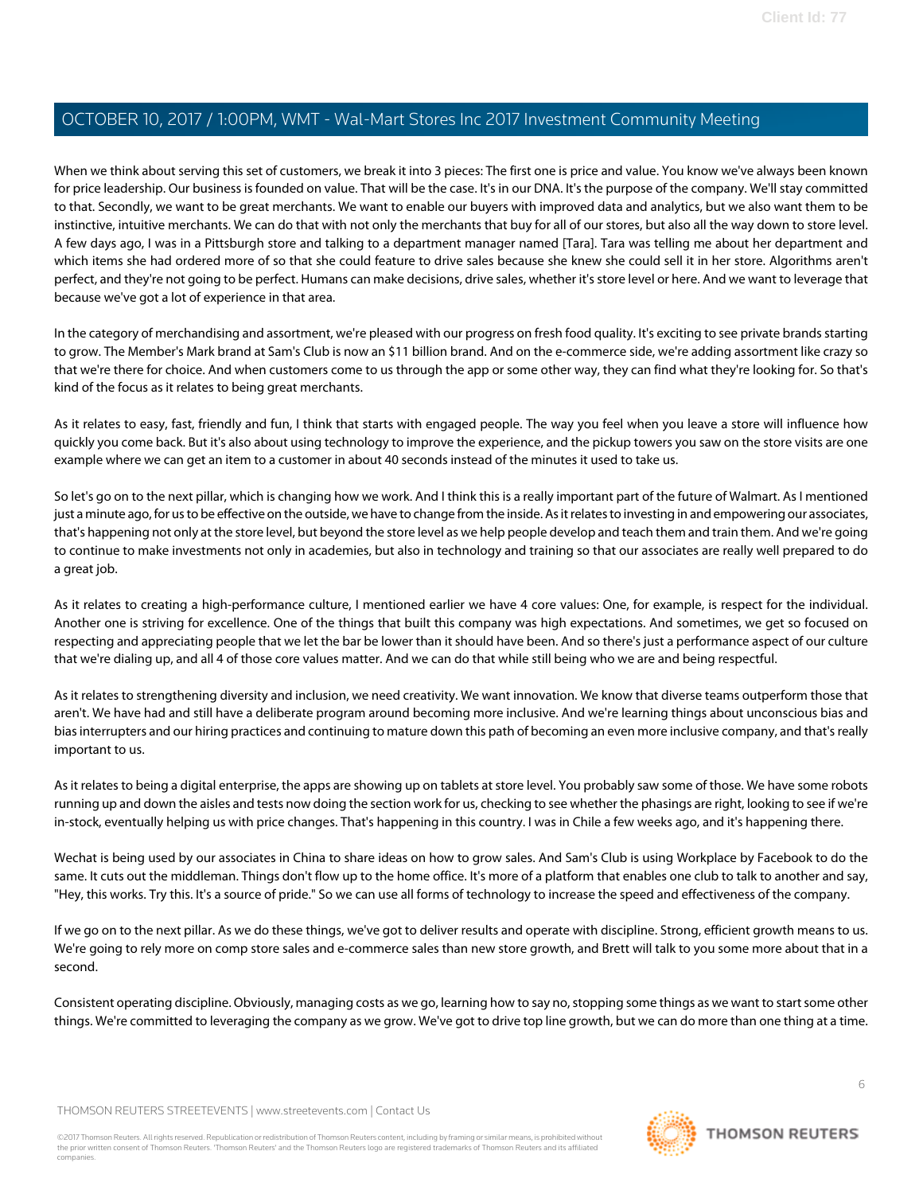When we think about serving this set of customers, we break it into 3 pieces: The first one is price and value. You know we've always been known for price leadership. Our business is founded on value. That will be the case. It's in our DNA. It's the purpose of the company. We'll stay committed to that. Secondly, we want to be great merchants. We want to enable our buyers with improved data and analytics, but we also want them to be instinctive, intuitive merchants. We can do that with not only the merchants that buy for all of our stores, but also all the way down to store level. A few days ago, I was in a Pittsburgh store and talking to a department manager named [Tara]. Tara was telling me about her department and which items she had ordered more of so that she could feature to drive sales because she knew she could sell it in her store. Algorithms aren't perfect, and they're not going to be perfect. Humans can make decisions, drive sales, whether it's store level or here. And we want to leverage that because we've got a lot of experience in that area.

In the category of merchandising and assortment, we're pleased with our progress on fresh food quality. It's exciting to see private brands starting to grow. The Member's Mark brand at Sam's Club is now an $11 billion brand. And on the e-commerce side, we're adding assortment like crazy so that we're there for choice. And when customers come to us through the app or some other way, they can find what they're looking for. So that's kind of the focus as it relates to being great merchants.

As it relates to easy, fast, friendly and fun, I think that starts with engaged people. The way you feel when you leave a store will influence how quickly you come back. But it's also about using technology to improve the experience, and the pickup towers you saw on the store visits are one example where we can get an item to a customer in about 40 seconds instead of the minutes it used to take us.

So let's go on to the next pillar, which is changing how we work. And I think this is a really important part of the future of Walmart. As I mentioned just a minute ago, for us to be effective on the outside, we have to change from the inside. As it relates to investing in and empowering our associates, that's happening not only at the store level, but beyond the store level as we help people develop and teach them and train them. And we're going to continue to make investments not only in academies, but also in technology and training so that our associates are really well prepared to do a great job.

As it relates to creating a high-performance culture, I mentioned earlier we have 4 core values: One, for example, is respect for the individual. Another one is striving for excellence. One of the things that built this company was high expectations. And sometimes, we get so focused on respecting and appreciating people that we let the bar be lower than it should have been. And so there's just a performance aspect of our culture that we're dialing up, and all 4 of those core values matter. And we can do that while still being who we are and being respectful.

As it relates to strengthening diversity and inclusion, we need creativity. We want innovation. We know that diverse teams outperform those that aren't. We have had and still have a deliberate program around becoming more inclusive. And we're learning things about unconscious bias and bias interrupters and our hiring practices and continuing to mature down this path of becoming an even more inclusive company, and that's really important to us.

As it relates to being a digital enterprise, the apps are showing up on tablets at store level. You probably saw some of those. We have some robots running up and down the aisles and tests now doing the section work for us, checking to see whether the phasings are right, looking to see if we're in-stock, eventually helping us with price changes. That's happening in this country. I was in Chile a few weeks ago, and it's happening there.

Wechat is being used by our associates in China to share ideas on how to grow sales. And Sam's Club is using Workplace by Facebook to do the same. It cuts out the middleman. Things don't flow up to the home office. It's more of a platform that enables one club to talk to another and say, "Hey, this works. Try this. It's a source of pride." So we can use all forms of technology to increase the speed and effectiveness of the company.

If we go on to the next pillar. As we do these things, we've got to deliver results and operate with discipline. Strong, efficient growth means to us. We're going to rely more on comp store sales and e-commerce sales than new store growth, and Brett will talk to you some more about that in a second.

Consistent operating discipline. Obviously, managing costs as we go, learning how to say no, stopping some things as we want to start some other things. We're committed to leveraging the company as we grow. We've got to drive top line growth, but we can do more than one thing at a time.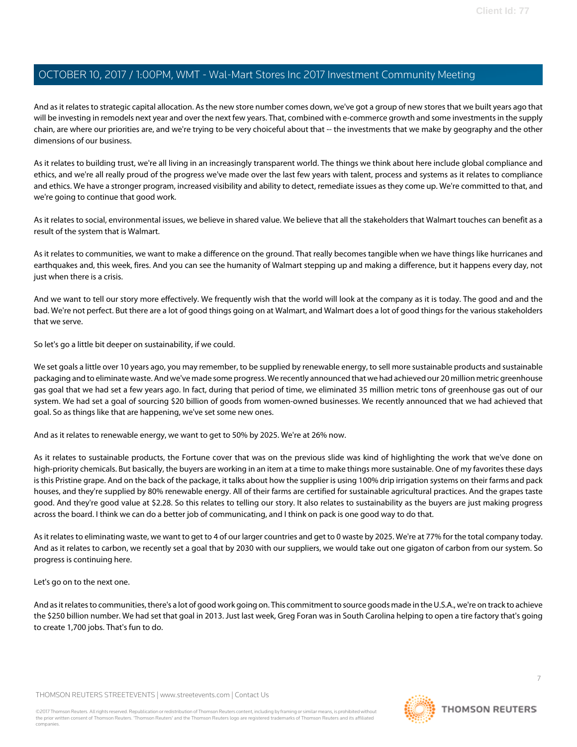And as it relates to strategic capital allocation. As the new store number comes down, we've got a group of new stores that we built years ago that will be investing in remodels next year and over the next few years. That, combined with e-commerce growth and some investments in the supply chain, are where our priorities are, and we're trying to be very choiceful about that -- the investments that we make by geography and the other dimensions of our business.

As it relates to building trust, we're all living in an increasingly transparent world. The things we think about here include global compliance and ethics, and we're all really proud of the progress we've made over the last few years with talent, process and systems as it relates to compliance and ethics. We have a stronger program, increased visibility and ability to detect, remediate issues as they come up. We're committed to that, and we're going to continue that good work.

As it relates to social, environmental issues, we believe in shared value. We believe that all the stakeholders that Walmart touches can benefit as a result of the system that is Walmart.

As it relates to communities, we want to make a difference on the ground. That really becomes tangible when we have things like hurricanes and earthquakes and, this week, fires. And you can see the humanity of Walmart stepping up and making a difference, but it happens every day, not just when there is a crisis.

And we want to tell our story more effectively. We frequently wish that the world will look at the company as it is today. The good and and the bad. We're not perfect. But there are a lot of good things going on at Walmart, and Walmart does a lot of good things for the various stakeholders that we serve.

So let's go a little bit deeper on sustainability, if we could.

We set goals a little over 10 years ago, you may remember, to be supplied by renewable energy, to sell more sustainable products and sustainable packaging and to eliminate waste. And we've made some progress. We recently announced that we had achieved our 20 million metric greenhouse gas goal that we had set a few years ago. In fact, during that period of time, we eliminated 35 million metric tons of greenhouse gas out of our system. We had set a goal of sourcing $20 billion of goods from women-owned businesses. We recently announced that we had achieved that goal. So as things like that are happening, we've set some new ones.

And as it relates to renewable energy, we want to get to 50% by 2025. We're at 26% now.

As it relates to sustainable products, the Fortune cover that was on the previous slide was kind of highlighting the work that we've done on high-priority chemicals. But basically, the buyers are working in an item at a time to make things more sustainable. One of my favorites these days is this Pristine grape. And on the back of the package, it talks about how the supplier is using 100% drip irrigation systems on their farms and pack houses, and they're supplied by 80% renewable energy. All of their farms are certified for sustainable agricultural practices. And the grapes taste good. And they're good value at $2.28. So this relates to telling our story. It also relates to sustainability as the buyers are just making progress across the board. I think we can do a better job of communicating, and I think on pack is one good way to do that.

As it relates to eliminating waste, we want to get to 4 of our larger countries and get to 0 waste by 2025. We're at 77% for the total company today. And as it relates to carbon, we recently set a goal that by 2030 with our suppliers, we would take out one gigaton of carbon from our system. So progress is continuing here.

Let's go on to the next one.

And as it relates to communities, there's a lot of good work going on. This commitment to source goods made in the U.S.A., we're on track to achieve the $250 billion number. We had set that goal in 2013. Just last week, Greg Foran was in South Carolina helping to open a tire factory that's going to create 1,700 jobs. That's fun to do.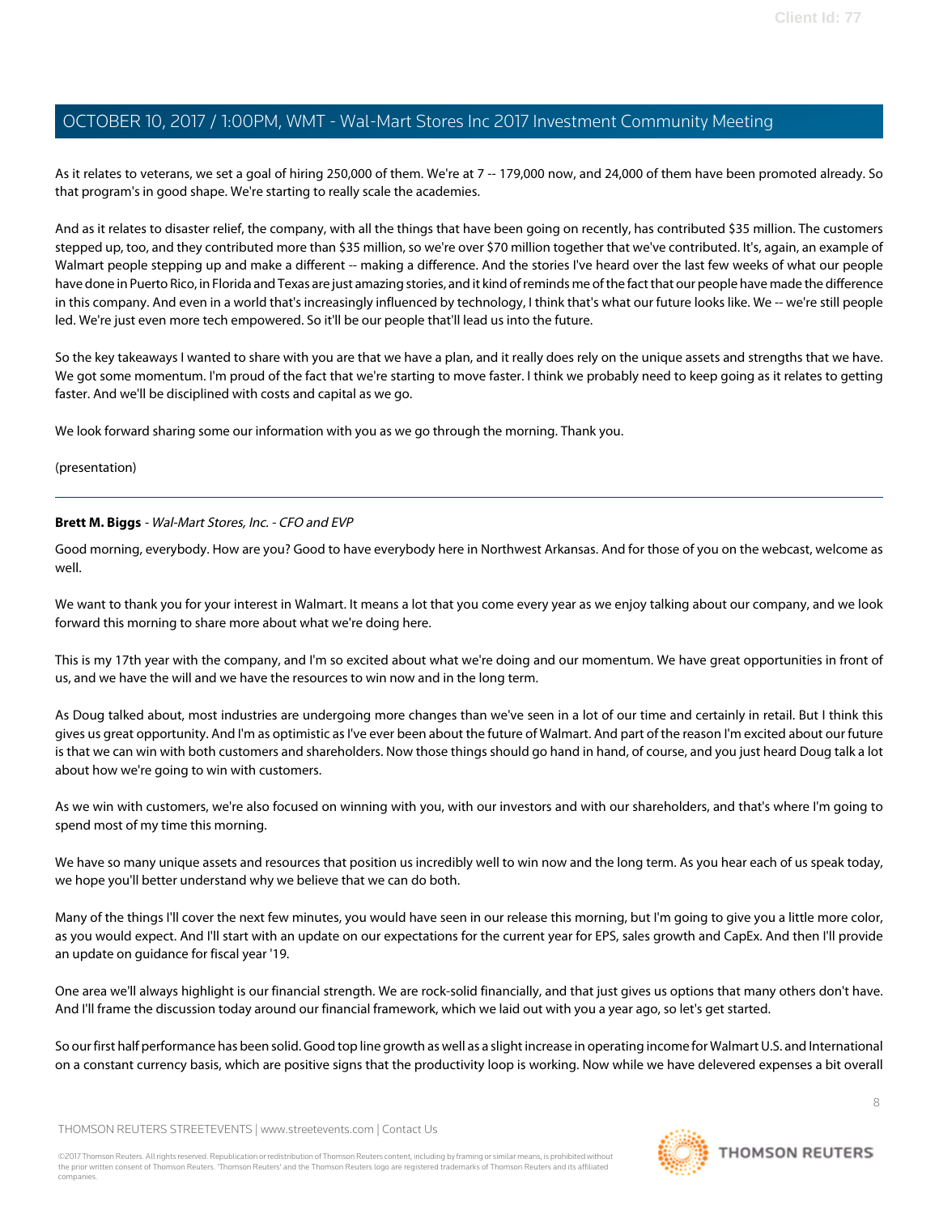As it relates to veterans, we set a goal of hiring 250,000 of them. We're at 7 -- 179,000 now, and 24,000 of them have been promoted already. So that program's in good shape. We're starting to really scale the academies.

And as it relates to disaster relief, the company, with all the things that have been going on recently, has contributed $35 million. The customers stepped up, too, and they contributed more than $35 million, so we're over $70 million together that we've contributed. It's, again, an example of Walmart people stepping up and make a different -- making a difference. And the stories I've heard over the last few weeks of what our people have done in Puerto Rico, in Florida and Texas are just amazing stories, and it kind of reminds me of the fact that our people have made the difference in this company. And even in a world that's increasingly influenced by technology, I think that's what our future looks like. We -- we're still people led. We're just even more tech empowered. So it'll be our people that'll lead us into the future.

So the key takeaways I wanted to share with you are that we have a plan, and it really does rely on the unique assets and strengths that we have. We got some momentum. I'm proud of the fact that we're starting to move faster. I think we probably need to keep going as it relates to getting faster. And we'll be disciplined with costs and capital as we go.

We look forward sharing some our information with you as we go through the morning. Thank you.

(presentation)

---

**Brett M. Biggs** - *Wal-Mart Stores, Inc. - CFO and EVP*

Good morning, everybody. How are you? Good to have everybody here in Northwest Arkansas. And for those of you on the webcast, welcome as well.

We want to thank you for your interest in Walmart. It means a lot that you come every year as we enjoy talking about our company, and we look forward this morning to share more about what we're doing here.

This is my 17th year with the company, and I'm so excited about what we're doing and our momentum. We have great opportunities in front of us, and we have the will and we have the resources to win now and in the long term.

As Doug talked about, most industries are undergoing more changes than we've seen in a lot of our time and certainly in retail. But I think this gives us great opportunity. And I'm as optimistic as I've ever been about the future of Walmart. And part of the reason I'm excited about our future is that we can win with both customers and shareholders. Now those things should go hand in hand, of course, and you just heard Doug talk a lot about how we're going to win with customers.

As we win with customers, we're also focused on winning with you, with our investors and with our shareholders, and that's where I'm going to spend most of my time this morning.

We have so many unique assets and resources that position us incredibly well to win now and the long term. As you hear each of us speak today, we hope you'll better understand why we believe that we can do both.

Many of the things I'll cover the next few minutes, you would have seen in our release this morning, but I'm going to give you a little more color, as you would expect. And I'll start with an update on our expectations for the current year for EPS, sales growth and CapEx. And then I'll provide an update on guidance for fiscal year '19.

One area we'll always highlight is our financial strength. We are rock-solid financially, and that just gives us options that many others don't have. And I'll frame the discussion today around our financial framework, which we laid out with you a year ago, so let's get started.

So our first half performance has been solid. Good top line growth as well as a slight increase in operating income for Walmart U.S. and International on a constant currency basis, which are positive signs that the productivity loop is working. Now while we have delevered expenses a bit overall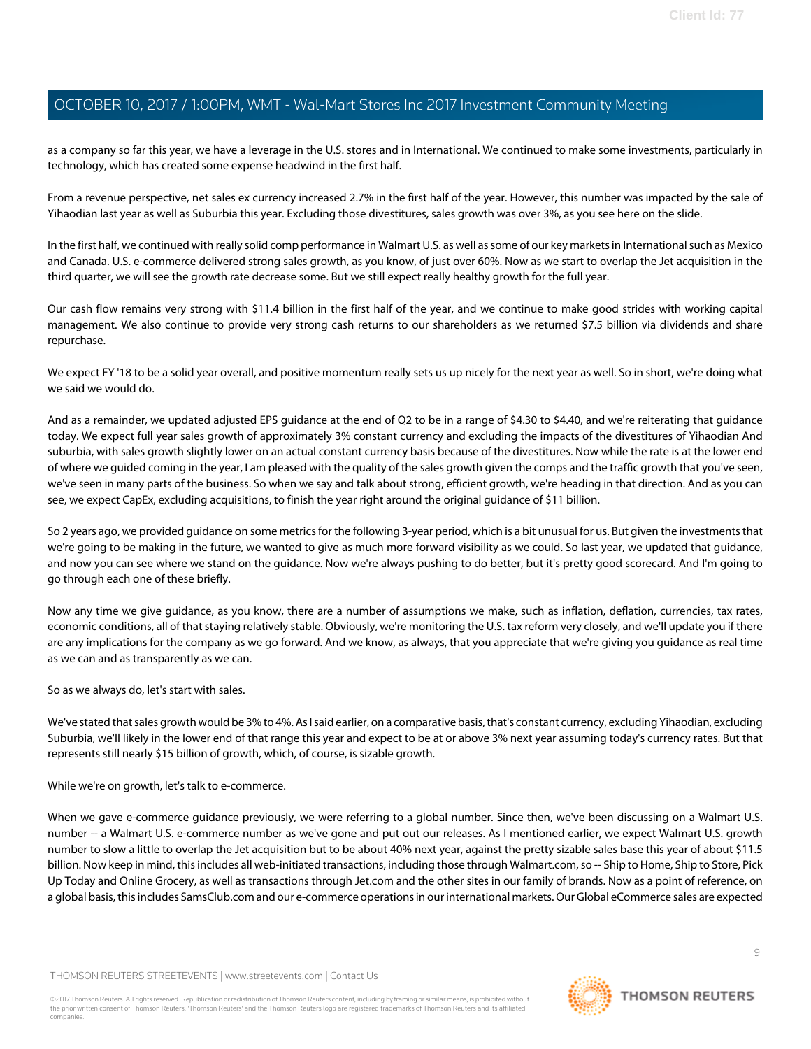as a company so far this year, we have a leverage in the U.S. stores and in International. We continued to make some investments, particularly in technology, which has created some expense headwind in the first half.

From a revenue perspective, net sales ex currency increased 2.7% in the first half of the year. However, this number was impacted by the sale of Yihaodian last year as well as Suburbia this year. Excluding those divestitures, sales growth was over 3%, as you see here on the slide.

In the first half, we continued with really solid comp performance in Walmart U.S. as well as some of our key markets in International such as Mexico and Canada. U.S. e-commerce delivered strong sales growth, as you know, of just over 60%. Now as we start to overlap the Jet acquisition in the third quarter, we will see the growth rate decrease some. But we still expect really healthy growth for the full year.

Our cash flow remains very strong with $11.4 billion in the first half of the year, and we continue to make good strides with working capital management. We also continue to provide very strong cash returns to our shareholders as we returned $7.5 billion via dividends and share repurchase.

We expect FY '18 to be a solid year overall, and positive momentum really sets us up nicely for the next year as well. So in short, we're doing what we said we would do.

And as a remainder, we updated adjusted EPS guidance at the end of Q2 to be in a range of $4.30 to $4.40, and we're reiterating that guidance today. We expect full year sales growth of approximately 3% constant currency and excluding the impacts of the divestitures of Yihaodian And suburbia, with sales growth slightly lower on an actual constant currency basis because of the divestitures. Now while the rate is at the lower end of where we guided coming in the year, I am pleased with the quality of the sales growth given the comps and the traffic growth that you've seen, we've seen in many parts of the business. So when we say and talk about strong, efficient growth, we're heading in that direction. And as you can see, we expect CapEx, excluding acquisitions, to finish the year right around the original guidance of $11 billion.

So 2 years ago, we provided guidance on some metrics for the following 3-year period, which is a bit unusual for us. But given the investments that we're going to be making in the future, we wanted to give as much more forward visibility as we could. So last year, we updated that guidance, and now you can see where we stand on the guidance. Now we're always pushing to do better, but it's pretty good scorecard. And I'm going to go through each one of these briefly.

Now any time we give guidance, as you know, there are a number of assumptions we make, such as inflation, deflation, currencies, tax rates, economic conditions, all of that staying relatively stable. Obviously, we're monitoring the U.S. tax reform very closely, and we'll update you if there are any implications for the company as we go forward. And we know, as always, that you appreciate that we're giving you guidance as real time as we can and as transparently as we can.

So as we always do, let's start with sales.

We've stated that sales growth would be 3% to 4%. As I said earlier, on a comparative basis, that's constant currency, excluding Yihaodian, excluding Suburbia, we'll likely in the lower end of that range this year and expect to be at or above 3% next year assuming today's currency rates. But that represents still nearly $15 billion of growth, which, of course, is sizable growth.

While we're on growth, let's talk to e-commerce.

When we gave e-commerce guidance previously, we were referring to a global number. Since then, we've been discussing on a Walmart U.S. number -- a Walmart U.S. e-commerce number as we've gone and put out our releases. As I mentioned earlier, we expect Walmart U.S. growth number to slow a little to overlap the Jet acquisition but to be about 40% next year, against the pretty sizable sales base this year of about $11.5 billion. Now keep in mind, this includes all web-initiated transactions, including those through Walmart.com, so -- Ship to Home, Ship to Store, Pick Up Today and Online Grocery, as well as transactions through Jet.com and the other sites in our family of brands. Now as a point of reference, on a global basis, this includes SamsClub.com and our e-commerce operations in our international markets. Our Global eCommerce sales are expected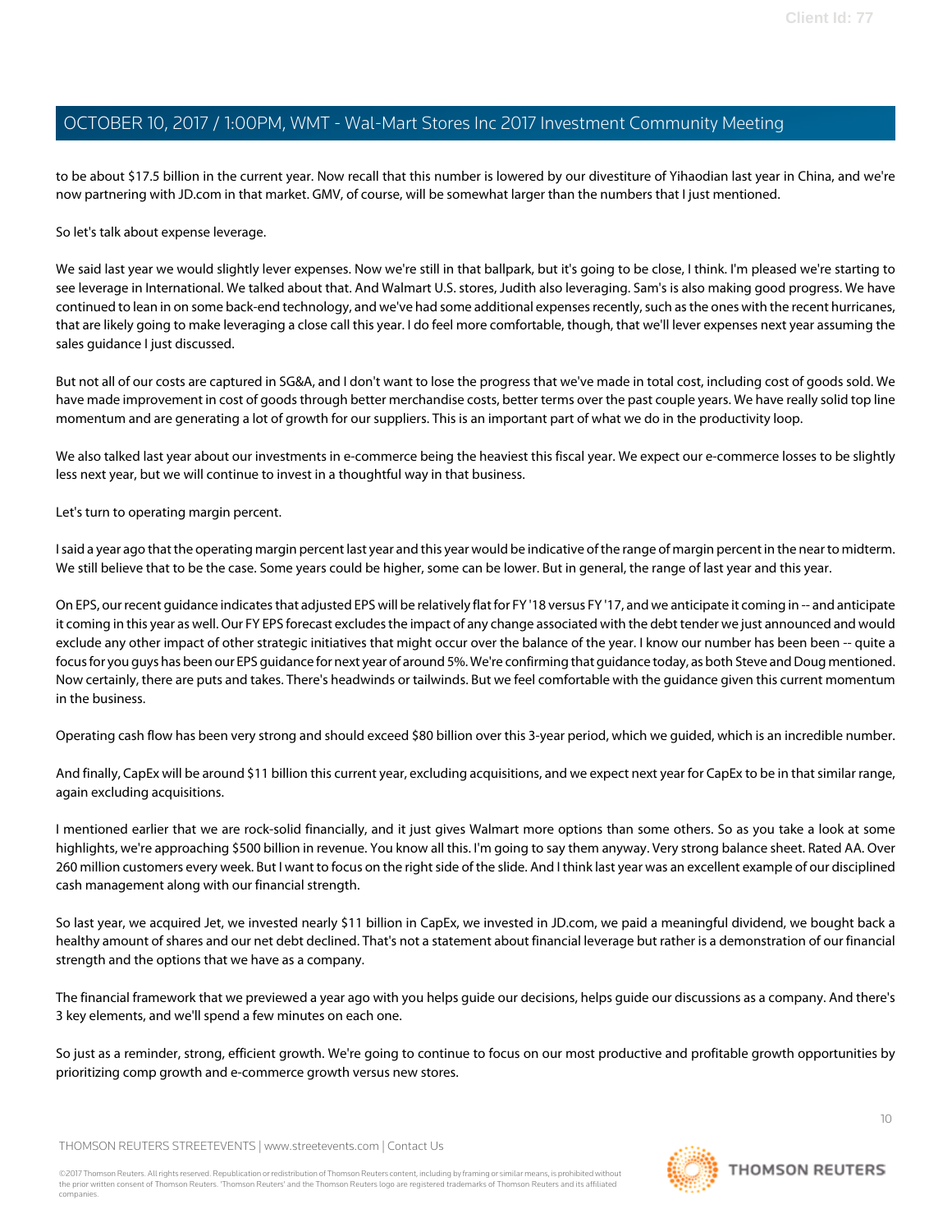to be about $17.5 billion in the current year. Now recall that this number is lowered by our divestiture of Yihaodian last year in China, and we're now partnering with JD.com in that market. GMV, of course, will be somewhat larger than the numbers that I just mentioned.

So let's talk about expense leverage.

We said last year we would slightly lever expenses. Now we're still in that ballpark, but it's going to be close, I think. I'm pleased we're starting to see leverage in International. We talked about that. And Walmart U.S. stores, Judith also leveraging. Sam's is also making good progress. We have continued to lean in on some back-end technology, and we've had some additional expenses recently, such as the ones with the recent hurricanes, that are likely going to make leveraging a close call this year. I do feel more comfortable, though, that we'll lever expenses next year assuming the sales guidance I just discussed.

But not all of our costs are captured in SG&A, and I don't want to lose the progress that we've made in total cost, including cost of goods sold. We have made improvement in cost of goods through better merchandise costs, better terms over the past couple years. We have really solid top line momentum and are generating a lot of growth for our suppliers. This is an important part of what we do in the productivity loop.

We also talked last year about our investments in e-commerce being the heaviest this fiscal year. We expect our e-commerce losses to be slightly less next year, but we will continue to invest in a thoughtful way in that business.

Let's turn to operating margin percent.

I said a year ago that the operating margin percent last year and this year would be indicative of the range of margin percent in the near to midterm. We still believe that to be the case. Some years could be higher, some can be lower. But in general, the range of last year and this year.

On EPS, our recent guidance indicates that adjusted EPS will be relatively flat for FY '18 versus FY '17, and we anticipate it coming in -- and anticipate it coming in this year as well. Our FY EPS forecast excludes the impact of any change associated with the debt tender we just announced and would exclude any other impact of other strategic initiatives that might occur over the balance of the year. I know our number has been been -- quite a focus for you guys has been our EPS guidance for next year of around 5%. We're confirming that guidance today, as both Steve and Doug mentioned. Now certainly, there are puts and takes. There's headwinds or tailwinds. But we feel comfortable with the guidance given this current momentum in the business.

Operating cash flow has been very strong and should exceed $80 billion over this 3-year period, which we guided, which is an incredible number.

And finally, CapEx will be around $11 billion this current year, excluding acquisitions, and we expect next year for CapEx to be in that similar range, again excluding acquisitions.

I mentioned earlier that we are rock-solid financially, and it just gives Walmart more options than some others. So as you take a look at some highlights, we're approaching $500 billion in revenue. You know all this. I'm going to say them anyway. Very strong balance sheet. Rated AA. Over 260 million customers every week. But I want to focus on the right side of the slide. And I think last year was an excellent example of our disciplined cash management along with our financial strength.

So last year, we acquired Jet, we invested nearly $11 billion in CapEx, we invested in JD.com, we paid a meaningful dividend, we bought back a healthy amount of shares and our net debt declined. That's not a statement about financial leverage but rather is a demonstration of our financial strength and the options that we have as a company.

The financial framework that we previewed a year ago with you helps guide our decisions, helps guide our discussions as a company. And there's 3 key elements, and we'll spend a few minutes on each one.

So just as a reminder, strong, efficient growth. We're going to continue to focus on our most productive and profitable growth opportunities by prioritizing comp growth and e-commerce growth versus new stores.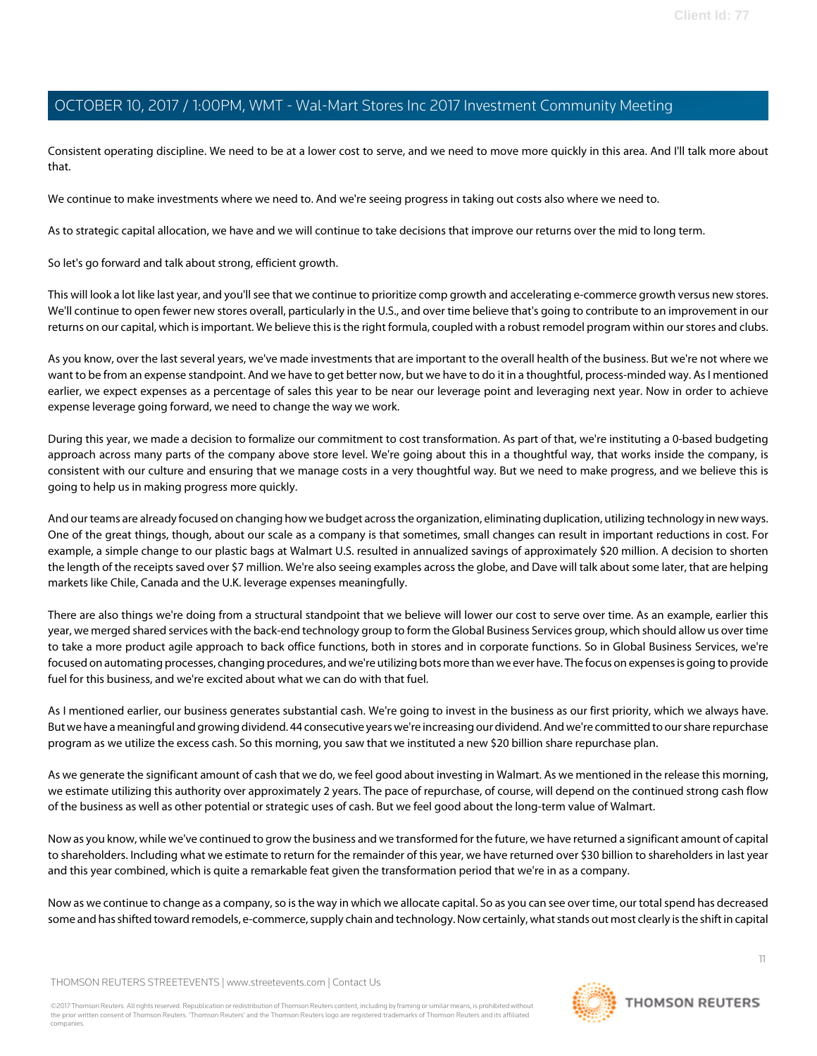Consistent operating discipline. We need to be at a lower cost to serve, and we need to move more quickly in this area. And I'll talk more about that.

We continue to make investments where we need to. And we're seeing progress in taking out costs also where we need to.

As to strategic capital allocation, we have and we will continue to take decisions that improve our returns over the mid to long term.

So let's go forward and talk about strong, efficient growth.

This will look a lot like last year, and you'll see that we continue to prioritize comp growth and accelerating e-commerce growth versus new stores. We'll continue to open fewer new stores overall, particularly in the U.S., and over time believe that's going to contribute to an improvement in our returns on our capital, which is important. We believe this is the right formula, coupled with a robust remodel program within our stores and clubs.

As you know, over the last several years, we've made investments that are important to the overall health of the business. But we're not where we want to be from an expense standpoint. And we have to get better now, but we have to do it in a thoughtful, process-minded way. As I mentioned earlier, we expect expenses as a percentage of sales this year to be near our leverage point and leveraging next year. Now in order to achieve expense leverage going forward, we need to change the way we work.

During this year, we made a decision to formalize our commitment to cost transformation. As part of that, we're instituting a 0-based budgeting approach across many parts of the company above store level. We're going about this in a thoughtful way, that works inside the company, is consistent with our culture and ensuring that we manage costs in a very thoughtful way. But we need to make progress, and we believe this is going to help us in making progress more quickly.

And our teams are already focused on changing how we budget across the organization, eliminating duplication, utilizing technology in new ways. One of the great things, though, about our scale as a company is that sometimes, small changes can result in important reductions in cost. For example, a simple change to our plastic bags at Walmart U.S. resulted in annualized savings of approximately $20 million. A decision to shorten the length of the receipts saved over $7 million. We're also seeing examples across the globe, and Dave will talk about some later, that are helping markets like Chile, Canada and the U.K. leverage expenses meaningfully.

There are also things we're doing from a structural standpoint that we believe will lower our cost to serve over time. As an example, earlier this year, we merged shared services with the back-end technology group to form the Global Business Services group, which should allow us over time to take a more product agile approach to back office functions, both in stores and in corporate functions. So in Global Business Services, we're focused on automating processes, changing procedures, and we're utilizing bots more than we ever have. The focus on expenses is going to provide fuel for this business, and we're excited about what we can do with that fuel.

As I mentioned earlier, our business generates substantial cash. We're going to invest in the business as our first priority, which we always have. But we have a meaningful and growing dividend. 44 consecutive years we're increasing our dividend. And we're committed to our share repurchase program as we utilize the excess cash. So this morning, you saw that we instituted a new $20 billion share repurchase plan.

As we generate the significant amount of cash that we do, we feel good about investing in Walmart. As we mentioned in the release this morning, we estimate utilizing this authority over approximately 2 years. The pace of repurchase, of course, will depend on the continued strong cash flow of the business as well as other potential or strategic uses of cash. But we feel good about the long-term value of Walmart.

Now as you know, while we've continued to grow the business and we transformed for the future, we have returned a significant amount of capital to shareholders. Including what we estimate to return for the remainder of this year, we have returned over $30 billion to shareholders in last year and this year combined, which is quite a remarkable feat given the transformation period that we're in as a company.

Now as we continue to change as a company, so is the way in which we allocate capital. So as you can see over time, our total spend has decreased some and has shifted toward remodels, e-commerce, supply chain and technology. Now certainly, what stands out most clearly is the shift in capital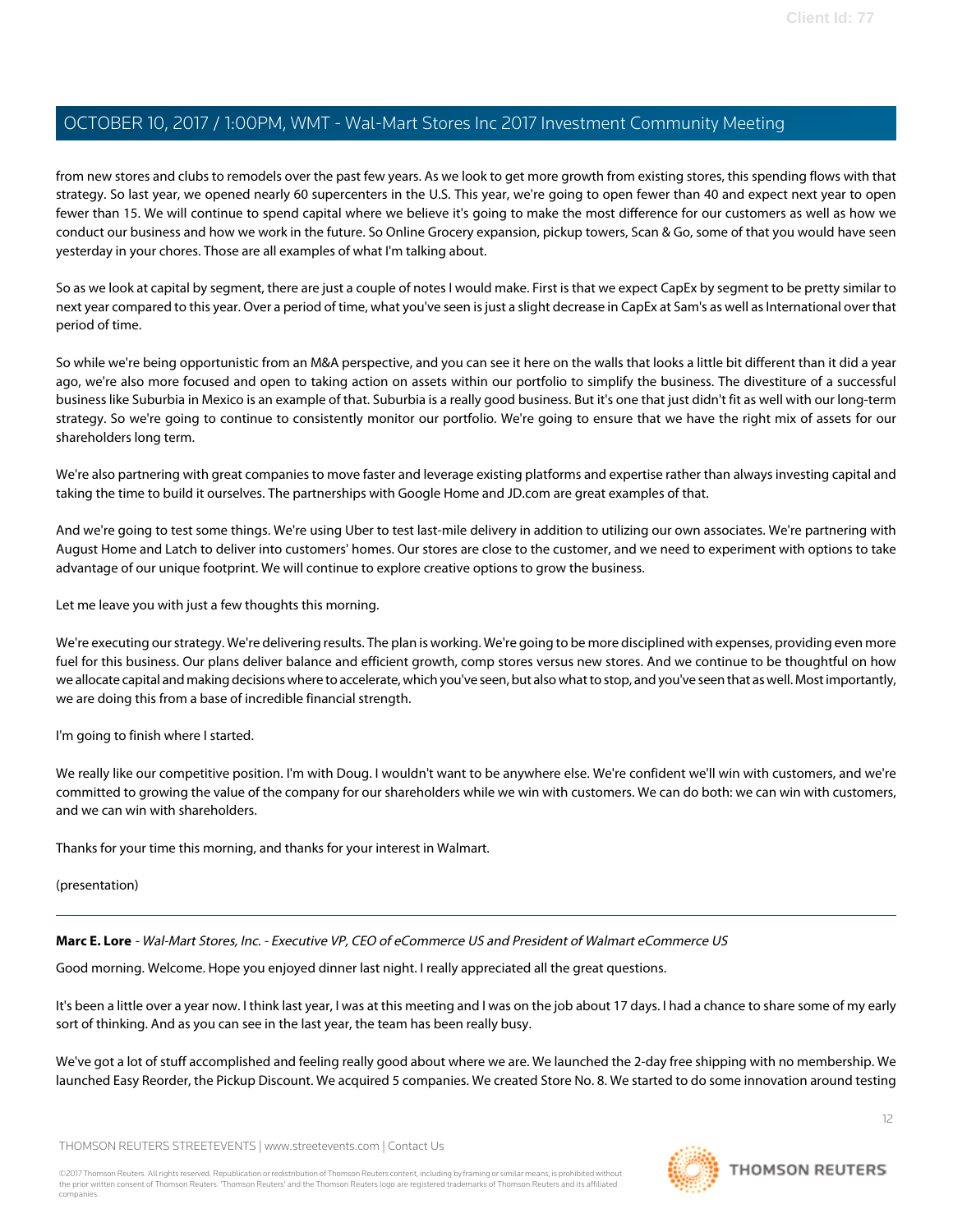from new stores and clubs to remodels over the past few years. As we look to get more growth from existing stores, this spending flows with that strategy. So last year, we opened nearly 60 supercenters in the U.S. This year, we're going to open fewer than 40 and expect next year to open fewer than 15. We will continue to spend capital where we believe it's going to make the most difference for our customers as well as how we conduct our business and how we work in the future. So Online Grocery expansion, pickup towers, Scan & Go, some of that you would have seen yesterday in your chores. Those are all examples of what I'm talking about.

So as we look at capital by segment, there are just a couple of notes I would make. First is that we expect CapEx by segment to be pretty similar to next year compared to this year. Over a period of time, what you've seen is just a slight decrease in CapEx at Sam's as well as International over that period of time.

So while we're being opportunistic from an M&A perspective, and you can see it here on the walls that looks a little bit different than it did a year ago, we're also more focused and open to taking action on assets within our portfolio to simplify the business. The divestiture of a successful business like Suburbia in Mexico is an example of that. Suburbia is a really good business. But it's one that just didn't fit as well with our long-term strategy. So we're going to continue to consistently monitor our portfolio. We're going to ensure that we have the right mix of assets for our shareholders long term.

We're also partnering with great companies to move faster and leverage existing platforms and expertise rather than always investing capital and taking the time to build it ourselves. The partnerships with Google Home and JD.com are great examples of that.

And we're going to test some things. We're using Uber to test last-mile delivery in addition to utilizing our own associates. We're partnering with August Home and Latch to deliver into customers' homes. Our stores are close to the customer, and we need to experiment with options to take advantage of our unique footprint. We will continue to explore creative options to grow the business.

Let me leave you with just a few thoughts this morning.

We're executing our strategy. We're delivering results. The plan is working. We're going to be more disciplined with expenses, providing even more fuel for this business. Our plans deliver balance and efficient growth, comp stores versus new stores. And we continue to be thoughtful on how we allocate capital and making decisions where to accelerate, which you've seen, but also what to stop, and you've seen that as well. Most importantly, we are doing this from a base of incredible financial strength.

I'm going to finish where I started.

We really like our competitive position. I'm with Doug. I wouldn't want to be anywhere else. We're confident we'll win with customers, and we're committed to growing the value of the company for our shareholders while we win with customers. We can do both: we can win with customers, and we can win with shareholders.

Thanks for your time this morning, and thanks for your interest in Walmart.

(presentation)

---

**Marc E. Lore** - *Wal-Mart Stores, Inc. - Executive VP, CEO of eCommerce US and President of Walmart eCommerce US*

Good morning. Welcome. Hope you enjoyed dinner last night. I really appreciated all the great questions.

It's been a little over a year now. I think last year, I was at this meeting and I was on the job about 17 days. I had a chance to share some of my early sort of thinking. And as you can see in the last year, the team has been really busy.

We've got a lot of stuff accomplished and feeling really good about where we are. We launched the 2-day free shipping with no membership. We launched Easy Reorder, the Pickup Discount. We acquired 5 companies. We created Store No. 8. We started to do some innovation around testing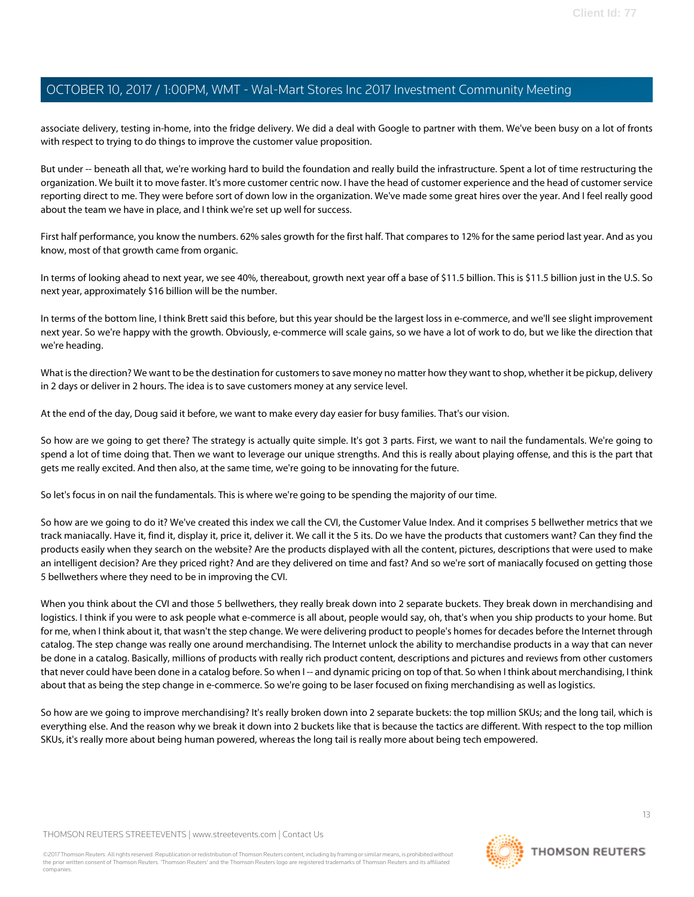associate delivery, testing in-home, into the fridge delivery. We did a deal with Google to partner with them. We've been busy on a lot of fronts with respect to trying to do things to improve the customer value proposition.

But under -- beneath all that, we're working hard to build the foundation and really build the infrastructure. Spent a lot of time restructuring the organization. We built it to move faster. It's more customer centric now. I have the head of customer experience and the head of customer service reporting direct to me. They were before sort of down low in the organization. We've made some great hires over the year. And I feel really good about the team we have in place, and I think we're set up well for success.

First half performance, you know the numbers. 62% sales growth for the first half. That compares to 12% for the same period last year. And as you know, most of that growth came from organic.

In terms of looking ahead to next year, we see 40%, thereabout, growth next year off a base of $11.5 billion. This is $11.5 billion just in the U.S. So next year, approximately $16 billion will be the number.

In terms of the bottom line, I think Brett said this before, but this year should be the largest loss in e-commerce, and we'll see slight improvement next year. So we're happy with the growth. Obviously, e-commerce will scale gains, so we have a lot of work to do, but we like the direction that we're heading.

What is the direction? We want to be the destination for customers to save money no matter how they want to shop, whether it be pickup, delivery in 2 days or deliver in 2 hours. The idea is to save customers money at any service level.

At the end of the day, Doug said it before, we want to make every day easier for busy families. That's our vision.

So how are we going to get there? The strategy is actually quite simple. It's got 3 parts. First, we want to nail the fundamentals. We're going to spend a lot of time doing that. Then we want to leverage our unique strengths. And this is really about playing offense, and this is the part that gets me really excited. And then also, at the same time, we're going to be innovating for the future.

So let's focus in on nail the fundamentals. This is where we're going to be spending the majority of our time.

So how are we going to do it? We've created this index we call the CVI, the Customer Value Index. And it comprises 5 bellwether metrics that we track maniacally. Have it, find it, display it, price it, deliver it. We call it the 5 its. Do we have the products that customers want? Can they find the products easily when they search on the website? Are the products displayed with all the content, pictures, descriptions that were used to make an intelligent decision? Are they priced right? And are they delivered on time and fast? And so we're sort of maniacally focused on getting those 5 bellwethers where they need to be in improving the CVI.

When you think about the CVI and those 5 bellwethers, they really break down into 2 separate buckets. They break down in merchandising and logistics. I think if you were to ask people what e-commerce is all about, people would say, oh, that's when you ship products to your home. But for me, when I think about it, that wasn't the step change. We were delivering product to people's homes for decades before the Internet through catalog. The step change was really one around merchandising. The Internet unlock the ability to merchandise products in a way that can never be done in a catalog. Basically, millions of products with really rich product content, descriptions and pictures and reviews from other customers that never could have been done in a catalog before. So when I -- and dynamic pricing on top of that. So when I think about merchandising, I think about that as being the step change in e-commerce. So we're going to be laser focused on fixing merchandising as well as logistics.

So how are we going to improve merchandising? It's really broken down into 2 separate buckets: the top million SKUs; and the long tail, which is everything else. And the reason why we break it down into 2 buckets like that is because the tactics are different. With respect to the top million SKUs, it's really more about being human powered, whereas the long tail is really more about being tech empowered.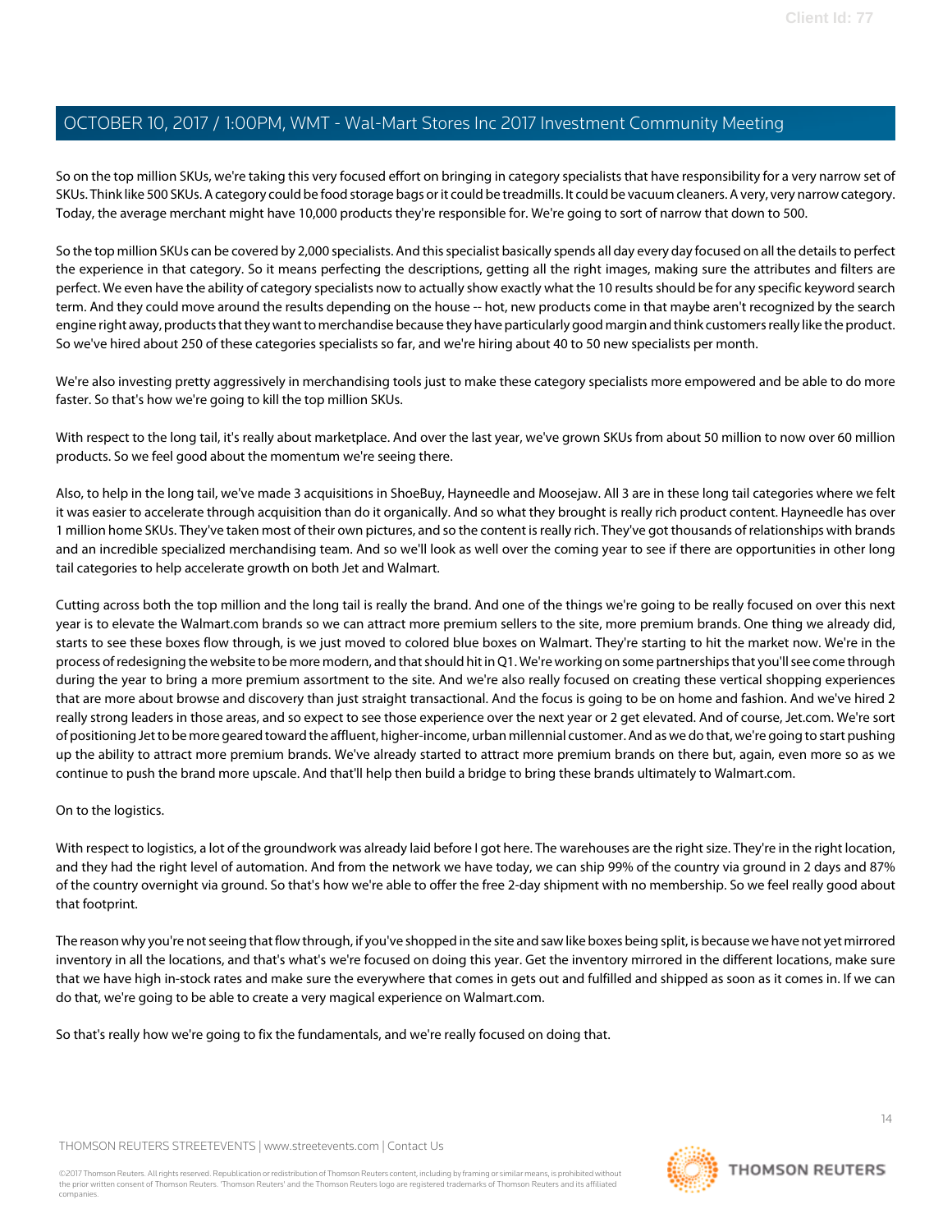So on the top million SKUs, we're taking this very focused effort on bringing in category specialists that have responsibility for a very narrow set of SKUs. Think like 500 SKUs. A category could be food storage bags or it could be treadmills. It could be vacuum cleaners. A very, very narrow category. Today, the average merchant might have 10,000 products they're responsible for. We're going to sort of narrow that down to 500.

So the top million SKUs can be covered by 2,000 specialists. And this specialist basically spends all day every day focused on all the details to perfect the experience in that category. So it means perfecting the descriptions, getting all the right images, making sure the attributes and filters are perfect. We even have the ability of category specialists now to actually show exactly what the 10 results should be for any specific keyword search term. And they could move around the results depending on the house -- hot, new products come in that maybe aren't recognized by the search engine right away, products that they want to merchandise because they have particularly good margin and think customers really like the product. So we've hired about 250 of these categories specialists so far, and we're hiring about 40 to 50 new specialists per month.

We're also investing pretty aggressively in merchandising tools just to make these category specialists more empowered and be able to do more faster. So that's how we're going to kill the top million SKUs.

With respect to the long tail, it's really about marketplace. And over the last year, we've grown SKUs from about 50 million to now over 60 million products. So we feel good about the momentum we're seeing there.

Also, to help in the long tail, we've made 3 acquisitions in ShoeBuy, Hayneedle and Moosejaw. All 3 are in these long tail categories where we felt it was easier to accelerate through acquisition than do it organically. And so what they brought is really rich product content. Hayneedle has over 1 million home SKUs. They've taken most of their own pictures, and so the content is really rich. They've got thousands of relationships with brands and an incredible specialized merchandising team. And so we'll look as well over the coming year to see if there are opportunities in other long tail categories to help accelerate growth on both Jet and Walmart.

Cutting across both the top million and the long tail is really the brand. And one of the things we're going to be really focused on over this next year is to elevate the Walmart.com brands so we can attract more premium sellers to the site, more premium brands. One thing we already did, starts to see these boxes flow through, is we just moved to colored blue boxes on Walmart. They're starting to hit the market now. We're in the process of redesigning the website to be more modern, and that should hit in Q1. We're working on some partnerships that you'll see come through during the year to bring a more premium assortment to the site. And we're also really focused on creating these vertical shopping experiences that are more about browse and discovery than just straight transactional. And the focus is going to be on home and fashion. And we've hired 2 really strong leaders in those areas, and so expect to see those experience over the next year or 2 get elevated. And of course, Jet.com. We're sort of positioning Jet to be more geared toward the affluent, higher-income, urban millennial customer. And as we do that, we're going to start pushing up the ability to attract more premium brands. We've already started to attract more premium brands on there but, again, even more so as we continue to push the brand more upscale. And that'll help then build a bridge to bring these brands ultimately to Walmart.com.

On to the logistics.

With respect to logistics, a lot of the groundwork was already laid before I got here. The warehouses are the right size. They're in the right location, and they had the right level of automation. And from the network we have today, we can ship 99% of the country via ground in 2 days and 87% of the country overnight via ground. So that's how we're able to offer the free 2-day shipment with no membership. So we feel really good about that footprint.

The reason why you're not seeing that flow through, if you've shopped in the site and saw like boxes being split, is because we have not yet mirrored inventory in all the locations, and that's what's we're focused on doing this year. Get the inventory mirrored in the different locations, make sure that we have high in-stock rates and make sure the everywhere that comes in gets out and fulfilled and shipped as soon as it comes in. If we can do that, we're going to be able to create a very magical experience on Walmart.com.

So that's really how we're going to fix the fundamentals, and we're really focused on doing that.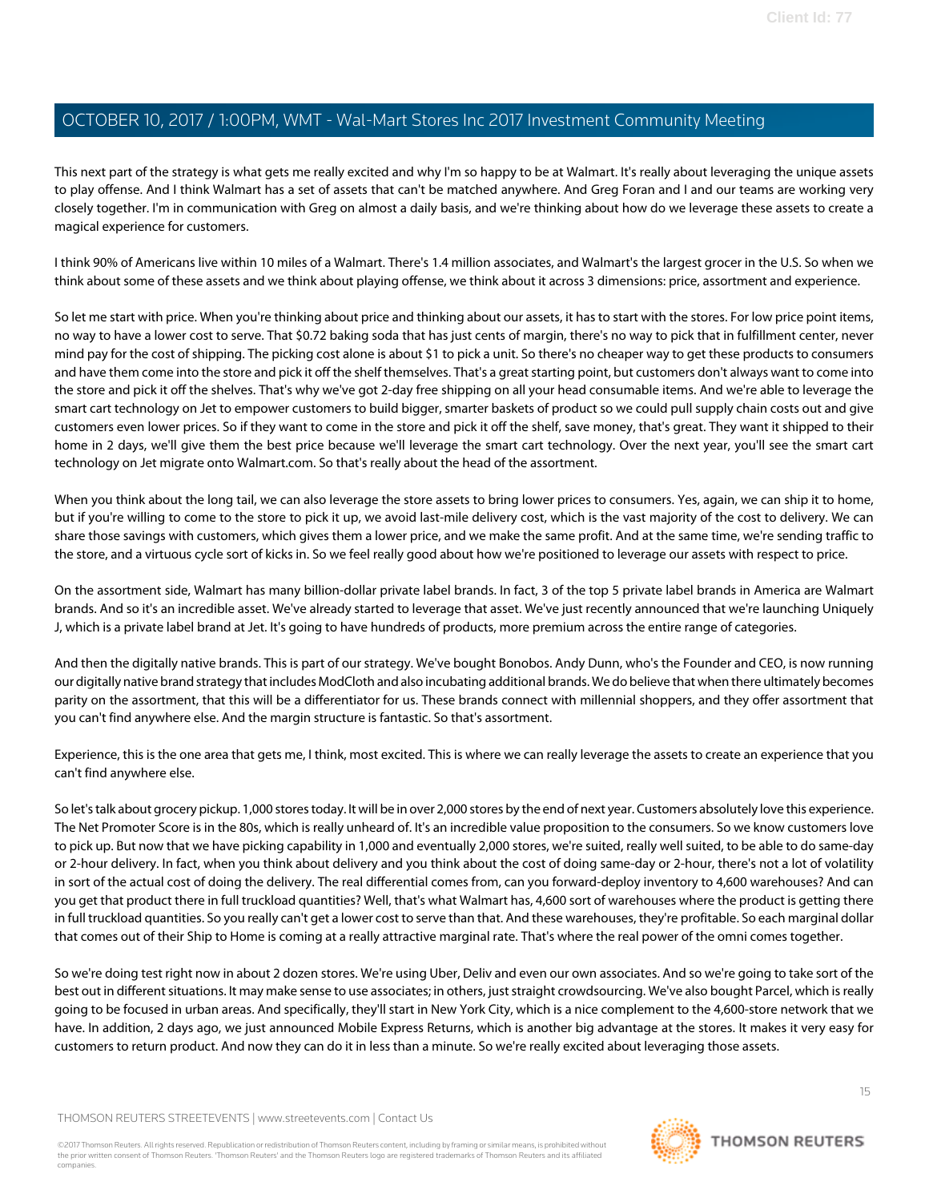This next part of the strategy is what gets me really excited and why I'm so happy to be at Walmart. It's really about leveraging the unique assets to play offense. And I think Walmart has a set of assets that can't be matched anywhere. And Greg Foran and I and our teams are working very closely together. I'm in communication with Greg on almost a daily basis, and we're thinking about how do we leverage these assets to create a magical experience for customers.

I think 90% of Americans live within 10 miles of a Walmart. There's 1.4 million associates, and Walmart's the largest grocer in the U.S. So when we think about some of these assets and we think about playing offense, we think about it across 3 dimensions: price, assortment and experience.

So let me start with price. When you're thinking about price and thinking about our assets, it has to start with the stores. For low price point items, no way to have a lower cost to serve. That $0.72 baking soda that has just cents of margin, there's no way to pick that in fulfillment center, never mind pay for the cost of shipping. The picking cost alone is about $1 to pick a unit. So there's no cheaper way to get these products to consumers and have them come into the store and pick it off the shelf themselves. That's a great starting point, but customers don't always want to come into the store and pick it off the shelves. That's why we've got 2-day free shipping on all your head consumable items. And we're able to leverage the smart cart technology on Jet to empower customers to build bigger, smarter baskets of product so we could pull supply chain costs out and give customers even lower prices. So if they want to come in the store and pick it off the shelf, save money, that's great. They want it shipped to their home in 2 days, we'll give them the best price because we'll leverage the smart cart technology. Over the next year, you'll see the smart cart technology on Jet migrate onto Walmart.com. So that's really about the head of the assortment.

When you think about the long tail, we can also leverage the store assets to bring lower prices to consumers. Yes, again, we can ship it to home, but if you're willing to come to the store to pick it up, we avoid last-mile delivery cost, which is the vast majority of the cost to delivery. We can share those savings with customers, which gives them a lower price, and we make the same profit. And at the same time, we're sending traffic to the store, and a virtuous cycle sort of kicks in. So we feel really good about how we're positioned to leverage our assets with respect to price.

On the assortment side, Walmart has many billion-dollar private label brands. In fact, 3 of the top 5 private label brands in America are Walmart brands. And so it's an incredible asset. We've already started to leverage that asset. We've just recently announced that we're launching Uniquely J, which is a private label brand at Jet. It's going to have hundreds of products, more premium across the entire range of categories.

And then the digitally native brands. This is part of our strategy. We've bought Bonobos. Andy Dunn, who's the Founder and CEO, is now running our digitally native brand strategy that includes ModCloth and also incubating additional brands. We do believe that when there ultimately becomes parity on the assortment, that this will be a differentiator for us. These brands connect with millennial shoppers, and they offer assortment that you can't find anywhere else. And the margin structure is fantastic. So that's assortment.

Experience, this is the one area that gets me, I think, most excited. This is where we can really leverage the assets to create an experience that you can't find anywhere else.

So let's talk about grocery pickup. 1,000 stores today. It will be in over 2,000 stores by the end of next year. Customers absolutely love this experience. The Net Promoter Score is in the 80s, which is really unheard of. It's an incredible value proposition to the consumers. So we know customers love to pick up. But now that we have picking capability in 1,000 and eventually 2,000 stores, we're suited, really well suited, to be able to do same-day or 2-hour delivery. In fact, when you think about delivery and you think about the cost of doing same-day or 2-hour, there's not a lot of volatility in sort of the actual cost of doing the delivery. The real differential comes from, can you forward-deploy inventory to 4,600 warehouses? And can you get that product there in full truckload quantities? Well, that's what Walmart has, 4,600 sort of warehouses where the product is getting there in full truckload quantities. So you really can't get a lower cost to serve than that. And these warehouses, they're profitable. So each marginal dollar that comes out of their Ship to Home is coming at a really attractive marginal rate. That's where the real power of the omni comes together.

So we're doing test right now in about 2 dozen stores. We're using Uber, Deliv and even our own associates. And so we're going to take sort of the best out in different situations. It may make sense to use associates; in others, just straight crowdsourcing. We've also bought Parcel, which is really going to be focused in urban areas. And specifically, they'll start in New York City, which is a nice complement to the 4,600-store network that we have. In addition, 2 days ago, we just announced Mobile Express Returns, which is another big advantage at the stores. It makes it very easy for customers to return product. And now they can do it in less than a minute. So we're really excited about leveraging those assets.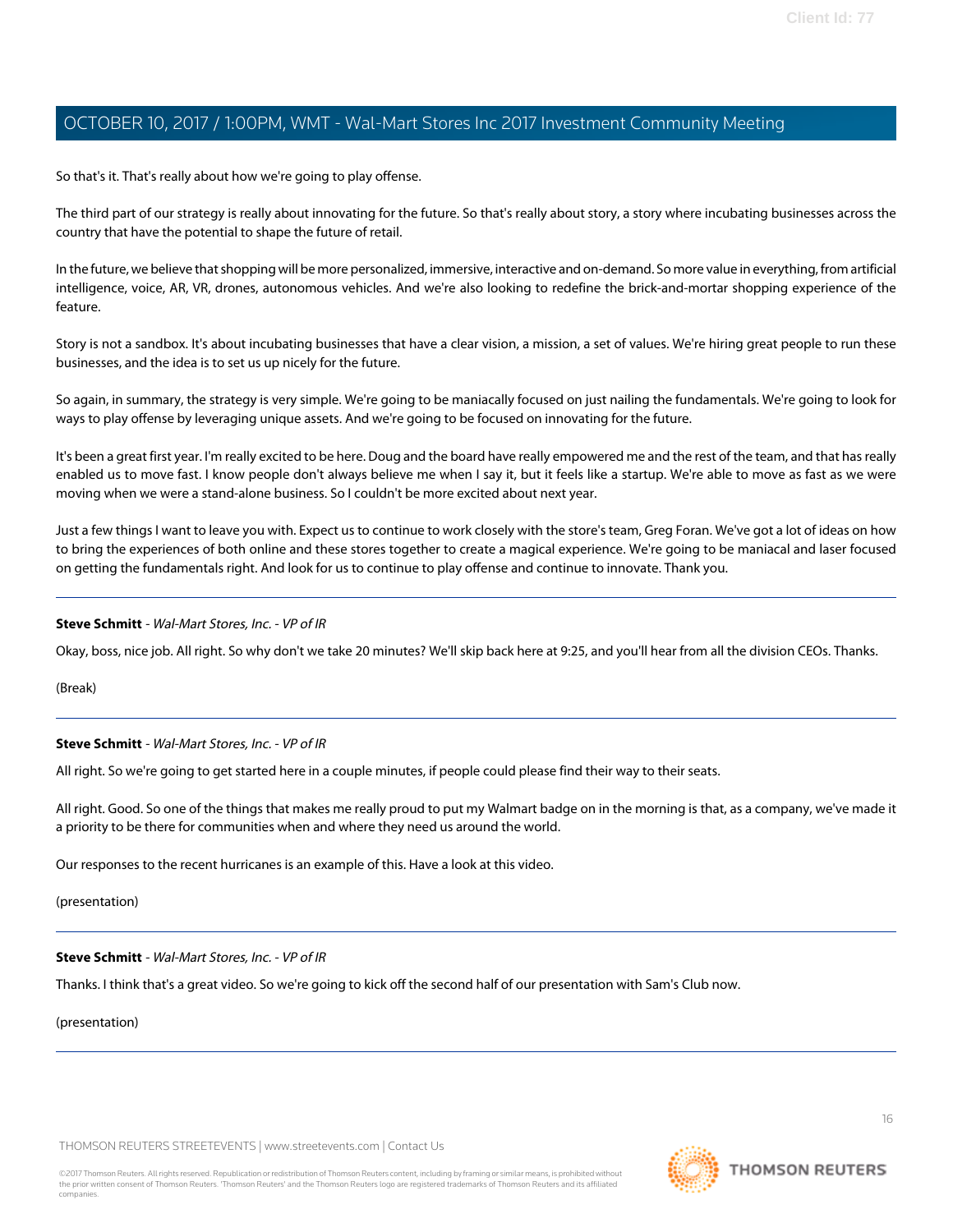So that's it. That's really about how we're going to play offense.

The third part of our strategy is really about innovating for the future. So that's really about story, a story where incubating businesses across the country that have the potential to shape the future of retail.

In the future, we believe that shopping will be more personalized, immersive, interactive and on-demand. So more value in everything, from artificial intelligence, voice, AR, VR, drones, autonomous vehicles. And we're also looking to redefine the brick-and-mortar shopping experience of the feature.

Story is not a sandbox. It's about incubating businesses that have a clear vision, a mission, a set of values. We're hiring great people to run these businesses, and the idea is to set us up nicely for the future.

So again, in summary, the strategy is very simple. We're going to be maniacally focused on just nailing the fundamentals. We're going to look for ways to play offense by leveraging unique assets. And we're going to be focused on innovating for the future.

It's been a great first year. I'm really excited to be here. Doug and the board have really empowered me and the rest of the team, and that has really enabled us to move fast. I know people don't always believe me when I say it, but it feels like a startup. We're able to move as fast as we were moving when we were a stand-alone business. So I couldn't be more excited about next year.

Just a few things I want to leave you with. Expect us to continue to work closely with the store's team, Greg Foran. We've got a lot of ideas on how to bring the experiences of both online and these stores together to create a magical experience. We're going to be maniacal and laser focused on getting the fundamentals right. And look for us to continue to play offense and continue to innovate. Thank you.

---

**Steve Schmitt** - *Wal-Mart Stores, Inc. - VP of IR*

Okay, boss, nice job. All right. So why don't we take 20 minutes? We'll skip back here at 9:25, and you'll hear from all the division CEOs. Thanks.

(Break)

---

**Steve Schmitt** - *Wal-Mart Stores, Inc. - VP of IR*

All right. So we're going to get started here in a couple minutes, if people could please find their way to their seats.

All right. Good. So one of the things that makes me really proud to put my Walmart badge on in the morning is that, as a company, we've made it a priority to be there for communities when and where they need us around the world.

Our responses to the recent hurricanes is an example of this. Have a look at this video.

(presentation)

---

**Steve Schmitt** - *Wal-Mart Stores, Inc. - VP of IR*

Thanks. I think that's a great video. So we're going to kick off the second half of our presentation with Sam's Club now.

(presentation)

---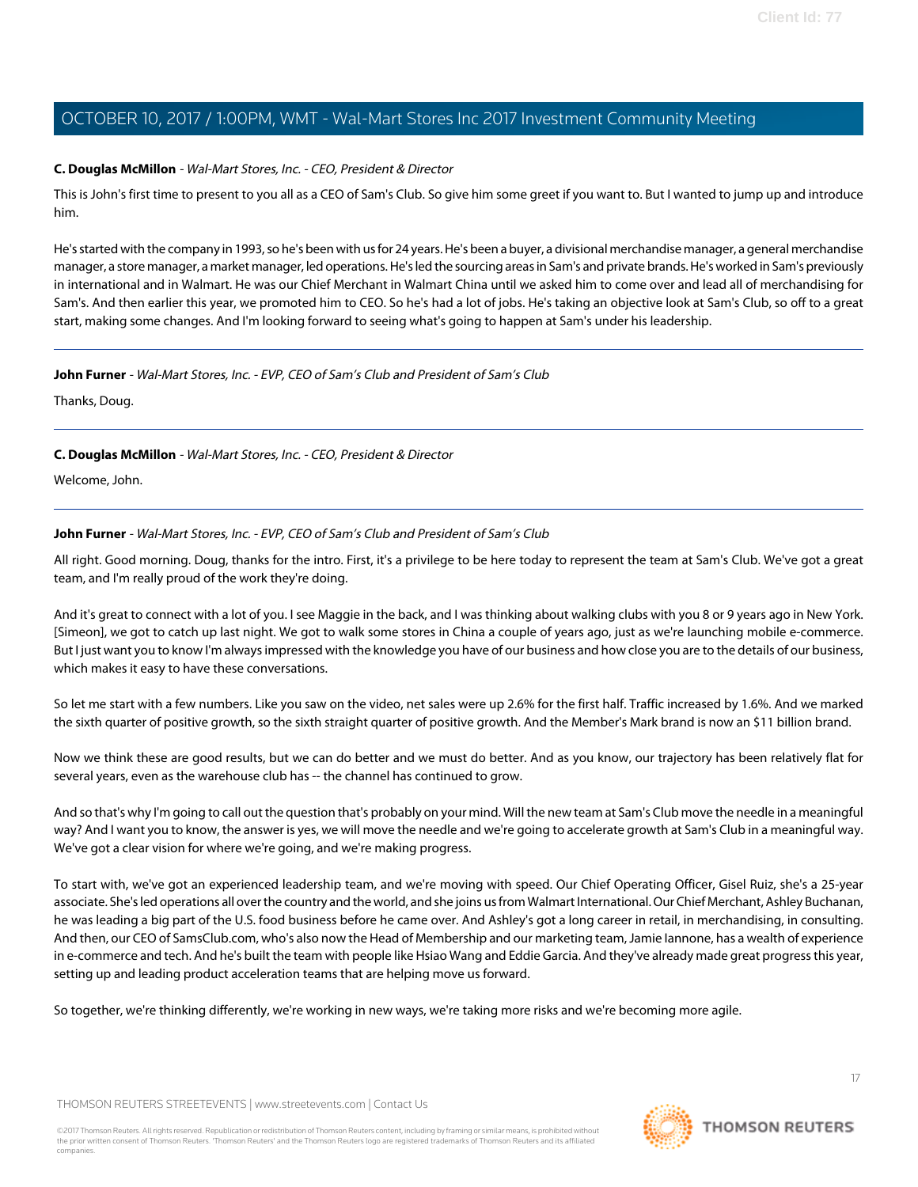**C. Douglas McMillon** - *Wal-Mart Stores, Inc. - CEO, President & Director*

This is John's first time to present to you all as a CEO of Sam's Club. So give him some greet if you want to. But I wanted to jump up and introduce him.

He's started with the company in 1993, so he's been with us for 24 years. He's been a buyer, a divisional merchandise manager, a general merchandise manager, a store manager, a market manager, led operations. He's led the sourcing areas in Sam's and private brands. He's worked in Sam's previously in international and in Walmart. He was our Chief Merchant in Walmart China until we asked him to come over and lead all of merchandising for Sam's. And then earlier this year, we promoted him to CEO. So he's had a lot of jobs. He's taking an objective look at Sam's Club, so off to a great start, making some changes. And I'm looking forward to seeing what's going to happen at Sam's under his leadership.

---

**John Furner** - *Wal-Mart Stores, Inc. - EVP, CEO of Sam's Club and President of Sam's Club*

Thanks, Doug.

---

**C. Douglas McMillon** - *Wal-Mart Stores, Inc. - CEO, President & Director*

Welcome, John.

---

**John Furner** - *Wal-Mart Stores, Inc. - EVP, CEO of Sam's Club and President of Sam's Club*

All right. Good morning. Doug, thanks for the intro. First, it's a privilege to be here today to represent the team at Sam's Club. We've got a great team, and I'm really proud of the work they're doing.

And it's great to connect with a lot of you. I see Maggie in the back, and I was thinking about walking clubs with you 8 or 9 years ago in New York. [Simeon], we got to catch up last night. We got to walk some stores in China a couple of years ago, just as we're launching mobile e-commerce. But I just want you to know I'm always impressed with the knowledge you have of our business and how close you are to the details of our business, which makes it easy to have these conversations.

So let me start with a few numbers. Like you saw on the video, net sales were up 2.6% for the first half. Traffic increased by 1.6%. And we marked the sixth quarter of positive growth, so the sixth straight quarter of positive growth. And the Member's Mark brand is now an $11 billion brand.

Now we think these are good results, but we can do better and we must do better. And as you know, our trajectory has been relatively flat for several years, even as the warehouse club has -- the channel has continued to grow.

And so that's why I'm going to call out the question that's probably on your mind. Will the new team at Sam's Club move the needle in a meaningful way? And I want you to know, the answer is yes, we will move the needle and we're going to accelerate growth at Sam's Club in a meaningful way. We've got a clear vision for where we're going, and we're making progress.

To start with, we've got an experienced leadership team, and we're moving with speed. Our Chief Operating Officer, Gisel Ruiz, she's a 25-year associate. She's led operations all over the country and the world, and she joins us from Walmart International. Our Chief Merchant, Ashley Buchanan, he was leading a big part of the U.S. food business before he came over. And Ashley's got a long career in retail, in merchandising, in consulting. And then, our CEO of SamsClub.com, who's also now the Head of Membership and our marketing team, Jamie Iannone, has a wealth of experience in e-commerce and tech. And he's built the team with people like Hsiao Wang and Eddie Garcia. And they've already made great progress this year, setting up and leading product acceleration teams that are helping move us forward.

So together, we're thinking differently, we're working in new ways, we're taking more risks and we're becoming more agile.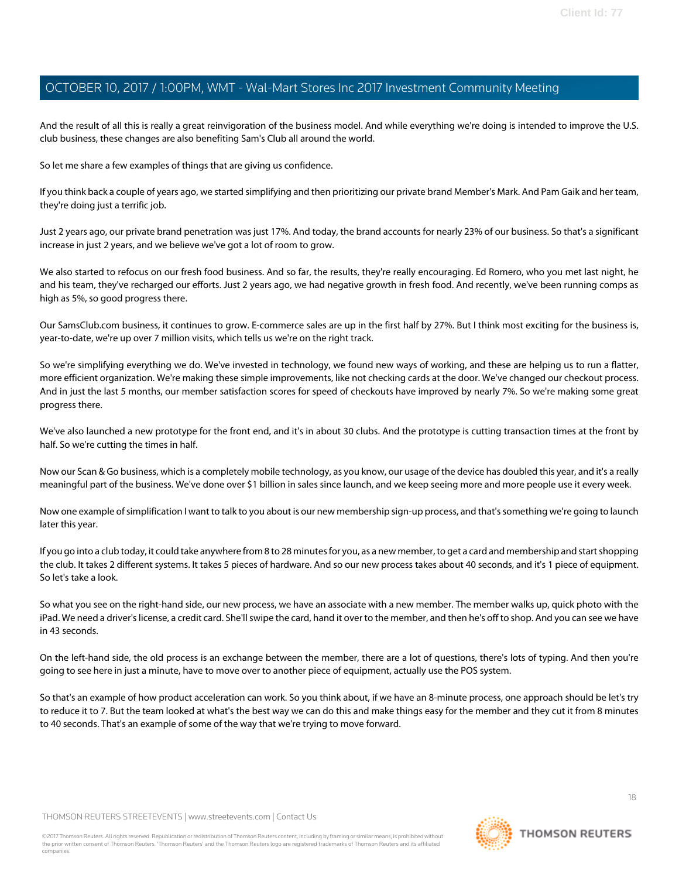And the result of all this is really a great reinvigoration of the business model. And while everything we're doing is intended to improve the U.S. club business, these changes are also benefiting Sam's Club all around the world.

So let me share a few examples of things that are giving us confidence.

If you think back a couple of years ago, we started simplifying and then prioritizing our private brand Member's Mark. And Pam Gaik and her team, they're doing just a terrific job.

Just 2 years ago, our private brand penetration was just 17%. And today, the brand accounts for nearly 23% of our business. So that's a significant increase in just 2 years, and we believe we've got a lot of room to grow.

We also started to refocus on our fresh food business. And so far, the results, they're really encouraging. Ed Romero, who you met last night, he and his team, they've recharged our efforts. Just 2 years ago, we had negative growth in fresh food. And recently, we've been running comps as high as 5%, so good progress there.

Our SamsClub.com business, it continues to grow. E-commerce sales are up in the first half by 27%. But I think most exciting for the business is, year-to-date, we're up over 7 million visits, which tells us we're on the right track.

So we're simplifying everything we do. We've invested in technology, we found new ways of working, and these are helping us to run a flatter, more efficient organization. We're making these simple improvements, like not checking cards at the door. We've changed our checkout process. And in just the last 5 months, our member satisfaction scores for speed of checkouts have improved by nearly 7%. So we're making some great progress there.

We've also launched a new prototype for the front end, and it's in about 30 clubs. And the prototype is cutting transaction times at the front by half. So we're cutting the times in half.

Now our Scan & Go business, which is a completely mobile technology, as you know, our usage of the device has doubled this year, and it's a really meaningful part of the business. We've done over $1 billion in sales since launch, and we keep seeing more and more people use it every week.

Now one example of simplification I want to talk to you about is our new membership sign-up process, and that's something we're going to launch later this year.

If you go into a club today, it could take anywhere from 8 to 28 minutes for you, as a new member, to get a card and membership and start shopping the club. It takes 2 different systems. It takes 5 pieces of hardware. And so our new process takes about 40 seconds, and it's 1 piece of equipment. So let's take a look.

So what you see on the right-hand side, our new process, we have an associate with a new member. The member walks up, quick photo with the iPad. We need a driver's license, a credit card. She'll swipe the card, hand it over to the member, and then he's off to shop. And you can see we have in 43 seconds.

On the left-hand side, the old process is an exchange between the member, there are a lot of questions, there's lots of typing. And then you're going to see here in just a minute, have to move over to another piece of equipment, actually use the POS system.

So that's an example of how product acceleration can work. So you think about, if we have an 8-minute process, one approach should be let's try to reduce it to 7. But the team looked at what's the best way we can do this and make things easy for the member and they cut it from 8 minutes to 40 seconds. That's an example of some of the way that we're trying to move forward.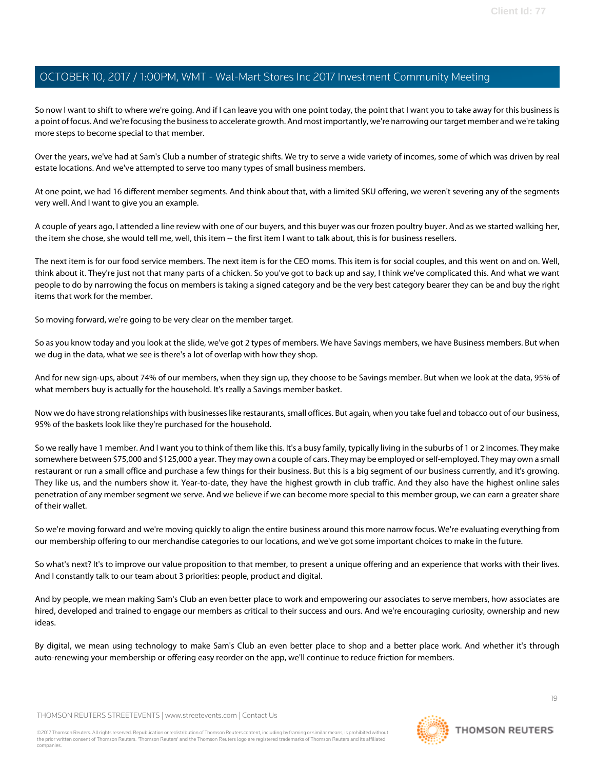So now I want to shift to where we're going. And if I can leave you with one point today, the point that I want you to take away for this business is a point of focus. And we're focusing the business to accelerate growth. And most importantly, we're narrowing our target member and we're taking more steps to become special to that member.

Over the years, we've had at Sam's Club a number of strategic shifts. We try to serve a wide variety of incomes, some of which was driven by real estate locations. And we've attempted to serve too many types of small business members.

At one point, we had 16 different member segments. And think about that, with a limited SKU offering, we weren't severing any of the segments very well. And I want to give you an example.

A couple of years ago, I attended a line review with one of our buyers, and this buyer was our frozen poultry buyer. And as we started walking her, the item she chose, she would tell me, well, this item -- the first item I want to talk about, this is for business resellers.

The next item is for our food service members. The next item is for the CEO moms. This item is for social couples, and this went on and on. Well, think about it. They're just not that many parts of a chicken. So you've got to back up and say, I think we've complicated this. And what we want people to do by narrowing the focus on members is taking a signed category and be the very best category bearer they can be and buy the right items that work for the member.

So moving forward, we're going to be very clear on the member target.

So as you know today and you look at the slide, we've got 2 types of members. We have Savings members, we have Business members. But when we dug in the data, what we see is there's a lot of overlap with how they shop.

And for new sign-ups, about 74% of our members, when they sign up, they choose to be Savings member. But when we look at the data, 95% of what members buy is actually for the household. It's really a Savings member basket.

Now we do have strong relationships with businesses like restaurants, small offices. But again, when you take fuel and tobacco out of our business, 95% of the baskets look like they're purchased for the household.

So we really have 1 member. And I want you to think of them like this. It's a busy family, typically living in the suburbs of 1 or 2 incomes. They make somewhere between $75,000 and $125,000 a year. They may own a couple of cars. They may be employed or self-employed. They may own a small restaurant or run a small office and purchase a few things for their business. But this is a big segment of our business currently, and it's growing. They like us, and the numbers show it. Year-to-date, they have the highest growth in club traffic. And they also have the highest online sales penetration of any member segment we serve. And we believe if we can become more special to this member group, we can earn a greater share of their wallet.

So we're moving forward and we're moving quickly to align the entire business around this more narrow focus. We're evaluating everything from our membership offering to our merchandise categories to our locations, and we've got some important choices to make in the future.

So what's next? It's to improve our value proposition to that member, to present a unique offering and an experience that works with their lives. And I constantly talk to our team about 3 priorities: people, product and digital.

And by people, we mean making Sam's Club an even better place to work and empowering our associates to serve members, how associates are hired, developed and trained to engage our members as critical to their success and ours. And we're encouraging curiosity, ownership and new ideas.

By digital, we mean using technology to make Sam's Club an even better place to shop and a better place work. And whether it's through auto-renewing your membership or offering easy reorder on the app, we'll continue to reduce friction for members.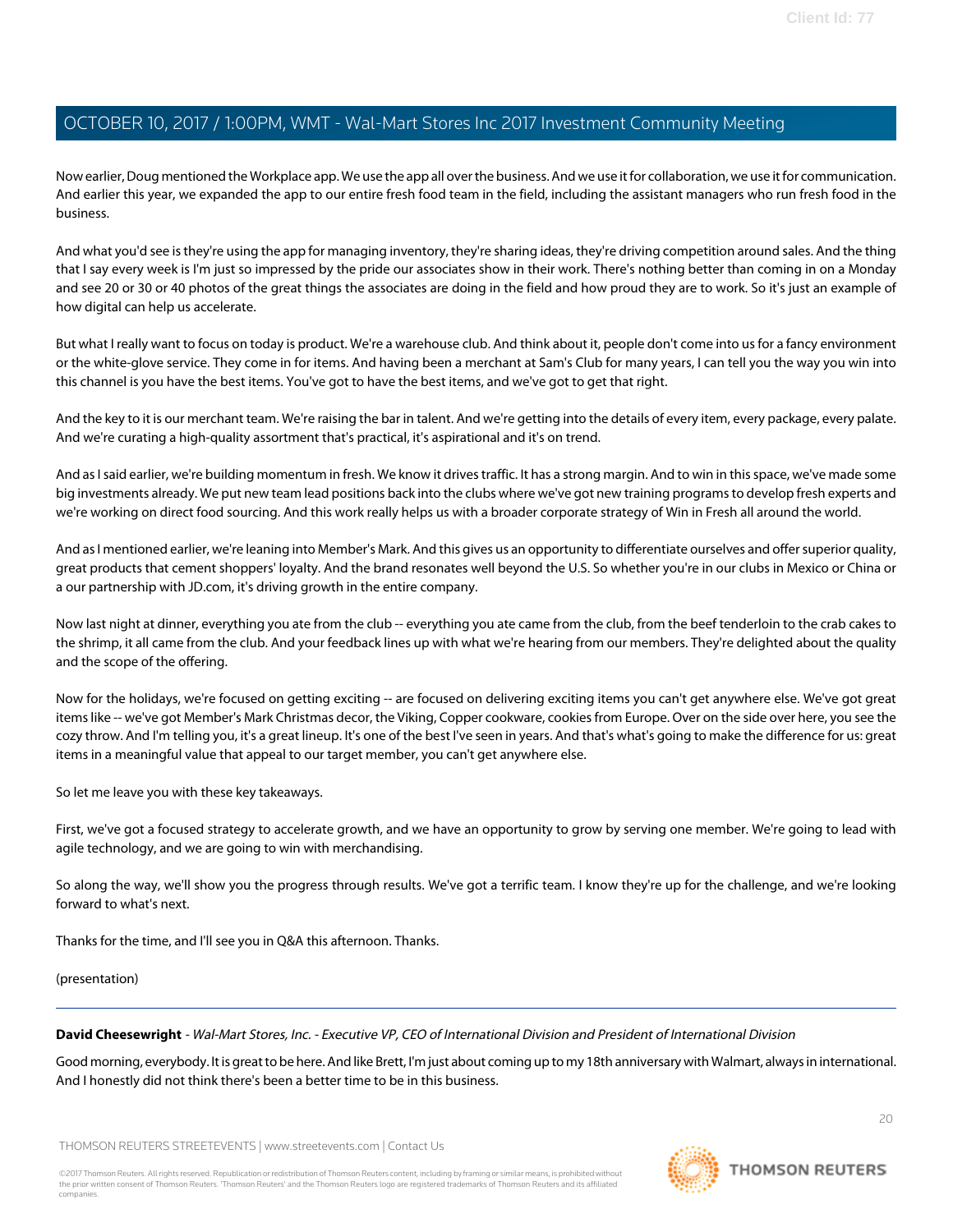Now earlier, Doug mentioned the Workplace app. We use the app all over the business. And we use it for collaboration, we use it for communication. And earlier this year, we expanded the app to our entire fresh food team in the field, including the assistant managers who run fresh food in the business.

And what you'd see is they're using the app for managing inventory, they're sharing ideas, they're driving competition around sales. And the thing that I say every week is I'm just so impressed by the pride our associates show in their work. There's nothing better than coming in on a Monday and see 20 or 30 or 40 photos of the great things the associates are doing in the field and how proud they are to work. So it's just an example of how digital can help us accelerate.

But what I really want to focus on today is product. We're a warehouse club. And think about it, people don't come into us for a fancy environment or the white-glove service. They come in for items. And having been a merchant at Sam's Club for many years, I can tell you the way you win into this channel is you have the best items. You've got to have the best items, and we've got to get that right.

And the key to it is our merchant team. We're raising the bar in talent. And we're getting into the details of every item, every package, every palate. And we're curating a high-quality assortment that's practical, it's aspirational and it's on trend.

And as I said earlier, we're building momentum in fresh. We know it drives traffic. It has a strong margin. And to win in this space, we've made some big investments already. We put new team lead positions back into the clubs where we've got new training programs to develop fresh experts and we're working on direct food sourcing. And this work really helps us with a broader corporate strategy of Win in Fresh all around the world.

And as I mentioned earlier, we're leaning into Member's Mark. And this gives us an opportunity to differentiate ourselves and offer superior quality, great products that cement shoppers' loyalty. And the brand resonates well beyond the U.S. So whether you're in our clubs in Mexico or China or a our partnership with JD.com, it's driving growth in the entire company.

Now last night at dinner, everything you ate from the club -- everything you ate came from the club, from the beef tenderloin to the crab cakes to the shrimp, it all came from the club. And your feedback lines up with what we're hearing from our members. They're delighted about the quality and the scope of the offering.

Now for the holidays, we're focused on getting exciting -- are focused on delivering exciting items you can't get anywhere else. We've got great items like -- we've got Member's Mark Christmas decor, the Viking, Copper cookware, cookies from Europe. Over on the side over here, you see the cozy throw. And I'm telling you, it's a great lineup. It's one of the best I've seen in years. And that's what's going to make the difference for us: great items in a meaningful value that appeal to our target member, you can't get anywhere else.

So let me leave you with these key takeaways.

First, we've got a focused strategy to accelerate growth, and we have an opportunity to grow by serving one member. We're going to lead with agile technology, and we are going to win with merchandising.

So along the way, we'll show you the progress through results. We've got a terrific team. I know they're up for the challenge, and we're looking forward to what's next.

Thanks for the time, and I'll see you in Q&A this afternoon. Thanks.

(presentation)

---

**David Cheesewright** - *Wal-Mart Stores, Inc. - Executive VP, CEO of International Division and President of International Division*

Good morning, everybody. It is great to be here. And like Brett, I'm just about coming up to my 18th anniversary with Walmart, always in international. And I honestly did not think there's been a better time to be in this business.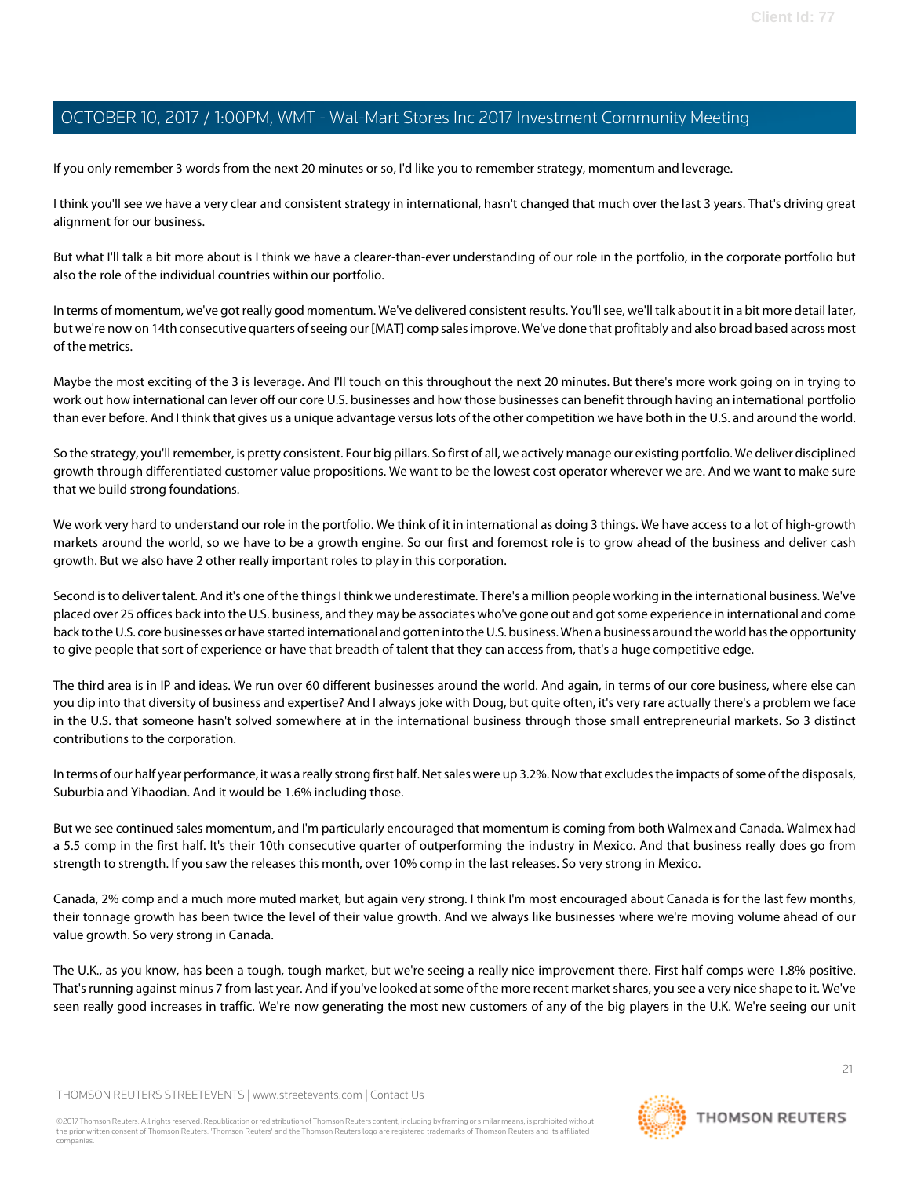If you only remember 3 words from the next 20 minutes or so, I'd like you to remember strategy, momentum and leverage.

I think you'll see we have a very clear and consistent strategy in international, hasn't changed that much over the last 3 years. That's driving great alignment for our business.

But what I'll talk a bit more about is I think we have a clearer-than-ever understanding of our role in the portfolio, in the corporate portfolio but also the role of the individual countries within our portfolio.

In terms of momentum, we've got really good momentum. We've delivered consistent results. You'll see, we'll talk about it in a bit more detail later, but we're now on 14th consecutive quarters of seeing our [MAT] comp sales improve. We've done that profitably and also broad based across most of the metrics.

Maybe the most exciting of the 3 is leverage. And I'll touch on this throughout the next 20 minutes. But there's more work going on in trying to work out how international can lever off our core U.S. businesses and how those businesses can benefit through having an international portfolio than ever before. And I think that gives us a unique advantage versus lots of the other competition we have both in the U.S. and around the world.

So the strategy, you'll remember, is pretty consistent. Four big pillars. So first of all, we actively manage our existing portfolio. We deliver disciplined growth through differentiated customer value propositions. We want to be the lowest cost operator wherever we are. And we want to make sure that we build strong foundations.

We work very hard to understand our role in the portfolio. We think of it in international as doing 3 things. We have access to a lot of high-growth markets around the world, so we have to be a growth engine. So our first and foremost role is to grow ahead of the business and deliver cash growth. But we also have 2 other really important roles to play in this corporation.

Second is to deliver talent. And it's one of the things I think we underestimate. There's a million people working in the international business. We've placed over 25 offices back into the U.S. business, and they may be associates who've gone out and got some experience in international and come back to the U.S. core businesses or have started international and gotten into the U.S. business. When a business around the world has the opportunity to give people that sort of experience or have that breadth of talent that they can access from, that's a huge competitive edge.

The third area is in IP and ideas. We run over 60 different businesses around the world. And again, in terms of our core business, where else can you dip into that diversity of business and expertise? And I always joke with Doug, but quite often, it's very rare actually there's a problem we face in the U.S. that someone hasn't solved somewhere at in the international business through those small entrepreneurial markets. So 3 distinct contributions to the corporation.

In terms of our half year performance, it was a really strong first half. Net sales were up 3.2%. Now that excludes the impacts of some of the disposals, Suburbia and Yihaodian. And it would be 1.6% including those.

But we see continued sales momentum, and I'm particularly encouraged that momentum is coming from both Walmex and Canada. Walmex had a 5.5 comp in the first half. It's their 10th consecutive quarter of outperforming the industry in Mexico. And that business really does go from strength to strength. If you saw the releases this month, over 10% comp in the last releases. So very strong in Mexico.

Canada, 2% comp and a much more muted market, but again very strong. I think I'm most encouraged about Canada is for the last few months, their tonnage growth has been twice the level of their value growth. And we always like businesses where we're moving volume ahead of our value growth. So very strong in Canada.

The U.K., as you know, has been a tough, tough market, but we're seeing a really nice improvement there. First half comps were 1.8% positive. That's running against minus 7 from last year. And if you've looked at some of the more recent market shares, you see a very nice shape to it. We've seen really good increases in traffic. We're now generating the most new customers of any of the big players in the U.K. We're seeing our unit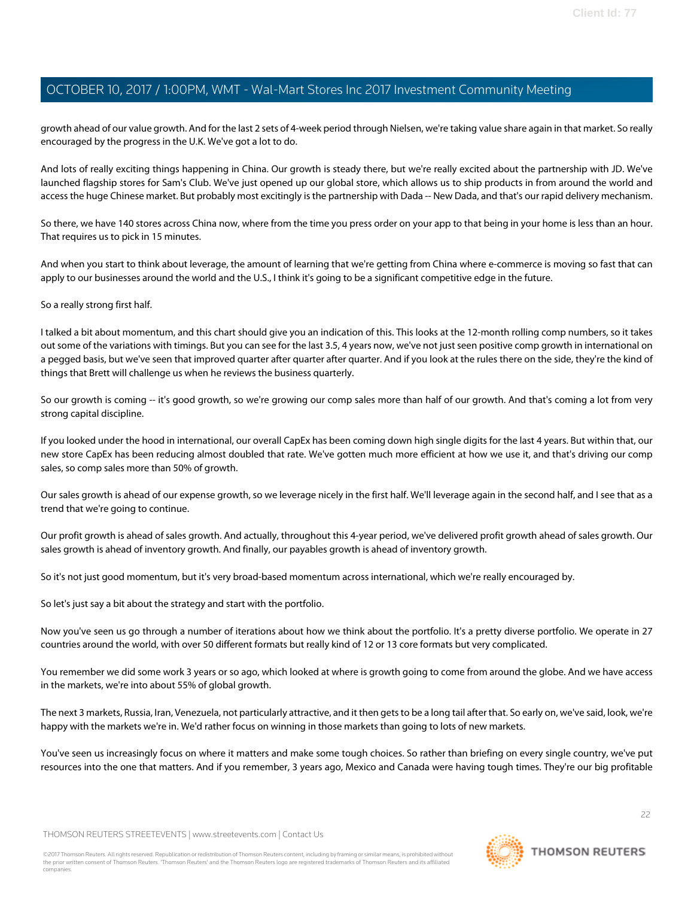growth ahead of our value growth. And for the last 2 sets of 4-week period through Nielsen, we're taking value share again in that market. So really encouraged by the progress in the U.K. We've got a lot to do.

And lots of really exciting things happening in China. Our growth is steady there, but we're really excited about the partnership with JD. We've launched flagship stores for Sam's Club. We've just opened up our global store, which allows us to ship products in from around the world and access the huge Chinese market. But probably most excitingly is the partnership with Dada -- New Dada, and that's our rapid delivery mechanism.

So there, we have 140 stores across China now, where from the time you press order on your app to that being in your home is less than an hour. That requires us to pick in 15 minutes.

And when you start to think about leverage, the amount of learning that we're getting from China where e-commerce is moving so fast that can apply to our businesses around the world and the U.S., I think it's going to be a significant competitive edge in the future.

So a really strong first half.

I talked a bit about momentum, and this chart should give you an indication of this. This looks at the 12-month rolling comp numbers, so it takes out some of the variations with timings. But you can see for the last 3.5, 4 years now, we've not just seen positive comp growth in international on a pegged basis, but we've seen that improved quarter after quarter after quarter. And if you look at the rules there on the side, they're the kind of things that Brett will challenge us when he reviews the business quarterly.

So our growth is coming -- it's good growth, so we're growing our comp sales more than half of our growth. And that's coming a lot from very strong capital discipline.

If you looked under the hood in international, our overall CapEx has been coming down high single digits for the last 4 years. But within that, our new store CapEx has been reducing almost doubled that rate. We've gotten much more efficient at how we use it, and that's driving our comp sales, so comp sales more than 50% of growth.

Our sales growth is ahead of our expense growth, so we leverage nicely in the first half. We'll leverage again in the second half, and I see that as a trend that we're going to continue.

Our profit growth is ahead of sales growth. And actually, throughout this 4-year period, we've delivered profit growth ahead of sales growth. Our sales growth is ahead of inventory growth. And finally, our payables growth is ahead of inventory growth.

So it's not just good momentum, but it's very broad-based momentum across international, which we're really encouraged by.

So let's just say a bit about the strategy and start with the portfolio.

Now you've seen us go through a number of iterations about how we think about the portfolio. It's a pretty diverse portfolio. We operate in 27 countries around the world, with over 50 different formats but really kind of 12 or 13 core formats but very complicated.

You remember we did some work 3 years or so ago, which looked at where is growth going to come from around the globe. And we have access in the markets, we're into about 55% of global growth.

The next 3 markets, Russia, Iran, Venezuela, not particularly attractive, and it then gets to be a long tail after that. So early on, we've said, look, we're happy with the markets we're in. We'd rather focus on winning in those markets than going to lots of new markets.

You've seen us increasingly focus on where it matters and make some tough choices. So rather than briefing on every single country, we've put resources into the one that matters. And if you remember, 3 years ago, Mexico and Canada were having tough times. They're our big profitable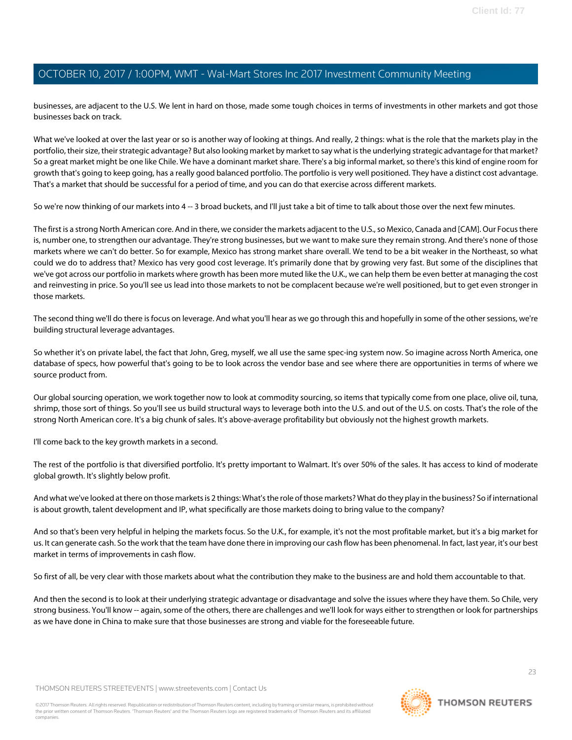businesses, are adjacent to the U.S. We lent in hard on those, made some tough choices in terms of investments in other markets and got those businesses back on track.

What we've looked at over the last year or so is another way of looking at things. And really, 2 things: what is the role that the markets play in the portfolio, their size, their strategic advantage? But also looking market by market to say what is the underlying strategic advantage for that market? So a great market might be one like Chile. We have a dominant market share. There's a big informal market, so there's this kind of engine room for growth that's going to keep going, has a really good balanced portfolio. The portfolio is very well positioned. They have a distinct cost advantage. That's a market that should be successful for a period of time, and you can do that exercise across different markets.

So we're now thinking of our markets into 4 -- 3 broad buckets, and I'll just take a bit of time to talk about those over the next few minutes.

The first is a strong North American core. And in there, we consider the markets adjacent to the U.S., so Mexico, Canada and [CAM]. Our Focus there is, number one, to strengthen our advantage. They're strong businesses, but we want to make sure they remain strong. And there's none of those markets where we can't do better. So for example, Mexico has strong market share overall. We tend to be a bit weaker in the Northeast, so what could we do to address that? Mexico has very good cost leverage. It's primarily done that by growing very fast. But some of the disciplines that we've got across our portfolio in markets where growth has been more muted like the U.K., we can help them be even better at managing the cost and reinvesting in price. So you'll see us lead into those markets to not be complacent because we're well positioned, but to get even stronger in those markets.

The second thing we'll do there is focus on leverage. And what you'll hear as we go through this and hopefully in some of the other sessions, we're building structural leverage advantages.

So whether it's on private label, the fact that John, Greg, myself, we all use the same spec-ing system now. So imagine across North America, one database of specs, how powerful that's going to be to look across the vendor base and see where there are opportunities in terms of where we source product from.

Our global sourcing operation, we work together now to look at commodity sourcing, so items that typically come from one place, olive oil, tuna, shrimp, those sort of things. So you'll see us build structural ways to leverage both into the U.S. and out of the U.S. on costs. That's the role of the strong North American core. It's a big chunk of sales. It's above-average profitability but obviously not the highest growth markets.

I'll come back to the key growth markets in a second.

The rest of the portfolio is that diversified portfolio. It's pretty important to Walmart. It's over 50% of the sales. It has access to kind of moderate global growth. It's slightly below profit.

And what we've looked at there on those markets is 2 things: What's the role of those markets? What do they play in the business? So if international is about growth, talent development and IP, what specifically are those markets doing to bring value to the company?

And so that's been very helpful in helping the markets focus. So the U.K., for example, it's not the most profitable market, but it's a big market for us. It can generate cash. So the work that the team have done there in improving our cash flow has been phenomenal. In fact, last year, it's our best market in terms of improvements in cash flow.

So first of all, be very clear with those markets about what the contribution they make to the business are and hold them accountable to that.

And then the second is to look at their underlying strategic advantage or disadvantage and solve the issues where they have them. So Chile, very strong business. You'll know -- again, some of the others, there are challenges and we'll look for ways either to strengthen or look for partnerships as we have done in China to make sure that those businesses are strong and viable for the foreseeable future.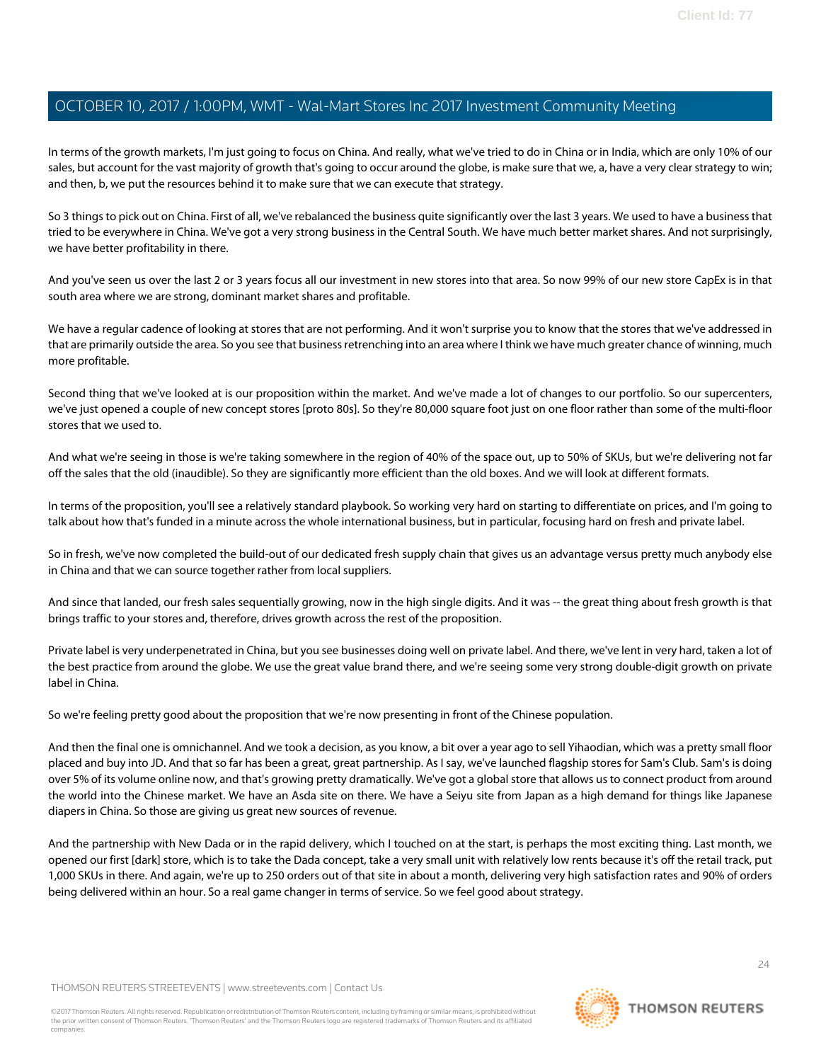In terms of the growth markets, I'm just going to focus on China. And really, what we've tried to do in China or in India, which are only 10% of our sales, but account for the vast majority of growth that's going to occur around the globe, is make sure that we, a, have a very clear strategy to win; and then, b, we put the resources behind it to make sure that we can execute that strategy.

So 3 things to pick out on China. First of all, we've rebalanced the business quite significantly over the last 3 years. We used to have a business that tried to be everywhere in China. We've got a very strong business in the Central South. We have much better market shares. And not surprisingly, we have better profitability in there.

And you've seen us over the last 2 or 3 years focus all our investment in new stores into that area. So now 99% of our new store CapEx is in that south area where we are strong, dominant market shares and profitable.

We have a regular cadence of looking at stores that are not performing. And it won't surprise you to know that the stores that we've addressed in that are primarily outside the area. So you see that business retrenching into an area where I think we have much greater chance of winning, much more profitable.

Second thing that we've looked at is our proposition within the market. And we've made a lot of changes to our portfolio. So our supercenters, we've just opened a couple of new concept stores [proto 80s]. So they're 80,000 square foot just on one floor rather than some of the multi-floor stores that we used to.

And what we're seeing in those is we're taking somewhere in the region of 40% of the space out, up to 50% of SKUs, but we're delivering not far off the sales that the old (inaudible). So they are significantly more efficient than the old boxes. And we will look at different formats.

In terms of the proposition, you'll see a relatively standard playbook. So working very hard on starting to differentiate on prices, and I'm going to talk about how that's funded in a minute across the whole international business, but in particular, focusing hard on fresh and private label.

So in fresh, we've now completed the build-out of our dedicated fresh supply chain that gives us an advantage versus pretty much anybody else in China and that we can source together rather from local suppliers.

And since that landed, our fresh sales sequentially growing, now in the high single digits. And it was -- the great thing about fresh growth is that brings traffic to your stores and, therefore, drives growth across the rest of the proposition.

Private label is very underpenetrated in China, but you see businesses doing well on private label. And there, we've lent in very hard, taken a lot of the best practice from around the globe. We use the great value brand there, and we're seeing some very strong double-digit growth on private label in China.

So we're feeling pretty good about the proposition that we're now presenting in front of the Chinese population.

And then the final one is omnichannel. And we took a decision, as you know, a bit over a year ago to sell Yihaodian, which was a pretty small floor placed and buy into JD. And that so far has been a great, great partnership. As I say, we've launched flagship stores for Sam's Club. Sam's is doing over 5% of its volume online now, and that's growing pretty dramatically. We've got a global store that allows us to connect product from around the world into the Chinese market. We have an Asda site on there. We have a Seiyu site from Japan as a high demand for things like Japanese diapers in China. So those are giving us great new sources of revenue.

And the partnership with New Dada or in the rapid delivery, which I touched on at the start, is perhaps the most exciting thing. Last month, we opened our first [dark] store, which is to take the Dada concept, take a very small unit with relatively low rents because it's off the retail track, put 1,000 SKUs in there. And again, we're up to 250 orders out of that site in about a month, delivering very high satisfaction rates and 90% of orders being delivered within an hour. So a real game changer in terms of service. So we feel good about strategy.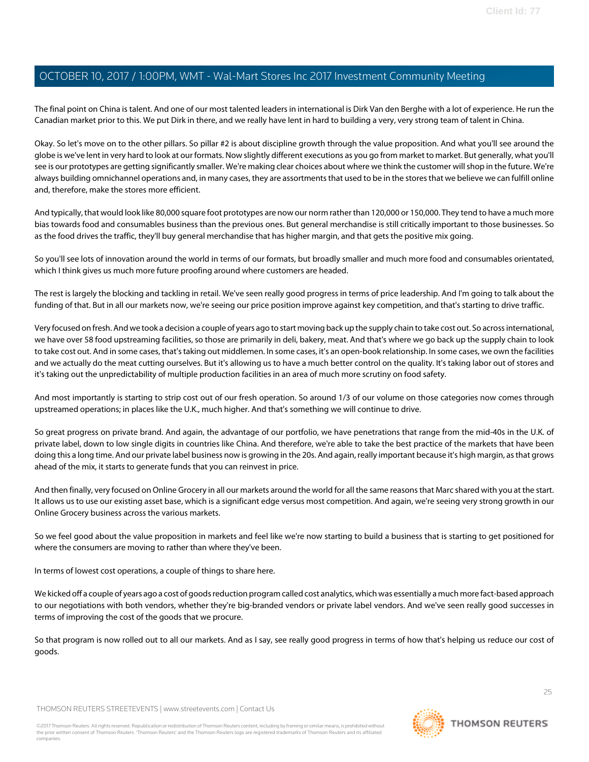The final point on China is talent. And one of our most talented leaders in international is Dirk Van den Berghe with a lot of experience. He run the Canadian market prior to this. We put Dirk in there, and we really have lent in hard to building a very, very strong team of talent in China.

Okay. So let's move on to the other pillars. So pillar #2 is about discipline growth through the value proposition. And what you'll see around the globe is we've lent in very hard to look at our formats. Now slightly different executions as you go from market to market. But generally, what you'll see is our prototypes are getting significantly smaller. We're making clear choices about where we think the customer will shop in the future. We're always building omnichannel operations and, in many cases, they are assortments that used to be in the stores that we believe we can fulfill online and, therefore, make the stores more efficient.

And typically, that would look like 80,000 square foot prototypes are now our norm rather than 120,000 or 150,000. They tend to have a much more bias towards food and consumables business than the previous ones. But general merchandise is still critically important to those businesses. So as the food drives the traffic, they'll buy general merchandise that has higher margin, and that gets the positive mix going.

So you'll see lots of innovation around the world in terms of our formats, but broadly smaller and much more food and consumables orientated, which I think gives us much more future proofing around where customers are headed.

The rest is largely the blocking and tackling in retail. We've seen really good progress in terms of price leadership. And I'm going to talk about the funding of that. But in all our markets now, we're seeing our price position improve against key competition, and that's starting to drive traffic.

Very focused on fresh. And we took a decision a couple of years ago to start moving back up the supply chain to take cost out. So across international, we have over 58 food upstreaming facilities, so those are primarily in deli, bakery, meat. And that's where we go back up the supply chain to look to take cost out. And in some cases, that's taking out middlemen. In some cases, it's an open-book relationship. In some cases, we own the facilities and we actually do the meat cutting ourselves. But it's allowing us to have a much better control on the quality. It's taking labor out of stores and it's taking out the unpredictability of multiple production facilities in an area of much more scrutiny on food safety.

And most importantly is starting to strip cost out of our fresh operation. So around 1/3 of our volume on those categories now comes through upstreamed operations; in places like the U.K., much higher. And that's something we will continue to drive.

So great progress on private brand. And again, the advantage of our portfolio, we have penetrations that range from the mid-40s in the U.K. of private label, down to low single digits in countries like China. And therefore, we're able to take the best practice of the markets that have been doing this a long time. And our private label business now is growing in the 20s. And again, really important because it's high margin, as that grows ahead of the mix, it starts to generate funds that you can reinvest in price.

And then finally, very focused on Online Grocery in all our markets around the world for all the same reasons that Marc shared with you at the start. It allows us to use our existing asset base, which is a significant edge versus most competition. And again, we're seeing very strong growth in our Online Grocery business across the various markets.

So we feel good about the value proposition in markets and feel like we're now starting to build a business that is starting to get positioned for where the consumers are moving to rather than where they've been.

In terms of lowest cost operations, a couple of things to share here.

We kicked off a couple of years ago a cost of goods reduction program called cost analytics, which was essentially a much more fact-based approach to our negotiations with both vendors, whether they're big-branded vendors or private label vendors. And we've seen really good successes in terms of improving the cost of the goods that we procure.

So that program is now rolled out to all our markets. And as I say, see really good progress in terms of how that's helping us reduce our cost of goods.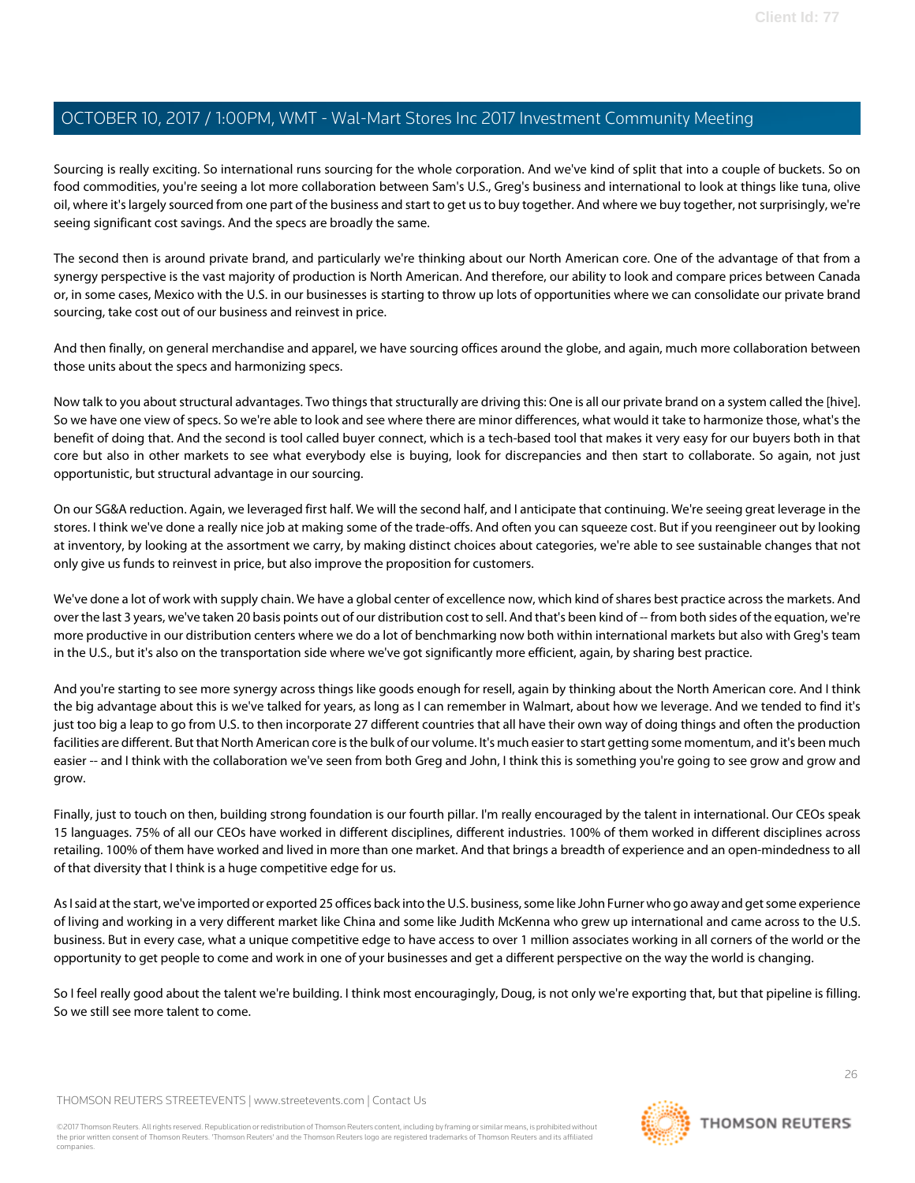Sourcing is really exciting. So international runs sourcing for the whole corporation. And we've kind of split that into a couple of buckets. So on food commodities, you're seeing a lot more collaboration between Sam's U.S., Greg's business and international to look at things like tuna, olive oil, where it's largely sourced from one part of the business and start to get us to buy together. And where we buy together, not surprisingly, we're seeing significant cost savings. And the specs are broadly the same.

The second then is around private brand, and particularly we're thinking about our North American core. One of the advantage of that from a synergy perspective is the vast majority of production is North American. And therefore, our ability to look and compare prices between Canada or, in some cases, Mexico with the U.S. in our businesses is starting to throw up lots of opportunities where we can consolidate our private brand sourcing, take cost out of our business and reinvest in price.

And then finally, on general merchandise and apparel, we have sourcing offices around the globe, and again, much more collaboration between those units about the specs and harmonizing specs.

Now talk to you about structural advantages. Two things that structurally are driving this: One is all our private brand on a system called the [hive]. So we have one view of specs. So we're able to look and see where there are minor differences, what would it take to harmonize those, what's the benefit of doing that. And the second is tool called buyer connect, which is a tech-based tool that makes it very easy for our buyers both in that core but also in other markets to see what everybody else is buying, look for discrepancies and then start to collaborate. So again, not just opportunistic, but structural advantage in our sourcing.

On our SG&A reduction. Again, we leveraged first half. We will the second half, and I anticipate that continuing. We're seeing great leverage in the stores. I think we've done a really nice job at making some of the trade-offs. And often you can squeeze cost. But if you reengineer out by looking at inventory, by looking at the assortment we carry, by making distinct choices about categories, we're able to see sustainable changes that not only give us funds to reinvest in price, but also improve the proposition for customers.

We've done a lot of work with supply chain. We have a global center of excellence now, which kind of shares best practice across the markets. And over the last 3 years, we've taken 20 basis points out of our distribution cost to sell. And that's been kind of -- from both sides of the equation, we're more productive in our distribution centers where we do a lot of benchmarking now both within international markets but also with Greg's team in the U.S., but it's also on the transportation side where we've got significantly more efficient, again, by sharing best practice.

And you're starting to see more synergy across things like goods enough for resell, again by thinking about the North American core. And I think the big advantage about this is we've talked for years, as long as I can remember in Walmart, about how we leverage. And we tended to find it's just too big a leap to go from U.S. to then incorporate 27 different countries that all have their own way of doing things and often the production facilities are different. But that North American core is the bulk of our volume. It's much easier to start getting some momentum, and it's been much easier -- and I think with the collaboration we've seen from both Greg and John, I think this is something you're going to see grow and grow and grow.

Finally, just to touch on then, building strong foundation is our fourth pillar. I'm really encouraged by the talent in international. Our CEOs speak 15 languages. 75% of all our CEOs have worked in different disciplines, different industries. 100% of them worked in different disciplines across retailing. 100% of them have worked and lived in more than one market. And that brings a breadth of experience and an open-mindedness to all of that diversity that I think is a huge competitive edge for us.

As I said at the start, we've imported or exported 25 offices back into the U.S. business, some like John Furner who go away and get some experience of living and working in a very different market like China and some like Judith McKenna who grew up international and came across to the U.S. business. But in every case, what a unique competitive edge to have access to over 1 million associates working in all corners of the world or the opportunity to get people to come and work in one of your businesses and get a different perspective on the way the world is changing.

So I feel really good about the talent we're building. I think most encouragingly, Doug, is not only we're exporting that, but that pipeline is filling. So we still see more talent to come.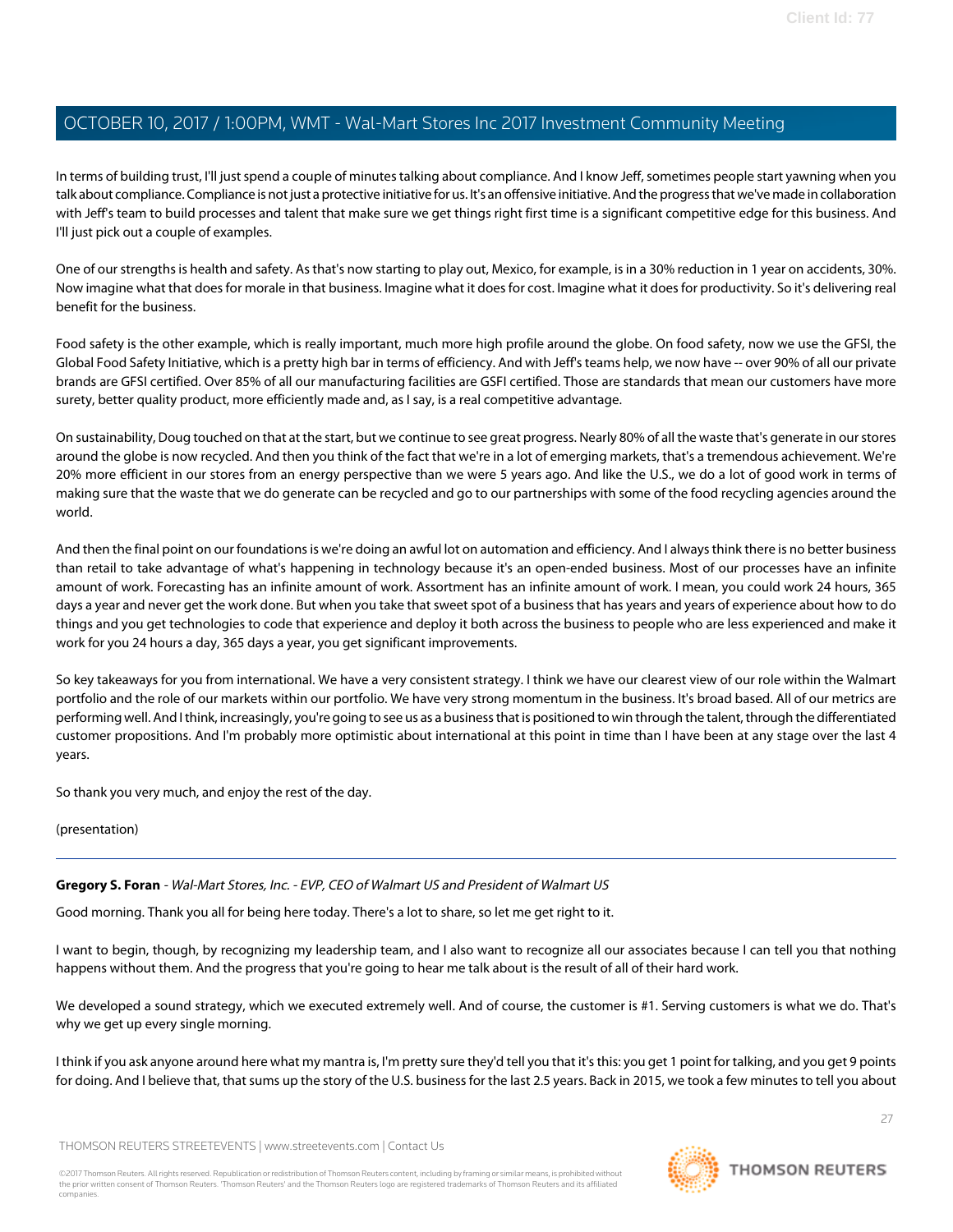In terms of building trust, I'll just spend a couple of minutes talking about compliance. And I know Jeff, sometimes people start yawning when you talk about compliance. Compliance is not just a protective initiative for us. It's an offensive initiative. And the progress that we've made in collaboration with Jeff's team to build processes and talent that make sure we get things right first time is a significant competitive edge for this business. And I'll just pick out a couple of examples.

One of our strengths is health and safety. As that's now starting to play out, Mexico, for example, is in a 30% reduction in 1 year on accidents, 30%. Now imagine what that does for morale in that business. Imagine what it does for cost. Imagine what it does for productivity. So it's delivering real benefit for the business.

Food safety is the other example, which is really important, much more high profile around the globe. On food safety, now we use the GFSI, the Global Food Safety Initiative, which is a pretty high bar in terms of efficiency. And with Jeff's teams help, we now have -- over 90% of all our private brands are GFSI certified. Over 85% of all our manufacturing facilities are GSFI certified. Those are standards that mean our customers have more surety, better quality product, more efficiently made and, as I say, is a real competitive advantage.

On sustainability, Doug touched on that at the start, but we continue to see great progress. Nearly 80% of all the waste that's generate in our stores around the globe is now recycled. And then you think of the fact that we're in a lot of emerging markets, that's a tremendous achievement. We're 20% more efficient in our stores from an energy perspective than we were 5 years ago. And like the U.S., we do a lot of good work in terms of making sure that the waste that we do generate can be recycled and go to our partnerships with some of the food recycling agencies around the world.

And then the final point on our foundations is we're doing an awful lot on automation and efficiency. And I always think there is no better business than retail to take advantage of what's happening in technology because it's an open-ended business. Most of our processes have an infinite amount of work. Forecasting has an infinite amount of work. Assortment has an infinite amount of work. I mean, you could work 24 hours, 365 days a year and never get the work done. But when you take that sweet spot of a business that has years and years of experience about how to do things and you get technologies to code that experience and deploy it both across the business to people who are less experienced and make it work for you 24 hours a day, 365 days a year, you get significant improvements.

So key takeaways for you from international. We have a very consistent strategy. I think we have our clearest view of our role within the Walmart portfolio and the role of our markets within our portfolio. We have very strong momentum in the business. It's broad based. All of our metrics are performing well. And I think, increasingly, you're going to see us as a business that is positioned to win through the talent, through the differentiated customer propositions. And I'm probably more optimistic about international at this point in time than I have been at any stage over the last 4 years.

So thank you very much, and enjoy the rest of the day.

(presentation)

---

**Gregory S. Foran** - *Wal-Mart Stores, Inc. - EVP, CEO of Walmart US and President of Walmart US*

Good morning. Thank you all for being here today. There's a lot to share, so let me get right to it.

I want to begin, though, by recognizing my leadership team, and I also want to recognize all our associates because I can tell you that nothing happens without them. And the progress that you're going to hear me talk about is the result of all of their hard work.

We developed a sound strategy, which we executed extremely well. And of course, the customer is #1. Serving customers is what we do. That's why we get up every single morning.

I think if you ask anyone around here what my mantra is, I'm pretty sure they'd tell you that it's this: you get 1 point for talking, and you get 9 points for doing. And I believe that, that sums up the story of the U.S. business for the last 2.5 years. Back in 2015, we took a few minutes to tell you about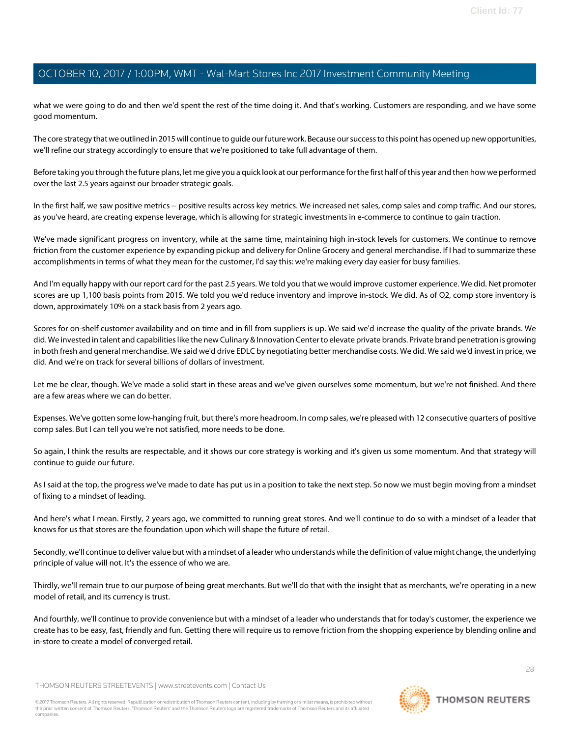what we were going to do and then we'd spent the rest of the time doing it. And that's working. Customers are responding, and we have some good momentum.

The core strategy that we outlined in 2015 will continue to guide our future work. Because our success to this point has opened up new opportunities, we'll refine our strategy accordingly to ensure that we're positioned to take full advantage of them.

Before taking you through the future plans, let me give you a quick look at our performance for the first half of this year and then how we performed over the last 2.5 years against our broader strategic goals.

In the first half, we saw positive metrics -- positive results across key metrics. We increased net sales, comp sales and comp traffic. And our stores, as you've heard, are creating expense leverage, which is allowing for strategic investments in e-commerce to continue to gain traction.

We've made significant progress on inventory, while at the same time, maintaining high in-stock levels for customers. We continue to remove friction from the customer experience by expanding pickup and delivery for Online Grocery and general merchandise. If I had to summarize these accomplishments in terms of what they mean for the customer, I'd say this: we're making every day easier for busy families.

And I'm equally happy with our report card for the past 2.5 years. We told you that we would improve customer experience. We did. Net promoter scores are up 1,100 basis points from 2015. We told you we'd reduce inventory and improve in-stock. We did. As of Q2, comp store inventory is down, approximately 10% on a stack basis from 2 years ago.

Scores for on-shelf customer availability and on time and in fill from suppliers is up. We said we'd increase the quality of the private brands. We did. We invested in talent and capabilities like the new Culinary & Innovation Center to elevate private brands. Private brand penetration is growing in both fresh and general merchandise. We said we'd drive EDLC by negotiating better merchandise costs. We did. We said we'd invest in price, we did. And we're on track for several billions of dollars of investment.

Let me be clear, though. We've made a solid start in these areas and we've given ourselves some momentum, but we're not finished. And there are a few areas where we can do better.

Expenses. We've gotten some low-hanging fruit, but there's more headroom. In comp sales, we're pleased with 12 consecutive quarters of positive comp sales. But I can tell you we're not satisfied, more needs to be done.

So again, I think the results are respectable, and it shows our core strategy is working and it's given us some momentum. And that strategy will continue to guide our future.

As I said at the top, the progress we've made to date has put us in a position to take the next step. So now we must begin moving from a mindset of fixing to a mindset of leading.

And here's what I mean. Firstly, 2 years ago, we committed to running great stores. And we'll continue to do so with a mindset of a leader that knows for us that stores are the foundation upon which will shape the future of retail.

Secondly, we'll continue to deliver value but with a mindset of a leader who understands while the definition of value might change, the underlying principle of value will not. It's the essence of who we are.

Thirdly, we'll remain true to our purpose of being great merchants. But we'll do that with the insight that as merchants, we're operating in a new model of retail, and its currency is trust.

And fourthly, we'll continue to provide convenience but with a mindset of a leader who understands that for today's customer, the experience we create has to be easy, fast, friendly and fun. Getting there will require us to remove friction from the shopping experience by blending online and in-store to create a model of converged retail.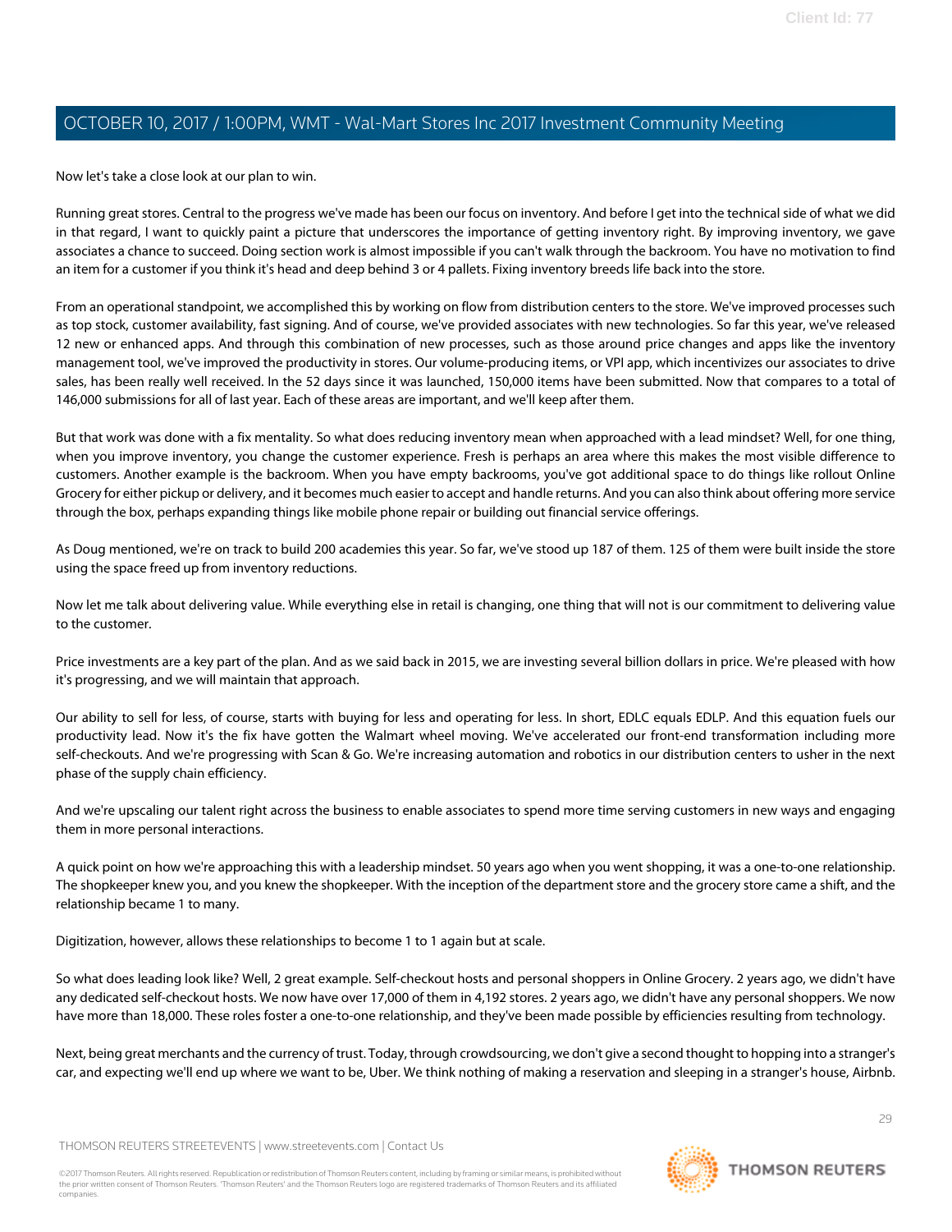Now let's take a close look at our plan to win.

Running great stores. Central to the progress we've made has been our focus on inventory. And before I get into the technical side of what we did in that regard, I want to quickly paint a picture that underscores the importance of getting inventory right. By improving inventory, we gave associates a chance to succeed. Doing section work is almost impossible if you can't walk through the backroom. You have no motivation to find an item for a customer if you think it's head and deep behind 3 or 4 pallets. Fixing inventory breeds life back into the store.

From an operational standpoint, we accomplished this by working on flow from distribution centers to the store. We've improved processes such as top stock, customer availability, fast signing. And of course, we've provided associates with new technologies. So far this year, we've released 12 new or enhanced apps. And through this combination of new processes, such as those around price changes and apps like the inventory management tool, we've improved the productivity in stores. Our volume-producing items, or VPI app, which incentivizes our associates to drive sales, has been really well received. In the 52 days since it was launched, 150,000 items have been submitted. Now that compares to a total of 146,000 submissions for all of last year. Each of these areas are important, and we'll keep after them.

But that work was done with a fix mentality. So what does reducing inventory mean when approached with a lead mindset? Well, for one thing, when you improve inventory, you change the customer experience. Fresh is perhaps an area where this makes the most visible difference to customers. Another example is the backroom. When you have empty backrooms, you've got additional space to do things like rollout Online Grocery for either pickup or delivery, and it becomes much easier to accept and handle returns. And you can also think about offering more service through the box, perhaps expanding things like mobile phone repair or building out financial service offerings.

As Doug mentioned, we're on track to build 200 academies this year. So far, we've stood up 187 of them. 125 of them were built inside the store using the space freed up from inventory reductions.

Now let me talk about delivering value. While everything else in retail is changing, one thing that will not is our commitment to delivering value to the customer.

Price investments are a key part of the plan. And as we said back in 2015, we are investing several billion dollars in price. We're pleased with how it's progressing, and we will maintain that approach.

Our ability to sell for less, of course, starts with buying for less and operating for less. In short, EDLC equals EDLP. And this equation fuels our productivity lead. Now it's the fix have gotten the Walmart wheel moving. We've accelerated our front-end transformation including more self-checkouts. And we're progressing with Scan & Go. We're increasing automation and robotics in our distribution centers to usher in the next phase of the supply chain efficiency.

And we're upscaling our talent right across the business to enable associates to spend more time serving customers in new ways and engaging them in more personal interactions.

A quick point on how we're approaching this with a leadership mindset. 50 years ago when you went shopping, it was a one-to-one relationship. The shopkeeper knew you, and you knew the shopkeeper. With the inception of the department store and the grocery store came a shift, and the relationship became 1 to many.

Digitization, however, allows these relationships to become 1 to 1 again but at scale.

So what does leading look like? Well, 2 great example. Self-checkout hosts and personal shoppers in Online Grocery. 2 years ago, we didn't have any dedicated self-checkout hosts. We now have over 17,000 of them in 4,192 stores. 2 years ago, we didn't have any personal shoppers. We now have more than 18,000. These roles foster a one-to-one relationship, and they've been made possible by efficiencies resulting from technology.

Next, being great merchants and the currency of trust. Today, through crowdsourcing, we don't give a second thought to hopping into a stranger's car, and expecting we'll end up where we want to be, Uber. We think nothing of making a reservation and sleeping in a stranger's house, Airbnb.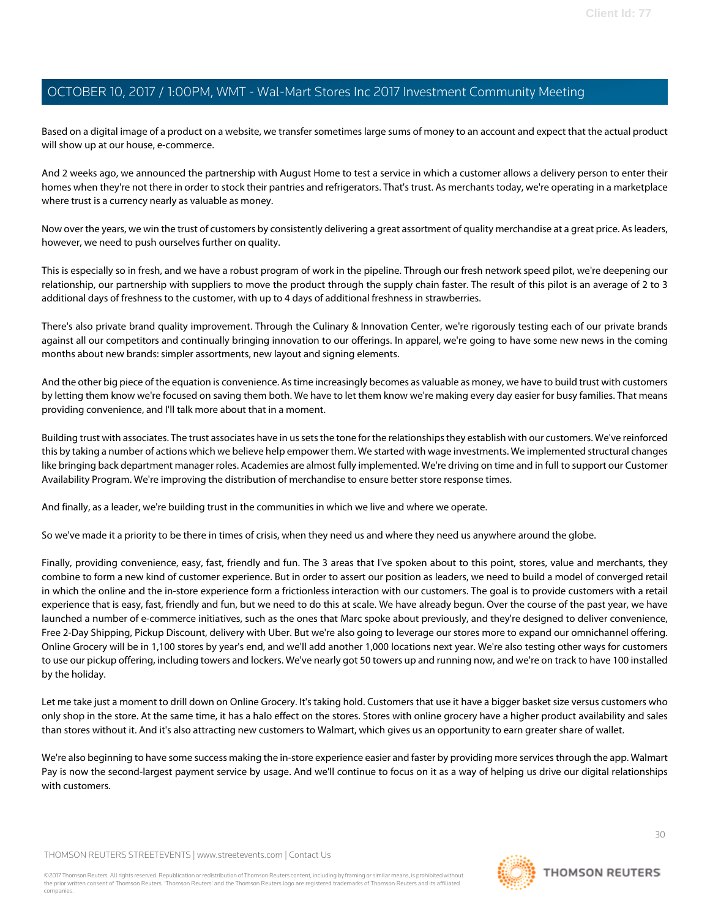Based on a digital image of a product on a website, we transfer sometimes large sums of money to an account and expect that the actual product will show up at our house, e-commerce.

And 2 weeks ago, we announced the partnership with August Home to test a service in which a customer allows a delivery person to enter their homes when they're not there in order to stock their pantries and refrigerators. That's trust. As merchants today, we're operating in a marketplace where trust is a currency nearly as valuable as money.

Now over the years, we win the trust of customers by consistently delivering a great assortment of quality merchandise at a great price. As leaders, however, we need to push ourselves further on quality.

This is especially so in fresh, and we have a robust program of work in the pipeline. Through our fresh network speed pilot, we're deepening our relationship, our partnership with suppliers to move the product through the supply chain faster. The result of this pilot is an average of 2 to 3 additional days of freshness to the customer, with up to 4 days of additional freshness in strawberries.

There's also private brand quality improvement. Through the Culinary & Innovation Center, we're rigorously testing each of our private brands against all our competitors and continually bringing innovation to our offerings. In apparel, we're going to have some new news in the coming months about new brands: simpler assortments, new layout and signing elements.

And the other big piece of the equation is convenience. As time increasingly becomes as valuable as money, we have to build trust with customers by letting them know we're focused on saving them both. We have to let them know we're making every day easier for busy families. That means providing convenience, and I'll talk more about that in a moment.

Building trust with associates. The trust associates have in us sets the tone for the relationships they establish with our customers. We've reinforced this by taking a number of actions which we believe help empower them. We started with wage investments. We implemented structural changes like bringing back department manager roles. Academies are almost fully implemented. We're driving on time and in full to support our Customer Availability Program. We're improving the distribution of merchandise to ensure better store response times.

And finally, as a leader, we're building trust in the communities in which we live and where we operate.

So we've made it a priority to be there in times of crisis, when they need us and where they need us anywhere around the globe.

Finally, providing convenience, easy, fast, friendly and fun. The 3 areas that I've spoken about to this point, stores, value and merchants, they combine to form a new kind of customer experience. But in order to assert our position as leaders, we need to build a model of converged retail in which the online and the in-store experience form a frictionless interaction with our customers. The goal is to provide customers with a retail experience that is easy, fast, friendly and fun, but we need to do this at scale. We have already begun. Over the course of the past year, we have launched a number of e-commerce initiatives, such as the ones that Marc spoke about previously, and they're designed to deliver convenience, Free 2-Day Shipping, Pickup Discount, delivery with Uber. But we're also going to leverage our stores more to expand our omnichannel offering. Online Grocery will be in 1,100 stores by year's end, and we'll add another 1,000 locations next year. We're also testing other ways for customers to use our pickup offering, including towers and lockers. We've nearly got 50 towers up and running now, and we're on track to have 100 installed by the holiday.

Let me take just a moment to drill down on Online Grocery. It's taking hold. Customers that use it have a bigger basket size versus customers who only shop in the store. At the same time, it has a halo effect on the stores. Stores with online grocery have a higher product availability and sales than stores without it. And it's also attracting new customers to Walmart, which gives us an opportunity to earn greater share of wallet.

We're also beginning to have some success making the in-store experience easier and faster by providing more services through the app. Walmart Pay is now the second-largest payment service by usage. And we'll continue to focus on it as a way of helping us drive our digital relationships with customers.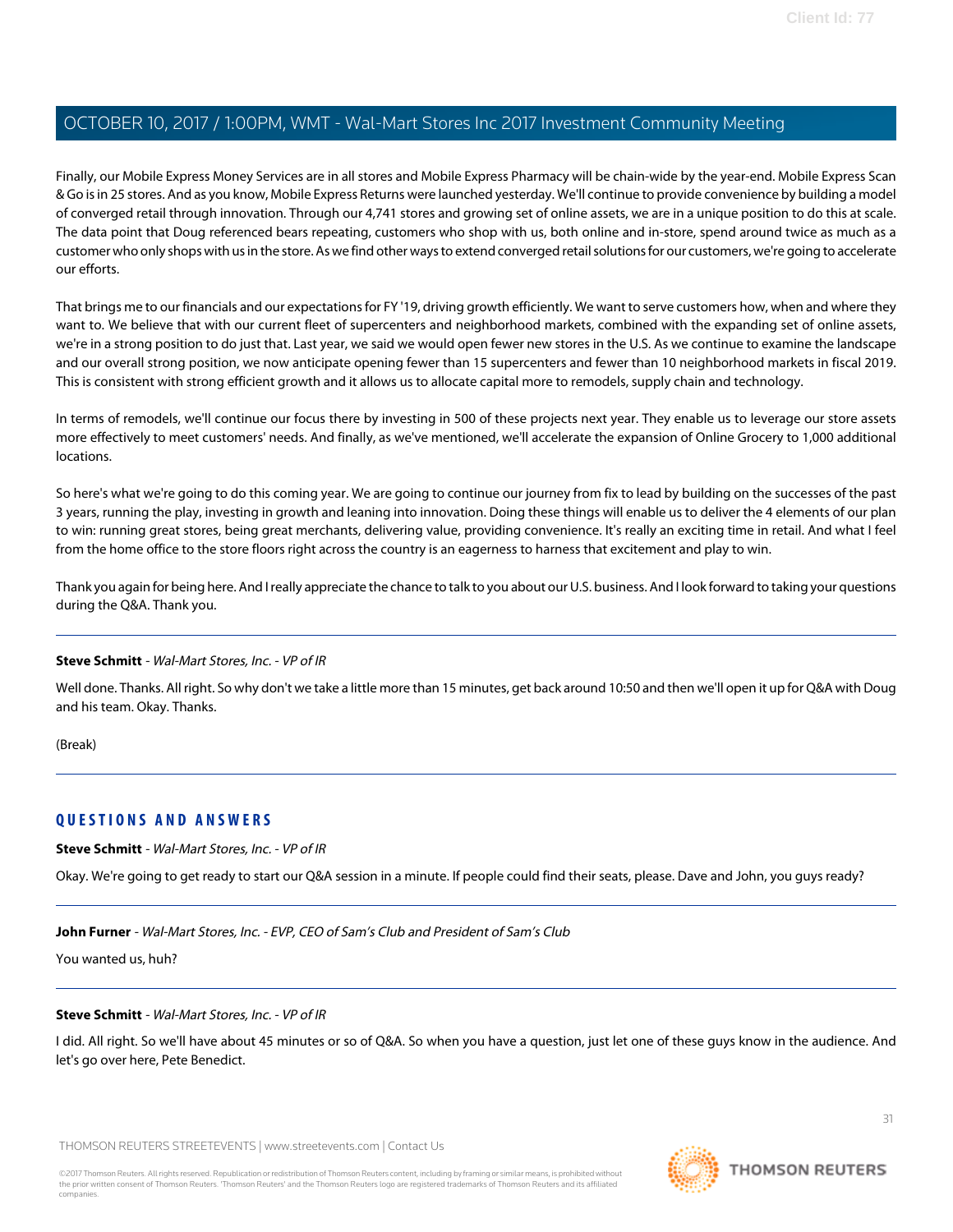Finally, our Mobile Express Money Services are in all stores and Mobile Express Pharmacy will be chain-wide by the year-end. Mobile Express Scan & Go is in 25 stores. And as you know, Mobile Express Returns were launched yesterday. We'll continue to provide convenience by building a model of converged retail through innovation. Through our 4,741 stores and growing set of online assets, we are in a unique position to do this at scale. The data point that Doug referenced bears repeating, customers who shop with us, both online and in-store, spend around twice as much as a customer who only shops with us in the store. As we find other ways to extend converged retail solutions for our customers, we're going to accelerate our efforts.

That brings me to our financials and our expectations for FY '19, driving growth efficiently. We want to serve customers how, when and where they want to. We believe that with our current fleet of supercenters and neighborhood markets, combined with the expanding set of online assets, we're in a strong position to do just that. Last year, we said we would open fewer new stores in the U.S. As we continue to examine the landscape and our overall strong position, we now anticipate opening fewer than 15 supercenters and fewer than 10 neighborhood markets in fiscal 2019. This is consistent with strong efficient growth and it allows us to allocate capital more to remodels, supply chain and technology.

In terms of remodels, we'll continue our focus there by investing in 500 of these projects next year. They enable us to leverage our store assets more effectively to meet customers' needs. And finally, as we've mentioned, we'll accelerate the expansion of Online Grocery to 1,000 additional locations.

So here's what we're going to do this coming year. We are going to continue our journey from fix to lead by building on the successes of the past 3 years, running the play, investing in growth and leaning into innovation. Doing these things will enable us to deliver the 4 elements of our plan to win: running great stores, being great merchants, delivering value, providing convenience. It's really an exciting time in retail. And what I feel from the home office to the store floors right across the country is an eagerness to harness that excitement and play to win.

Thank you again for being here. And I really appreciate the chance to talk to you about our U.S. business. And I look forward to taking your questions during the Q&A. Thank you.

---

**Steve Schmitt** - *Wal-Mart Stores, Inc. - VP of IR*

Well done. Thanks. All right. So why don't we take a little more than 15 minutes, get back around 10:50 and then we'll open it up for Q&A with Doug and his team. Okay. Thanks.

(Break)

---

## QUESTIONS AND ANSWERS

**Steve Schmitt** - *Wal-Mart Stores, Inc. - VP of IR*

Okay. We're going to get ready to start our Q&A session in a minute. If people could find their seats, please. Dave and John, you guys ready?

---

**John Furner** - *Wal-Mart Stores, Inc. - EVP, CEO of Sam's Club and President of Sam's Club*

You wanted us, huh?

---

**Steve Schmitt** - *Wal-Mart Stores, Inc. - VP of IR*

I did. All right. So we'll have about 45 minutes or so of Q&A. So when you have a question, just let one of these guys know in the audience. And let's go over here, Pete Benedict.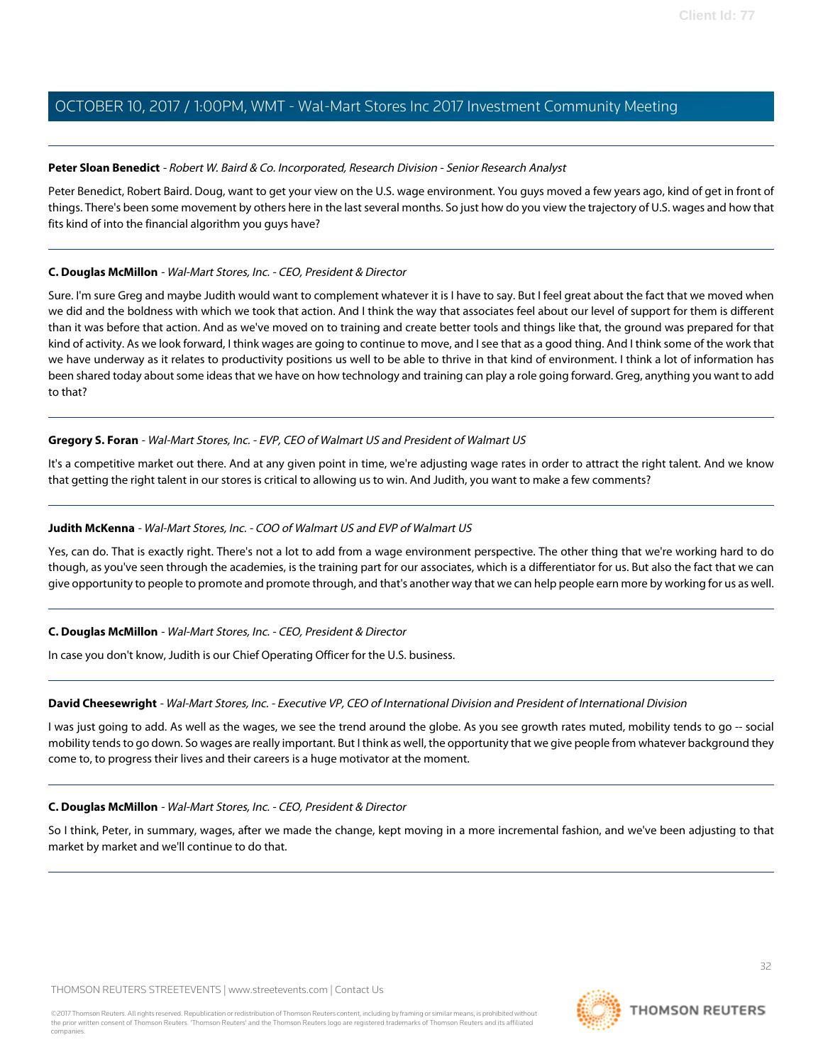**Peter Sloan Benedict** - *Robert W. Baird & Co. Incorporated, Research Division - Senior Research Analyst*

Peter Benedict, Robert Baird. Doug, want to get your view on the U.S. wage environment. You guys moved a few years ago, kind of get in front of things. There's been some movement by others here in the last several months. So just how do you view the trajectory of U.S. wages and how that fits kind of into the financial algorithm you guys have?

---

**C. Douglas McMillon** - *Wal-Mart Stores, Inc. - CEO, President & Director*

Sure. I'm sure Greg and maybe Judith would want to complement whatever it is I have to say. But I feel great about the fact that we moved when we did and the boldness with which we took that action. And I think the way that associates feel about our level of support for them is different than it was before that action. And as we've moved on to training and create better tools and things like that, the ground was prepared for that kind of activity. As we look forward, I think wages are going to continue to move, and I see that as a good thing. And I think some of the work that we have underway as it relates to productivity positions us well to be able to thrive in that kind of environment. I think a lot of information has been shared today about some ideas that we have on how technology and training can play a role going forward. Greg, anything you want to add to that?

---

**Gregory S. Foran** - *Wal-Mart Stores, Inc. - EVP, CEO of Walmart US and President of Walmart US*

It's a competitive market out there. And at any given point in time, we're adjusting wage rates in order to attract the right talent. And we know that getting the right talent in our stores is critical to allowing us to win. And Judith, you want to make a few comments?

---

**Judith McKenna** - *Wal-Mart Stores, Inc. - COO of Walmart US and EVP of Walmart US*

Yes, can do. That is exactly right. There's not a lot to add from a wage environment perspective. The other thing that we're working hard to do though, as you've seen through the academies, is the training part for our associates, which is a differentiator for us. But also the fact that we can give opportunity to people to promote and promote through, and that's another way that we can help people earn more by working for us as well.

---

**C. Douglas McMillon** - *Wal-Mart Stores, Inc. - CEO, President & Director*

In case you don't know, Judith is our Chief Operating Officer for the U.S. business.

---

**David Cheesewright** - *Wal-Mart Stores, Inc. - Executive VP, CEO of International Division and President of International Division*

I was just going to add. As well as the wages, we see the trend around the globe. As you see growth rates muted, mobility tends to go -- social mobility tends to go down. So wages are really important. But I think as well, the opportunity that we give people from whatever background they come to, to progress their lives and their careers is a huge motivator at the moment.

---

**C. Douglas McMillon** - *Wal-Mart Stores, Inc. - CEO, President & Director*

So I think, Peter, in summary, wages, after we made the change, kept moving in a more incremental fashion, and we've been adjusting to that market by market and we'll continue to do that.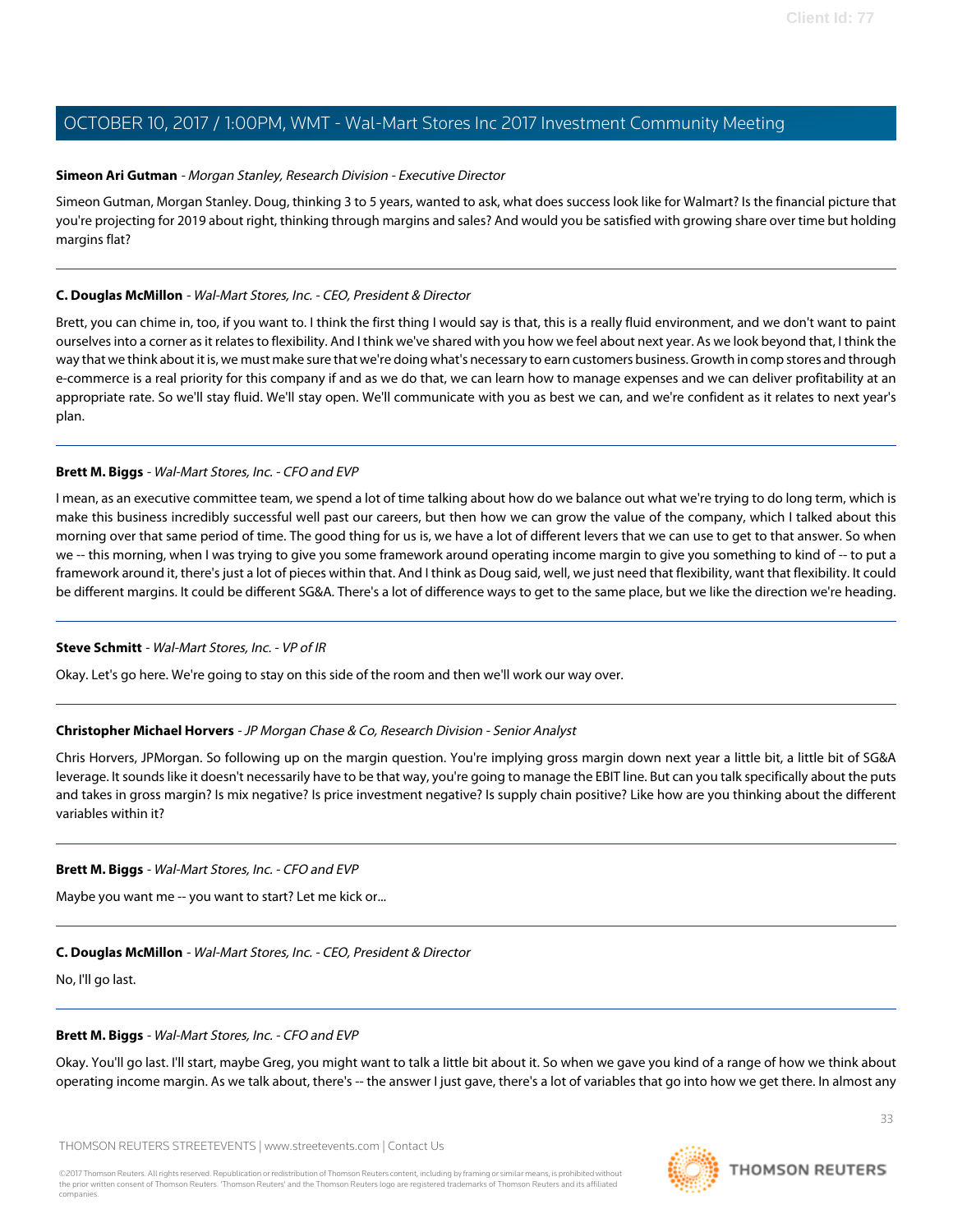**Simeon Ari Gutman** - *Morgan Stanley, Research Division - Executive Director*

Simeon Gutman, Morgan Stanley. Doug, thinking 3 to 5 years, wanted to ask, what does success look like for Walmart? Is the financial picture that you're projecting for 2019 about right, thinking through margins and sales? And would you be satisfied with growing share over time but holding margins flat?

---

**C. Douglas McMillon** - *Wal-Mart Stores, Inc. - CEO, President & Director*

Brett, you can chime in, too, if you want to. I think the first thing I would say is that, this is a really fluid environment, and we don't want to paint ourselves into a corner as it relates to flexibility. And I think we've shared with you how we feel about next year. As we look beyond that, I think the way that we think about it is, we must make sure that we're doing what's necessary to earn customers business. Growth in comp stores and through e-commerce is a real priority for this company if and as we do that, we can learn how to manage expenses and we can deliver profitability at an appropriate rate. So we'll stay fluid. We'll stay open. We'll communicate with you as best we can, and we're confident as it relates to next year's plan.

---

**Brett M. Biggs** - *Wal-Mart Stores, Inc. - CFO and EVP*

I mean, as an executive committee team, we spend a lot of time talking about how do we balance out what we're trying to do long term, which is make this business incredibly successful well past our careers, but then how we can grow the value of the company, which I talked about this morning over that same period of time. The good thing for us is, we have a lot of different levers that we can use to get to that answer. So when we -- this morning, when I was trying to give you some framework around operating income margin to give you something to kind of -- to put a framework around it, there's just a lot of pieces within that. And I think as Doug said, well, we just need that flexibility, want that flexibility. It could be different margins. It could be different SG&A. There's a lot of difference ways to get to the same place, but we like the direction we're heading.

---

**Steve Schmitt** - *Wal-Mart Stores, Inc. - VP of IR*

Okay. Let's go here. We're going to stay on this side of the room and then we'll work our way over.

---

**Christopher Michael Horvers** - *JP Morgan Chase & Co, Research Division - Senior Analyst*

Chris Horvers, JPMorgan. So following up on the margin question. You're implying gross margin down next year a little bit, a little bit of SG&A leverage. It sounds like it doesn't necessarily have to be that way, you're going to manage the EBIT line. But can you talk specifically about the puts and takes in gross margin? Is mix negative? Is price investment negative? Is supply chain positive? Like how are you thinking about the different variables within it?

---

**Brett M. Biggs** - *Wal-Mart Stores, Inc. - CFO and EVP*

Maybe you want me -- you want to start? Let me kick or...

---

**C. Douglas McMillon** - *Wal-Mart Stores, Inc. - CEO, President & Director*

No, I'll go last.

---

**Brett M. Biggs** - *Wal-Mart Stores, Inc. - CFO and EVP*

Okay. You'll go last. I'll start, maybe Greg, you might want to talk a little bit about it. So when we gave you kind of a range of how we think about operating income margin. As we talk about, there's -- the answer I just gave, there's a lot of variables that go into how we get there. In almost any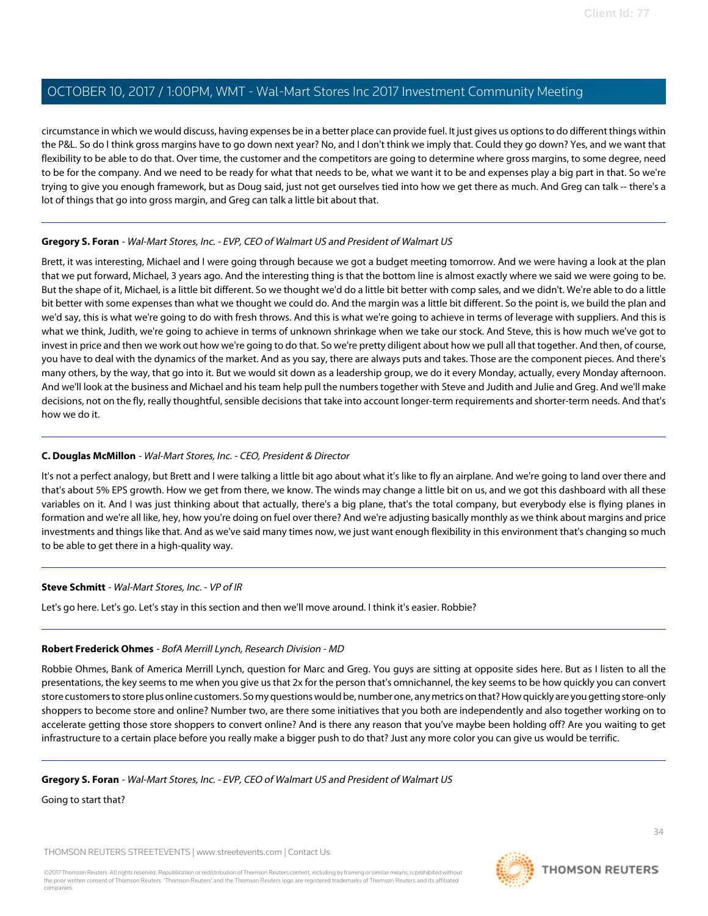circumstance in which we would discuss, having expenses be in a better place can provide fuel. It just gives us options to do different things within the P&L. So do I think gross margins have to go down next year? No, and I don't think we imply that. Could they go down? Yes, and we want that flexibility to be able to do that. Over time, the customer and the competitors are going to determine where gross margins, to some degree, need to be for the company. And we need to be ready for what that needs to be, what we want it to be and expenses play a big part in that. So we're trying to give you enough framework, but as Doug said, just not get ourselves tied into how we get there as much. And Greg can talk -- there's a lot of things that go into gross margin, and Greg can talk a little bit about that.

---

**Gregory S. Foran** - *Wal-Mart Stores, Inc. - EVP, CEO of Walmart US and President of Walmart US*

Brett, it was interesting, Michael and I were going through because we got a budget meeting tomorrow. And we were having a look at the plan that we put forward, Michael, 3 years ago. And the interesting thing is that the bottom line is almost exactly where we said we were going to be. But the shape of it, Michael, is a little bit different. So we thought we'd do a little bit better with comp sales, and we didn't. We're able to do a little bit better with some expenses than what we thought we could do. And the margin was a little bit different. So the point is, we build the plan and we'd say, this is what we're going to do with fresh throws. And this is what we're going to achieve in terms of leverage with suppliers. And this is what we think, Judith, we're going to achieve in terms of unknown shrinkage when we take our stock. And Steve, this is how much we've got to invest in price and then we work out how we're going to do that. So we're pretty diligent about how we pull all that together. And then, of course, you have to deal with the dynamics of the market. And as you say, there are always puts and takes. Those are the component pieces. And there's many others, by the way, that go into it. But we would sit down as a leadership group, we do it every Monday, actually, every Monday afternoon. And we'll look at the business and Michael and his team help pull the numbers together with Steve and Judith and Julie and Greg. And we'll make decisions, not on the fly, really thoughtful, sensible decisions that take into account longer-term requirements and shorter-term needs. And that's how we do it.

---

**C. Douglas McMillon** - *Wal-Mart Stores, Inc. - CEO, President & Director*

It's not a perfect analogy, but Brett and I were talking a little bit ago about what it's like to fly an airplane. And we're going to land over there and that's about 5% EPS growth. How we get from there, we know. The winds may change a little bit on us, and we got this dashboard with all these variables on it. And I was just thinking about that actually, there's a big plane, that's the total company, but everybody else is flying planes in formation and we're all like, hey, how you're doing on fuel over there? And we're adjusting basically monthly as we think about margins and price investments and things like that. And as we've said many times now, we just want enough flexibility in this environment that's changing so much to be able to get there in a high-quality way.

---

**Steve Schmitt** - *Wal-Mart Stores, Inc. - VP of IR*

Let's go here. Let's go. Let's stay in this section and then we'll move around. I think it's easier. Robbie?

---

**Robert Frederick Ohmes** - *BofA Merrill Lynch, Research Division - MD*

Robbie Ohmes, Bank of America Merrill Lynch, question for Marc and Greg. You guys are sitting at opposite sides here. But as I listen to all the presentations, the key seems to me when you give us that 2x for the person that's omnichannel, the key seems to be how quickly you can convert store customers to store plus online customers. So my questions would be, number one, any metrics on that? How quickly are you getting store-only shoppers to become store and online? Number two, are there some initiatives that you both are independently and also together working on to accelerate getting those store shoppers to convert online? And is there any reason that you've maybe been holding off? Are you waiting to get infrastructure to a certain place before you really make a bigger push to do that? Just any more color you can give us would be terrific.

---

**Gregory S. Foran** - *Wal-Mart Stores, Inc. - EVP, CEO of Walmart US and President of Walmart US*

Going to start that?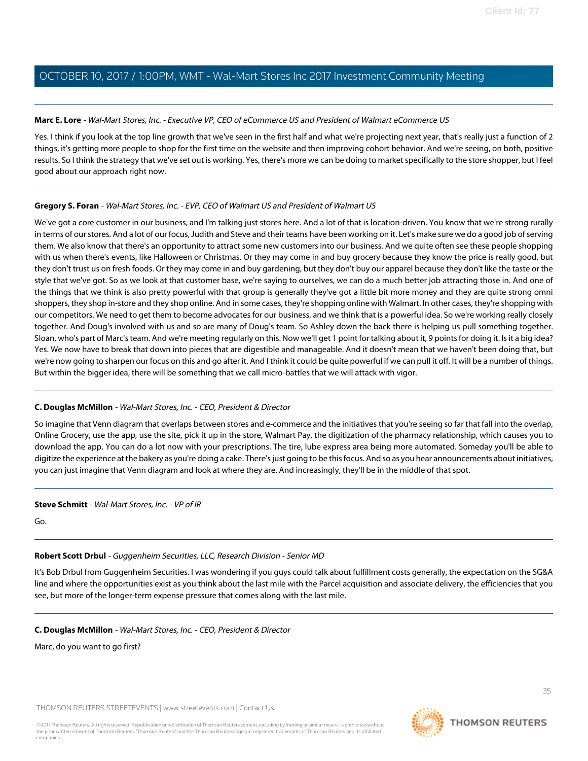**Marc E. Lore** - *Wal-Mart Stores, Inc. - Executive VP, CEO of eCommerce US and President of Walmart eCommerce US*

Yes. I think if you look at the top line growth that we've seen in the first half and what we're projecting next year, that's really just a function of 2 things, it's getting more people to shop for the first time on the website and then improving cohort behavior. And we're seeing, on both, positive results. So I think the strategy that we've set out is working. Yes, there's more we can be doing to market specifically to the store shopper, but I feel good about our approach right now.

---

**Gregory S. Foran** - *Wal-Mart Stores, Inc. - EVP, CEO of Walmart US and President of Walmart US*

We've got a core customer in our business, and I'm talking just stores here. And a lot of that is location-driven. You know that we're strong rurally in terms of our stores. And a lot of our focus, Judith and Steve and their teams have been working on it. Let's make sure we do a good job of serving them. We also know that there's an opportunity to attract some new customers into our business. And we quite often see these people shopping with us when there's events, like Halloween or Christmas. Or they may come in and buy grocery because they know the price is really good, but they don't trust us on fresh foods. Or they may come in and buy gardening, but they don't buy our apparel because they don't like the taste or the style that we've got. So as we look at that customer base, we're saying to ourselves, we can do a much better job attracting those in. And one of the things that we think is also pretty powerful with that group is generally they've got a little bit more money and they are quite strong omni shoppers, they shop in-store and they shop online. And in some cases, they're shopping online with Walmart. In other cases, they're shopping with our competitors. We need to get them to become advocates for our business, and we think that is a powerful idea. So we're working really closely together. And Doug's involved with us and so are many of Doug's team. So Ashley down the back there is helping us pull something together. Sloan, who's part of Marc's team. And we're meeting regularly on this. Now we'll get 1 point for talking about it, 9 points for doing it. Is it a big idea? Yes. We now have to break that down into pieces that are digestible and manageable. And it doesn't mean that we haven't been doing that, but we're now going to sharpen our focus on this and go after it. And I think it could be quite powerful if we can pull it off. It will be a number of things. But within the bigger idea, there will be something that we call micro-battles that we will attack with vigor.

---

**C. Douglas McMillon** - *Wal-Mart Stores, Inc. - CEO, President & Director*

So imagine that Venn diagram that overlaps between stores and e-commerce and the initiatives that you're seeing so far that fall into the overlap, Online Grocery, use the app, use the site, pick it up in the store, Walmart Pay, the digitization of the pharmacy relationship, which causes you to download the app. You can do a lot now with your prescriptions. The tire, lube express area being more automated. Someday you'll be able to digitize the experience at the bakery as you're doing a cake. There's just going to be this focus. And so as you hear announcements about initiatives, you can just imagine that Venn diagram and look at where they are. And increasingly, they'll be in the middle of that spot.

---

**Steve Schmitt** - *Wal-Mart Stores, Inc. - VP of IR*

Go.

---

**Robert Scott Drbul** - *Guggenheim Securities, LLC, Research Division - Senior MD*

It's Bob Drbul from Guggenheim Securities. I was wondering if you guys could talk about fulfillment costs generally, the expectation on the SG&A line and where the opportunities exist as you think about the last mile with the Parcel acquisition and associate delivery, the efficiencies that you see, but more of the longer-term expense pressure that comes along with the last mile.

---

**C. Douglas McMillon** - *Wal-Mart Stores, Inc. - CEO, President & Director*

Marc, do you want to go first?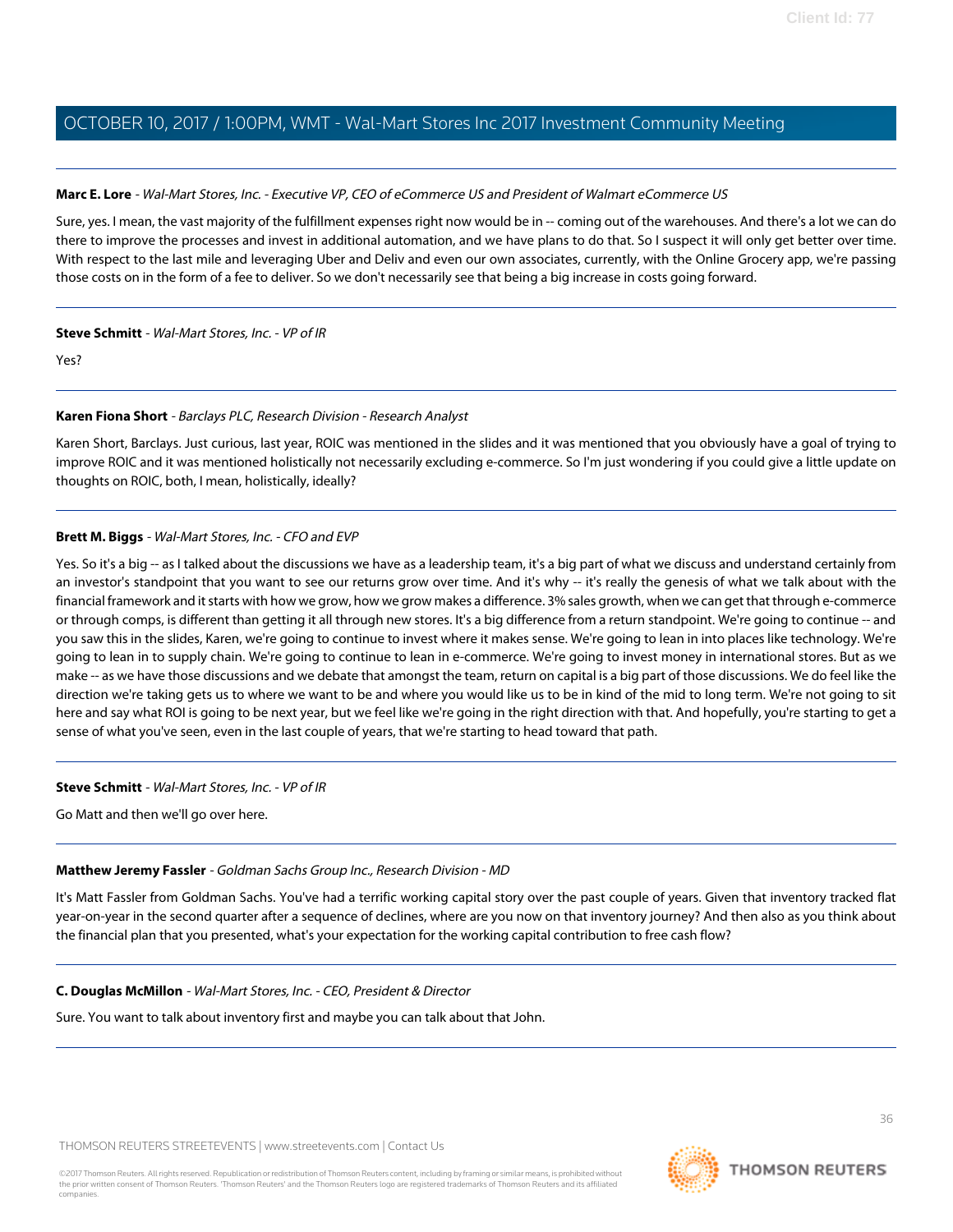**Marc E. Lore** - *Wal-Mart Stores, Inc. - Executive VP, CEO of eCommerce US and President of Walmart eCommerce US*

Sure, yes. I mean, the vast majority of the fulfillment expenses right now would be in -- coming out of the warehouses. And there's a lot we can do there to improve the processes and invest in additional automation, and we have plans to do that. So I suspect it will only get better over time. With respect to the last mile and leveraging Uber and Deliv and even our own associates, currently, with the Online Grocery app, we're passing those costs on in the form of a fee to deliver. So we don't necessarily see that being a big increase in costs going forward.

---

**Steve Schmitt** - *Wal-Mart Stores, Inc. - VP of IR*

Yes?

---

**Karen Fiona Short** - *Barclays PLC, Research Division - Research Analyst*

Karen Short, Barclays. Just curious, last year, ROIC was mentioned in the slides and it was mentioned that you obviously have a goal of trying to improve ROIC and it was mentioned holistically not necessarily excluding e-commerce. So I'm just wondering if you could give a little update on thoughts on ROIC, both, I mean, holistically, ideally?

---

**Brett M. Biggs** - *Wal-Mart Stores, Inc. - CFO and EVP*

Yes. So it's a big -- as I talked about the discussions we have as a leadership team, it's a big part of what we discuss and understand certainly from an investor's standpoint that you want to see our returns grow over time. And it's why -- it's really the genesis of what we talk about with the financial framework and it starts with how we grow, how we grow makes a difference. 3% sales growth, when we can get that through e-commerce or through comps, is different than getting it all through new stores. It's a big difference from a return standpoint. We're going to continue -- and you saw this in the slides, Karen, we're going to continue to invest where it makes sense. We're going to lean in into places like technology. We're going to lean in to supply chain. We're going to continue to lean in e-commerce. We're going to invest money in international stores. But as we make -- as we have those discussions and we debate that amongst the team, return on capital is a big part of those discussions. We do feel like the direction we're taking gets us to where we want to be and where you would like us to be in kind of the mid to long term. We're not going to sit here and say what ROI is going to be next year, but we feel like we're going in the right direction with that. And hopefully, you're starting to get a sense of what you've seen, even in the last couple of years, that we're starting to head toward that path.

---

**Steve Schmitt** - *Wal-Mart Stores, Inc. - VP of IR*

Go Matt and then we'll go over here.

---

**Matthew Jeremy Fassler** - *Goldman Sachs Group Inc., Research Division - MD*

It's Matt Fassler from Goldman Sachs. You've had a terrific working capital story over the past couple of years. Given that inventory tracked flat year-on-year in the second quarter after a sequence of declines, where are you now on that inventory journey? And then also as you think about the financial plan that you presented, what's your expectation for the working capital contribution to free cash flow?

---

**C. Douglas McMillon** - *Wal-Mart Stores, Inc. - CEO, President & Director*

Sure. You want to talk about inventory first and maybe you can talk about that John.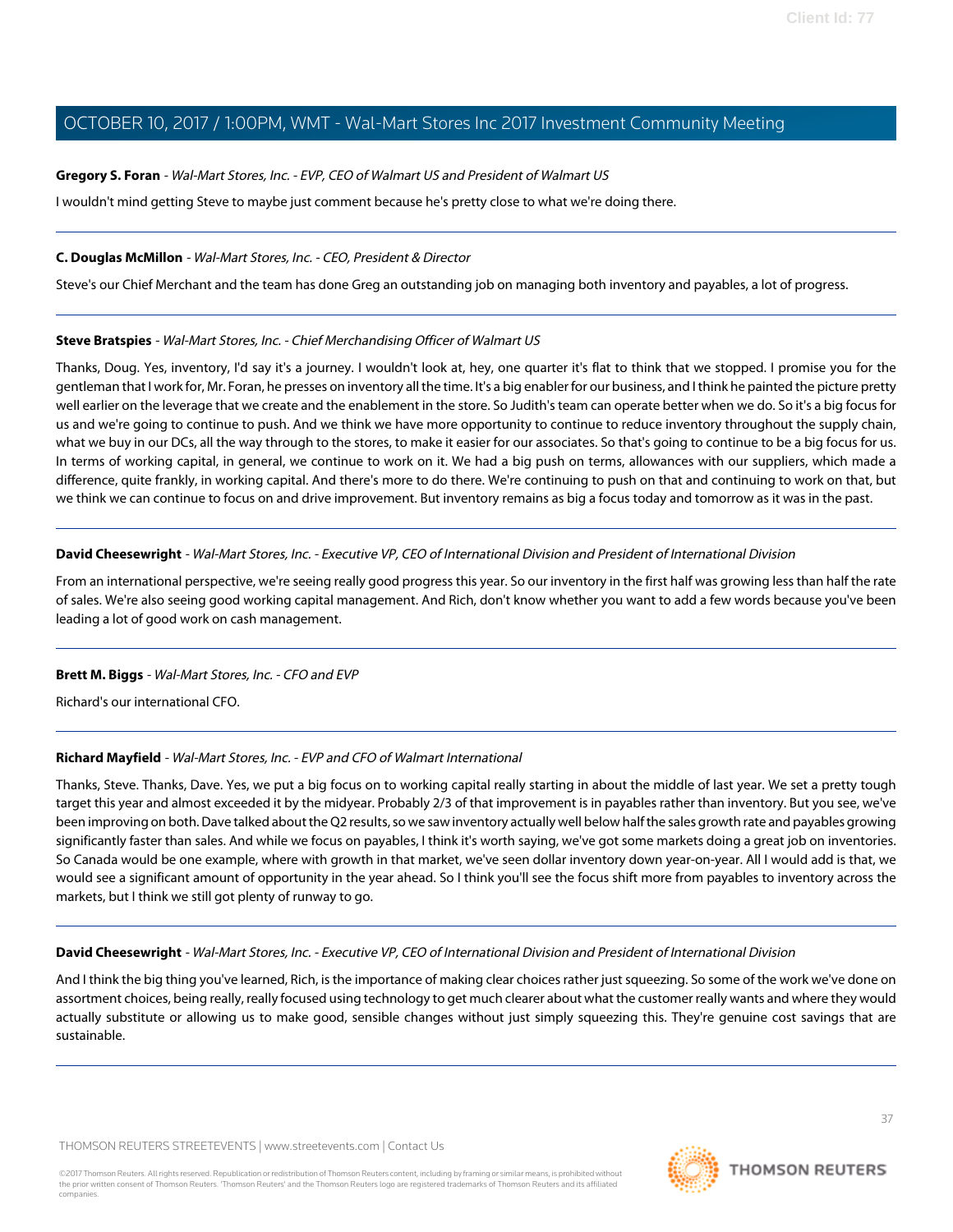**Gregory S. Foran** - *Wal-Mart Stores, Inc. - EVP, CEO of Walmart US and President of Walmart US*

I wouldn't mind getting Steve to maybe just comment because he's pretty close to what we're doing there.

---

**C. Douglas McMillon** - *Wal-Mart Stores, Inc. - CEO, President & Director*

Steve's our Chief Merchant and the team has done Greg an outstanding job on managing both inventory and payables, a lot of progress.

---

**Steve Bratspies** - *Wal-Mart Stores, Inc. - Chief Merchandising Officer of Walmart US*

Thanks, Doug. Yes, inventory, I'd say it's a journey. I wouldn't look at, hey, one quarter it's flat to think that we stopped. I promise you for the gentleman that I work for, Mr. Foran, he presses on inventory all the time. It's a big enabler for our business, and I think he painted the picture pretty well earlier on the leverage that we create and the enablement in the store. So Judith's team can operate better when we do. So it's a big focus for us and we're going to continue to push. And we think we have more opportunity to continue to reduce inventory throughout the supply chain, what we buy in our DCs, all the way through to the stores, to make it easier for our associates. So that's going to continue to be a big focus for us. In terms of working capital, in general, we continue to work on it. We had a big push on terms, allowances with our suppliers, which made a difference, quite frankly, in working capital. And there's more to do there. We're continuing to push on that and continuing to work on that, but we think we can continue to focus on and drive improvement. But inventory remains as big a focus today and tomorrow as it was in the past.

---

**David Cheesewright** - *Wal-Mart Stores, Inc. - Executive VP, CEO of International Division and President of International Division*

From an international perspective, we're seeing really good progress this year. So our inventory in the first half was growing less than half the rate of sales. We're also seeing good working capital management. And Rich, don't know whether you want to add a few words because you've been leading a lot of good work on cash management.

---

**Brett M. Biggs** - *Wal-Mart Stores, Inc. - CFO and EVP*

Richard's our international CFO.

---

**Richard Mayfield** - *Wal-Mart Stores, Inc. - EVP and CFO of Walmart International*

Thanks, Steve. Thanks, Dave. Yes, we put a big focus on to working capital really starting in about the middle of last year. We set a pretty tough target this year and almost exceeded it by the midyear. Probably 2/3 of that improvement is in payables rather than inventory. But you see, we've been improving on both. Dave talked about the Q2 results, so we saw inventory actually well below half the sales growth rate and payables growing significantly faster than sales. And while we focus on payables, I think it's worth saying, we've got some markets doing a great job on inventories. So Canada would be one example, where with growth in that market, we've seen dollar inventory down year-on-year. All I would add is that, we would see a significant amount of opportunity in the year ahead. So I think you'll see the focus shift more from payables to inventory across the markets, but I think we still got plenty of runway to go.

---

**David Cheesewright** - *Wal-Mart Stores, Inc. - Executive VP, CEO of International Division and President of International Division*

And I think the big thing you've learned, Rich, is the importance of making clear choices rather just squeezing. So some of the work we've done on assortment choices, being really, really focused using technology to get much clearer about what the customer really wants and where they would actually substitute or allowing us to make good, sensible changes without just simply squeezing this. They're genuine cost savings that are sustainable.

---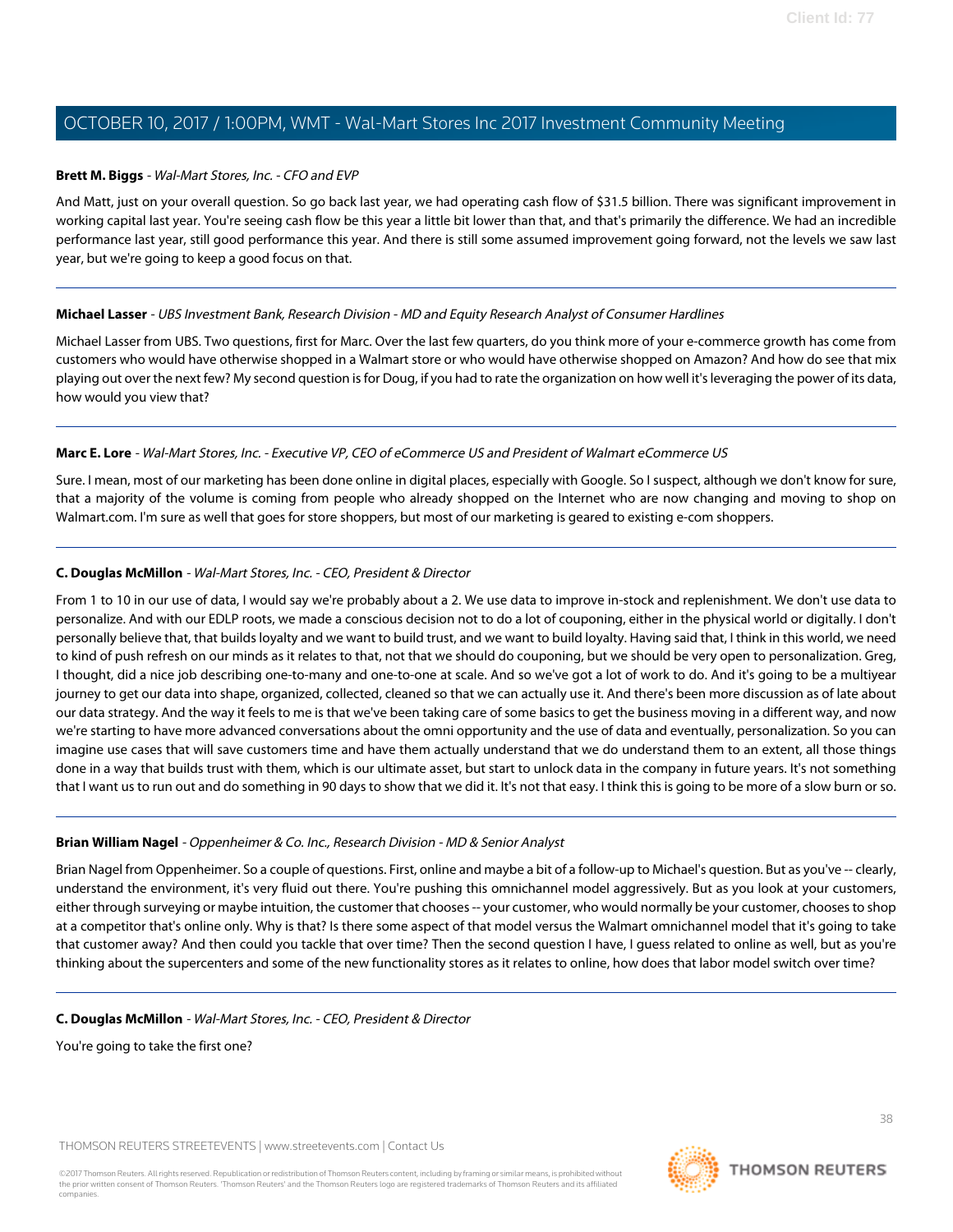**Brett M. Biggs** - *Wal-Mart Stores, Inc. - CFO and EVP*

And Matt, just on your overall question. So go back last year, we had operating cash flow of $31.5 billion. There was significant improvement in working capital last year. You're seeing cash flow be this year a little bit lower than that, and that's primarily the difference. We had an incredible performance last year, still good performance this year. And there is still some assumed improvement going forward, not the levels we saw last year, but we're going to keep a good focus on that.

---

**Michael Lasser** - *UBS Investment Bank, Research Division - MD and Equity Research Analyst of Consumer Hardlines*

Michael Lasser from UBS. Two questions, first for Marc. Over the last few quarters, do you think more of your e-commerce growth has come from customers who would have otherwise shopped in a Walmart store or who would have otherwise shopped on Amazon? And how do see that mix playing out over the next few? My second question is for Doug, if you had to rate the organization on how well it's leveraging the power of its data, how would you view that?

---

**Marc E. Lore** - *Wal-Mart Stores, Inc. - Executive VP, CEO of eCommerce US and President of Walmart eCommerce US*

Sure. I mean, most of our marketing has been done online in digital places, especially with Google. So I suspect, although we don't know for sure, that a majority of the volume is coming from people who already shopped on the Internet who are now changing and moving to shop on Walmart.com. I'm sure as well that goes for store shoppers, but most of our marketing is geared to existing e-com shoppers.

---

**C. Douglas McMillon** - *Wal-Mart Stores, Inc. - CEO, President & Director*

From 1 to 10 in our use of data, I would say we're probably about a 2. We use data to improve in-stock and replenishment. We don't use data to personalize. And with our EDLP roots, we made a conscious decision not to do a lot of couponing, either in the physical world or digitally. I don't personally believe that, that builds loyalty and we want to build trust, and we want to build loyalty. Having said that, I think in this world, we need to kind of push refresh on our minds as it relates to that, not that we should do couponing, but we should be very open to personalization. Greg, I thought, did a nice job describing one-to-many and one-to-one at scale. And so we've got a lot of work to do. And it's going to be a multiyear journey to get our data into shape, organized, collected, cleaned so that we can actually use it. And there's been more discussion as of late about our data strategy. And the way it feels to me is that we've been taking care of some basics to get the business moving in a different way, and now we're starting to have more advanced conversations about the omni opportunity and the use of data and eventually, personalization. So you can imagine use cases that will save customers time and have them actually understand that we do understand them to an extent, all those things done in a way that builds trust with them, which is our ultimate asset, but start to unlock data in the company in future years. It's not something that I want us to run out and do something in 90 days to show that we did it. It's not that easy. I think this is going to be more of a slow burn or so.

---

**Brian William Nagel** - *Oppenheimer & Co. Inc., Research Division - MD & Senior Analyst*

Brian Nagel from Oppenheimer. So a couple of questions. First, online and maybe a bit of a follow-up to Michael's question. But as you've -- clearly, understand the environment, it's very fluid out there. You're pushing this omnichannel model aggressively. But as you look at your customers, either through surveying or maybe intuition, the customer that chooses -- your customer, who would normally be your customer, chooses to shop at a competitor that's online only. Why is that? Is there some aspect of that model versus the Walmart omnichannel model that it's going to take that customer away? And then could you tackle that over time? Then the second question I have, I guess related to online as well, but as you're thinking about the supercenters and some of the new functionality stores as it relates to online, how does that labor model switch over time?

---

**C. Douglas McMillon** - *Wal-Mart Stores, Inc. - CEO, President & Director*

You're going to take the first one?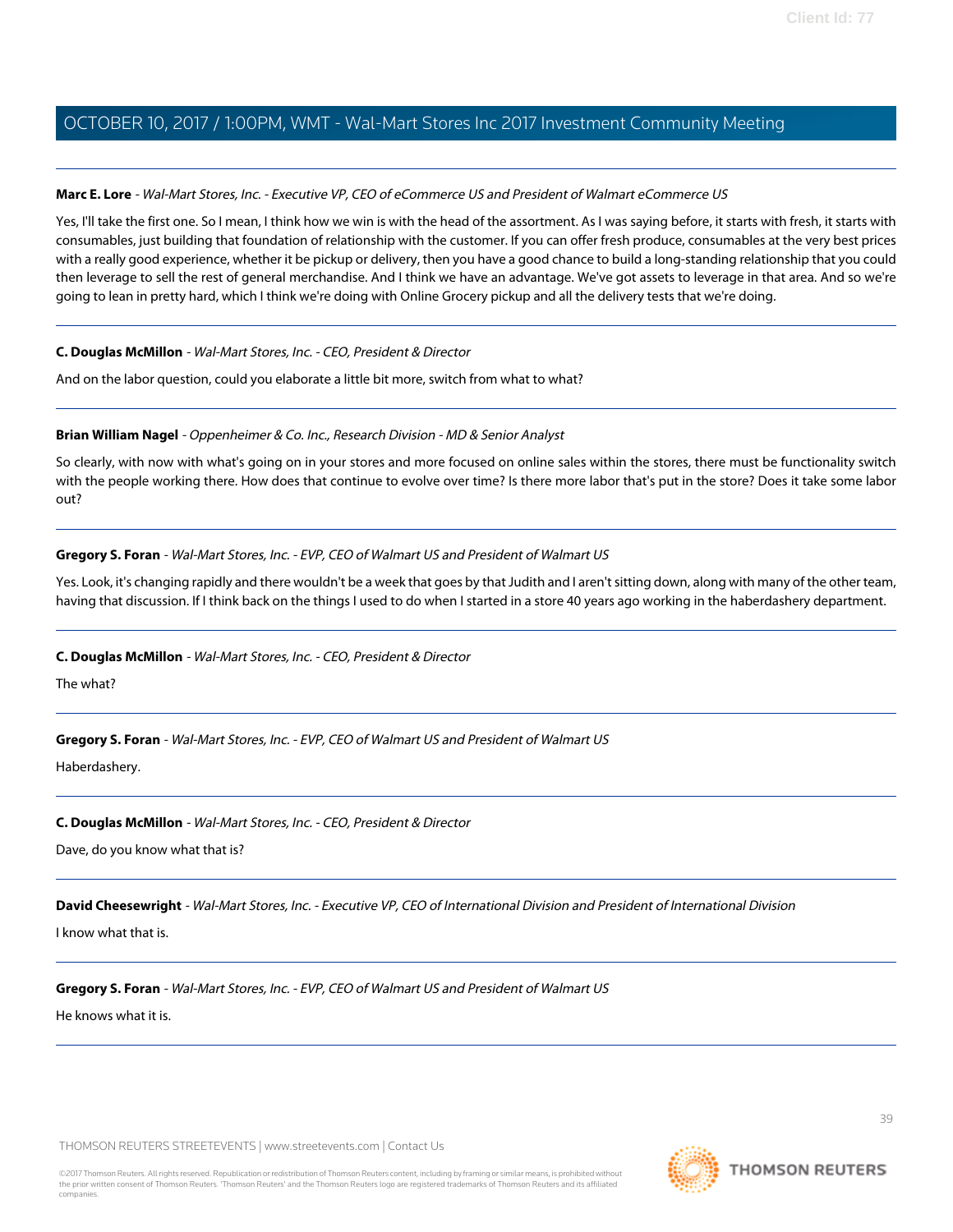**Marc E. Lore** - *Wal-Mart Stores, Inc. - Executive VP, CEO of eCommerce US and President of Walmart eCommerce US*

Yes, I'll take the first one. So I mean, I think how we win is with the head of the assortment. As I was saying before, it starts with fresh, it starts with consumables, just building that foundation of relationship with the customer. If you can offer fresh produce, consumables at the very best prices with a really good experience, whether it be pickup or delivery, then you have a good chance to build a long-standing relationship that you could then leverage to sell the rest of general merchandise. And I think we have an advantage. We've got assets to leverage in that area. And so we're going to lean in pretty hard, which I think we're doing with Online Grocery pickup and all the delivery tests that we're doing.

---

**C. Douglas McMillon** - *Wal-Mart Stores, Inc. - CEO, President & Director*

And on the labor question, could you elaborate a little bit more, switch from what to what?

---

**Brian William Nagel** - *Oppenheimer & Co. Inc., Research Division - MD & Senior Analyst*

So clearly, with now with what's going on in your stores and more focused on online sales within the stores, there must be functionality switch with the people working there. How does that continue to evolve over time? Is there more labor that's put in the store? Does it take some labor out?

---

**Gregory S. Foran** - *Wal-Mart Stores, Inc. - EVP, CEO of Walmart US and President of Walmart US*

Yes. Look, it's changing rapidly and there wouldn't be a week that goes by that Judith and I aren't sitting down, along with many of the other team, having that discussion. If I think back on the things I used to do when I started in a store 40 years ago working in the haberdashery department.

---

**C. Douglas McMillon** - *Wal-Mart Stores, Inc. - CEO, President & Director*

The what?

---

**Gregory S. Foran** - *Wal-Mart Stores, Inc. - EVP, CEO of Walmart US and President of Walmart US*

Haberdashery.

---

**C. Douglas McMillon** - *Wal-Mart Stores, Inc. - CEO, President & Director*

Dave, do you know what that is?

---

**David Cheesewright** - *Wal-Mart Stores, Inc. - Executive VP, CEO of International Division and President of International Division*

I know what that is.

---

**Gregory S. Foran** - *Wal-Mart Stores, Inc. - EVP, CEO of Walmart US and President of Walmart US*

He knows what it is.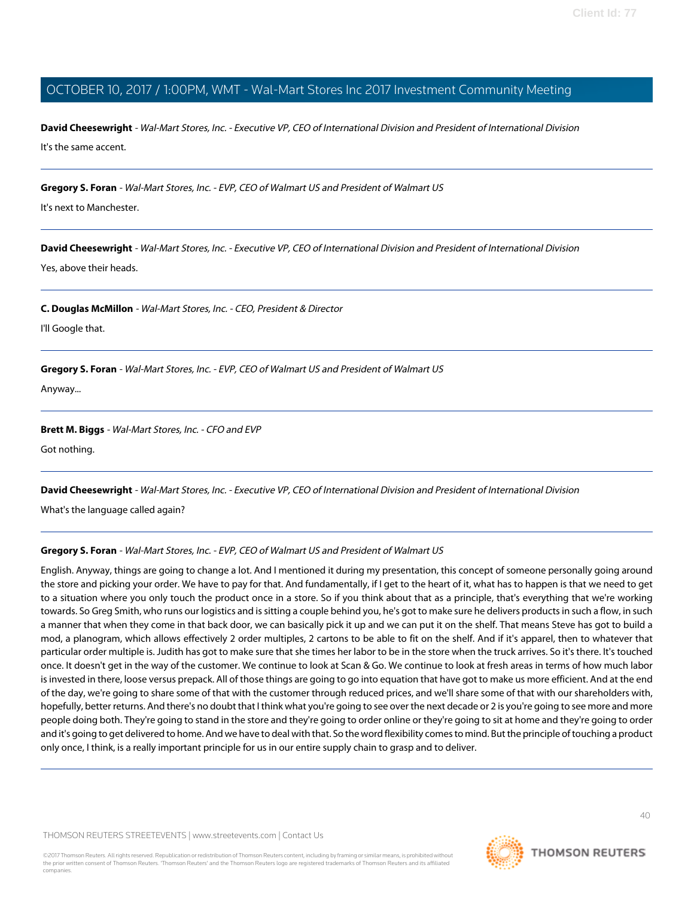**David Cheesewright** - *Wal-Mart Stores, Inc. - Executive VP, CEO of International Division and President of International Division*

It's the same accent.

---

**Gregory S. Foran** - *Wal-Mart Stores, Inc. - EVP, CEO of Walmart US and President of Walmart US*

It's next to Manchester.

---

**David Cheesewright** - *Wal-Mart Stores, Inc. - Executive VP, CEO of International Division and President of International Division*

Yes, above their heads.

---

**C. Douglas McMillon** - *Wal-Mart Stores, Inc. - CEO, President & Director*

I'll Google that.

---

**Gregory S. Foran** - *Wal-Mart Stores, Inc. - EVP, CEO of Walmart US and President of Walmart US*

Anyway...

---

**Brett M. Biggs** - *Wal-Mart Stores, Inc. - CFO and EVP*

Got nothing.

---

**David Cheesewright** - *Wal-Mart Stores, Inc. - Executive VP, CEO of International Division and President of International Division*

What's the language called again?

---

**Gregory S. Foran** - *Wal-Mart Stores, Inc. - EVP, CEO of Walmart US and President of Walmart US*

English. Anyway, things are going to change a lot. And I mentioned it during my presentation, this concept of someone personally going around the store and picking your order. We have to pay for that. And fundamentally, if I get to the heart of it, what has to happen is that we need to get to a situation where you only touch the product once in a store. So if you think about that as a principle, that's everything that we're working towards. So Greg Smith, who runs our logistics and is sitting a couple behind you, he's got to make sure he delivers products in such a flow, in such a manner that when they come in that back door, we can basically pick it up and we can put it on the shelf. That means Steve has got to build a mod, a planogram, which allows effectively 2 order multiples, 2 cartons to be able to fit on the shelf. And if it's apparel, then to whatever that particular order multiple is. Judith has got to make sure that she times her labor to be in the store when the truck arrives. So it's there. It's touched once. It doesn't get in the way of the customer. We continue to look at Scan & Go. We continue to look at fresh areas in terms of how much labor is invested in there, loose versus prepack. All of those things are going to go into equation that have got to make us more efficient. And at the end of the day, we're going to share some of that with the customer through reduced prices, and we'll share some of that with our shareholders with, hopefully, better returns. And there's no doubt that I think what you're going to see over the next decade or 2 is you're going to see more and more people doing both. They're going to stand in the store and they're going to order online or they're going to sit at home and they're going to order and it's going to get delivered to home. And we have to deal with that. So the word flexibility comes to mind. But the principle of touching a product only once, I think, is a really important principle for us in our entire supply chain to grasp and to deliver.

---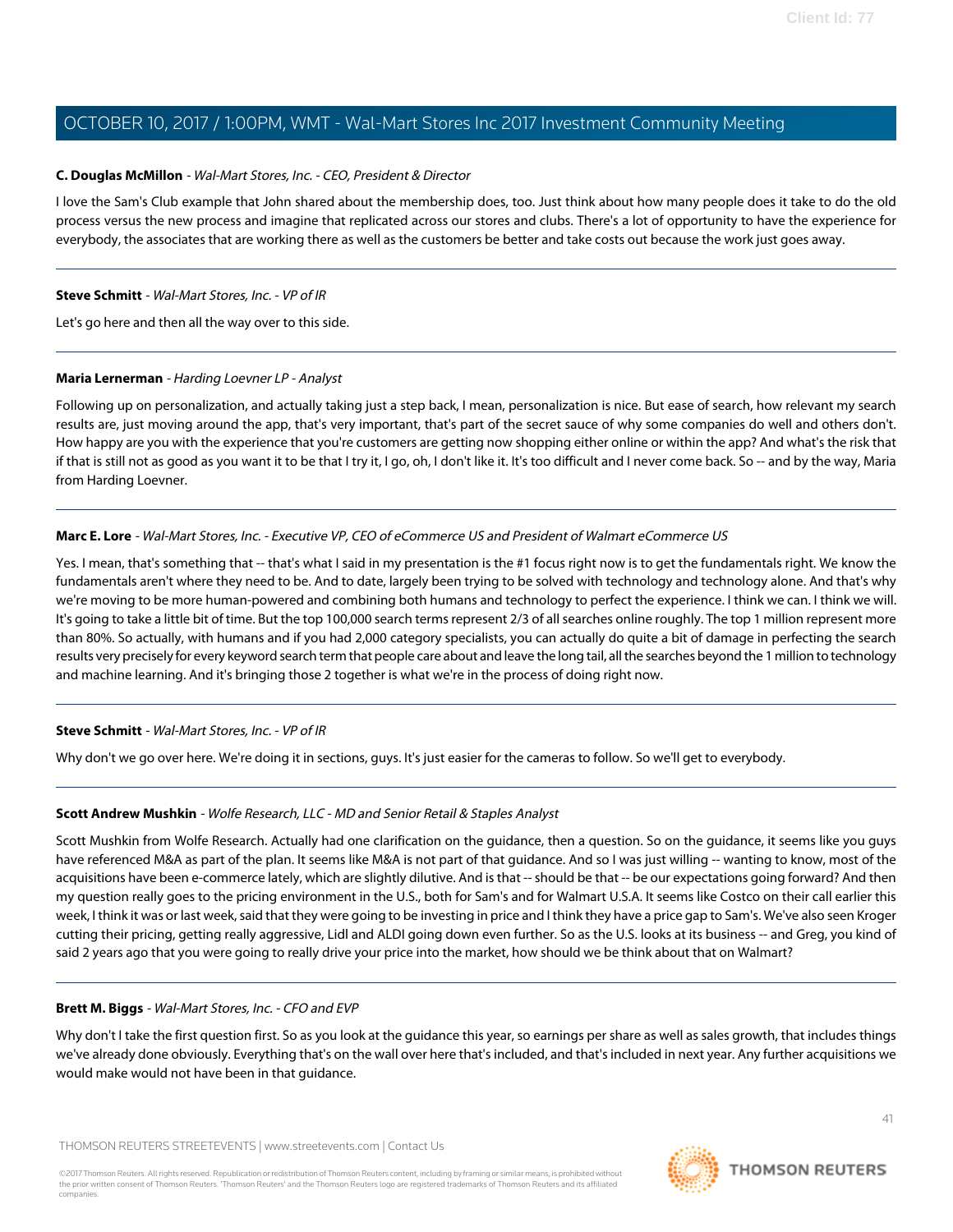**C. Douglas McMillon** - *Wal-Mart Stores, Inc. - CEO, President & Director*

I love the Sam's Club example that John shared about the membership does, too. Just think about how many people does it take to do the old process versus the new process and imagine that replicated across our stores and clubs. There's a lot of opportunity to have the experience for everybody, the associates that are working there as well as the customers be better and take costs out because the work just goes away.

---

**Steve Schmitt** - *Wal-Mart Stores, Inc. - VP of IR*

Let's go here and then all the way over to this side.

---

**Maria Lernerman** - *Harding Loevner LP - Analyst*

Following up on personalization, and actually taking just a step back, I mean, personalization is nice. But ease of search, how relevant my search results are, just moving around the app, that's very important, that's part of the secret sauce of why some companies do well and others don't. How happy are you with the experience that you're customers are getting now shopping either online or within the app? And what's the risk that if that is still not as good as you want it to be that I try it, I go, oh, I don't like it. It's too difficult and I never come back. So -- and by the way, Maria from Harding Loevner.

---

**Marc E. Lore** - *Wal-Mart Stores, Inc. - Executive VP, CEO of eCommerce US and President of Walmart eCommerce US*

Yes. I mean, that's something that -- that's what I said in my presentation is the #1 focus right now is to get the fundamentals right. We know the fundamentals aren't where they need to be. And to date, largely been trying to be solved with technology and technology alone. And that's why we're moving to be more human-powered and combining both humans and technology to perfect the experience. I think we can. I think we will. It's going to take a little bit of time. But the top 100,000 search terms represent 2/3 of all searches online roughly. The top 1 million represent more than 80%. So actually, with humans and if you had 2,000 category specialists, you can actually do quite a bit of damage in perfecting the search results very precisely for every keyword search term that people care about and leave the long tail, all the searches beyond the 1 million to technology and machine learning. And it's bringing those 2 together is what we're in the process of doing right now.

---

**Steve Schmitt** - *Wal-Mart Stores, Inc. - VP of IR*

Why don't we go over here. We're doing it in sections, guys. It's just easier for the cameras to follow. So we'll get to everybody.

---

**Scott Andrew Mushkin** - *Wolfe Research, LLC - MD and Senior Retail & Staples Analyst*

Scott Mushkin from Wolfe Research. Actually had one clarification on the guidance, then a question. So on the guidance, it seems like you guys have referenced M&A as part of the plan. It seems like M&A is not part of that guidance. And so I was just willing -- wanting to know, most of the acquisitions have been e-commerce lately, which are slightly dilutive. And is that -- should be that -- be our expectations going forward? And then my question really goes to the pricing environment in the U.S., both for Sam's and for Walmart U.S.A. It seems like Costco on their call earlier this week, I think it was or last week, said that they were going to be investing in price and I think they have a price gap to Sam's. We've also seen Kroger cutting their pricing, getting really aggressive, Lidl and ALDI going down even further. So as the U.S. looks at its business -- and Greg, you kind of said 2 years ago that you were going to really drive your price into the market, how should we be think about that on Walmart?

---

**Brett M. Biggs** - *Wal-Mart Stores, Inc. - CFO and EVP*

Why don't I take the first question first. So as you look at the guidance this year, so earnings per share as well as sales growth, that includes things we've already done obviously. Everything that's on the wall over here that's included, and that's included in next year. Any further acquisitions we would make would not have been in that guidance.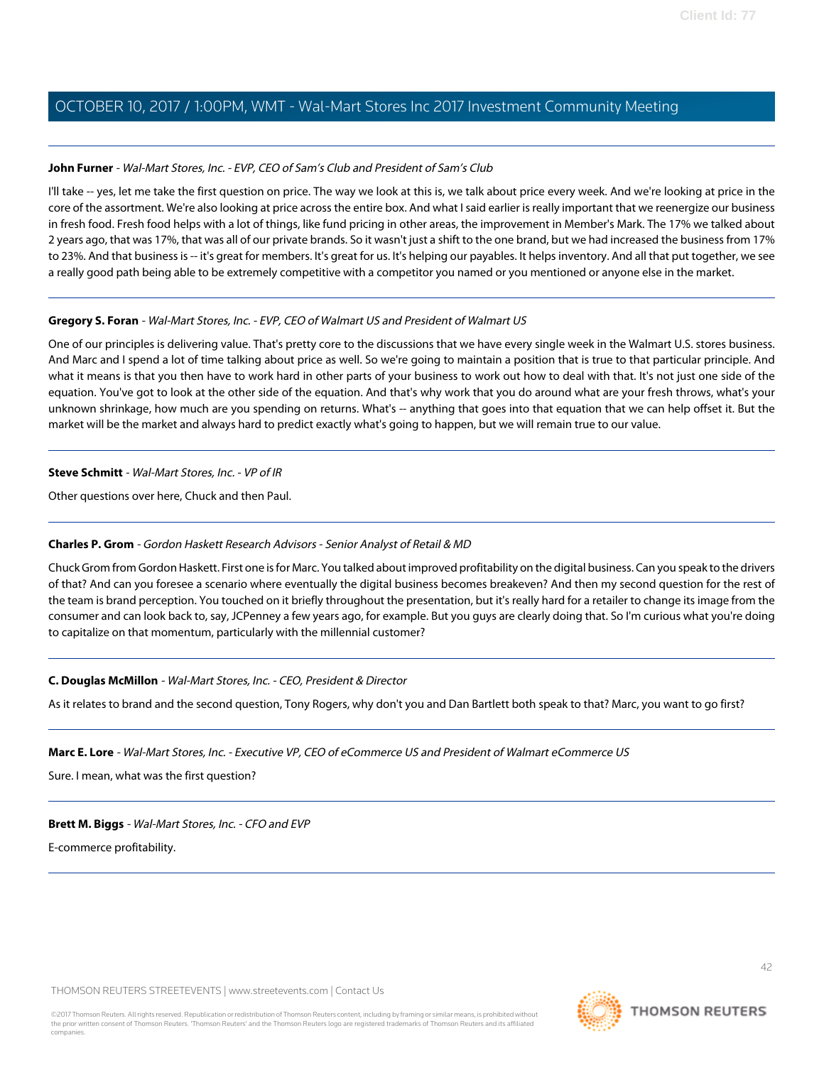**John Furner** - *Wal-Mart Stores, Inc. - EVP, CEO of Sam's Club and President of Sam's Club*

I'll take -- yes, let me take the first question on price. The way we look at this is, we talk about price every week. And we're looking at price in the core of the assortment. We're also looking at price across the entire box. And what I said earlier is really important that we reenergize our business in fresh food. Fresh food helps with a lot of things, like fund pricing in other areas, the improvement in Member's Mark. The 17% we talked about 2 years ago, that was 17%, that was all of our private brands. So it wasn't just a shift to the one brand, but we had increased the business from 17% to 23%. And that business is -- it's great for members. It's great for us. It's helping our payables. It helps inventory. And all that put together, we see a really good path being able to be extremely competitive with a competitor you named or you mentioned or anyone else in the market.

---

**Gregory S. Foran** - *Wal-Mart Stores, Inc. - EVP, CEO of Walmart US and President of Walmart US*

One of our principles is delivering value. That's pretty core to the discussions that we have every single week in the Walmart U.S. stores business. And Marc and I spend a lot of time talking about price as well. So we're going to maintain a position that is true to that particular principle. And what it means is that you then have to work hard in other parts of your business to work out how to deal with that. It's not just one side of the equation. You've got to look at the other side of the equation. And that's why work that you do around what are your fresh throws, what's your unknown shrinkage, how much are you spending on returns. What's -- anything that goes into that equation that we can help offset it. But the market will be the market and always hard to predict exactly what's going to happen, but we will remain true to our value.

---

**Steve Schmitt** - *Wal-Mart Stores, Inc. - VP of IR*

Other questions over here, Chuck and then Paul.

---

**Charles P. Grom** - *Gordon Haskett Research Advisors - Senior Analyst of Retail & MD*

Chuck Grom from Gordon Haskett. First one is for Marc. You talked about improved profitability on the digital business. Can you speak to the drivers of that? And can you foresee a scenario where eventually the digital business becomes breakeven? And then my second question for the rest of the team is brand perception. You touched on it briefly throughout the presentation, but it's really hard for a retailer to change its image from the consumer and can look back to, say, JCPenney a few years ago, for example. But you guys are clearly doing that. So I'm curious what you're doing to capitalize on that momentum, particularly with the millennial customer?

---

**C. Douglas McMillon** - *Wal-Mart Stores, Inc. - CEO, President & Director*

As it relates to brand and the second question, Tony Rogers, why don't you and Dan Bartlett both speak to that? Marc, you want to go first?

---

**Marc E. Lore** - *Wal-Mart Stores, Inc. - Executive VP, CEO of eCommerce US and President of Walmart eCommerce US*

Sure. I mean, what was the first question?

---

**Brett M. Biggs** - *Wal-Mart Stores, Inc. - CFO and EVP*

E-commerce profitability.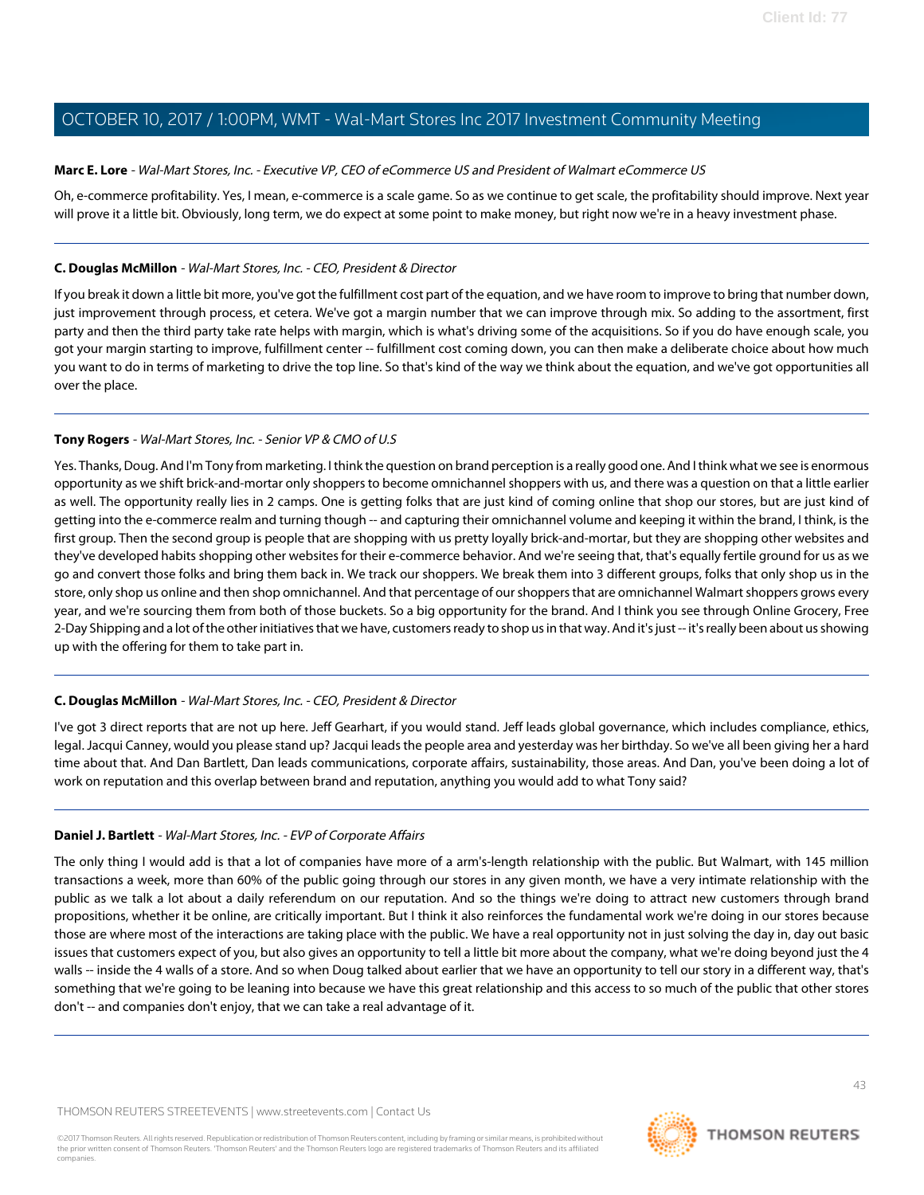**Marc E. Lore** - *Wal-Mart Stores, Inc. - Executive VP, CEO of eCommerce US and President of Walmart eCommerce US*

Oh, e-commerce profitability. Yes, I mean, e-commerce is a scale game. So as we continue to get scale, the profitability should improve. Next year will prove it a little bit. Obviously, long term, we do expect at some point to make money, but right now we're in a heavy investment phase.

---

**C. Douglas McMillon** - *Wal-Mart Stores, Inc. - CEO, President & Director*

If you break it down a little bit more, you've got the fulfillment cost part of the equation, and we have room to improve to bring that number down, just improvement through process, et cetera. We've got a margin number that we can improve through mix. So adding to the assortment, first party and then the third party take rate helps with margin, which is what's driving some of the acquisitions. So if you do have enough scale, you got your margin starting to improve, fulfillment center -- fulfillment cost coming down, you can then make a deliberate choice about how much you want to do in terms of marketing to drive the top line. So that's kind of the way we think about the equation, and we've got opportunities all over the place.

---

**Tony Rogers** - *Wal-Mart Stores, Inc. - Senior VP & CMO of U.S*

Yes. Thanks, Doug. And I'm Tony from marketing. I think the question on brand perception is a really good one. And I think what we see is enormous opportunity as we shift brick-and-mortar only shoppers to become omnichannel shoppers with us, and there was a question on that a little earlier as well. The opportunity really lies in 2 camps. One is getting folks that are just kind of coming online that shop our stores, but are just kind of getting into the e-commerce realm and turning though -- and capturing their omnichannel volume and keeping it within the brand, I think, is the first group. Then the second group is people that are shopping with us pretty loyally brick-and-mortar, but they are shopping other websites and they've developed habits shopping other websites for their e-commerce behavior. And we're seeing that, that's equally fertile ground for us as we go and convert those folks and bring them back in. We track our shoppers. We break them into 3 different groups, folks that only shop us in the store, only shop us online and then shop omnichannel. And that percentage of our shoppers that are omnichannel Walmart shoppers grows every year, and we're sourcing them from both of those buckets. So a big opportunity for the brand. And I think you see through Online Grocery, Free 2-Day Shipping and a lot of the other initiatives that we have, customers ready to shop us in that way. And it's just -- it's really been about us showing up with the offering for them to take part in.

---

**C. Douglas McMillon** - *Wal-Mart Stores, Inc. - CEO, President & Director*

I've got 3 direct reports that are not up here. Jeff Gearhart, if you would stand. Jeff leads global governance, which includes compliance, ethics, legal. Jacqui Canney, would you please stand up? Jacqui leads the people area and yesterday was her birthday. So we've all been giving her a hard time about that. And Dan Bartlett, Dan leads communications, corporate affairs, sustainability, those areas. And Dan, you've been doing a lot of work on reputation and this overlap between brand and reputation, anything you would add to what Tony said?

---

**Daniel J. Bartlett** - *Wal-Mart Stores, Inc. - EVP of Corporate Affairs*

The only thing I would add is that a lot of companies have more of a arm's-length relationship with the public. But Walmart, with 145 million transactions a week, more than 60% of the public going through our stores in any given month, we have a very intimate relationship with the public as we talk a lot about a daily referendum on our reputation. And so the things we're doing to attract new customers through brand propositions, whether it be online, are critically important. But I think it also reinforces the fundamental work we're doing in our stores because those are where most of the interactions are taking place with the public. We have a real opportunity not in just solving the day in, day out basic issues that customers expect of you, but also gives an opportunity to tell a little bit more about the company, what we're doing beyond just the 4 walls -- inside the 4 walls of a store. And so when Doug talked about earlier that we have an opportunity to tell our story in a different way, that's something that we're going to be leaning into because we have this great relationship and this access to so much of the public that other stores don't -- and companies don't enjoy, that we can take a real advantage of it.

---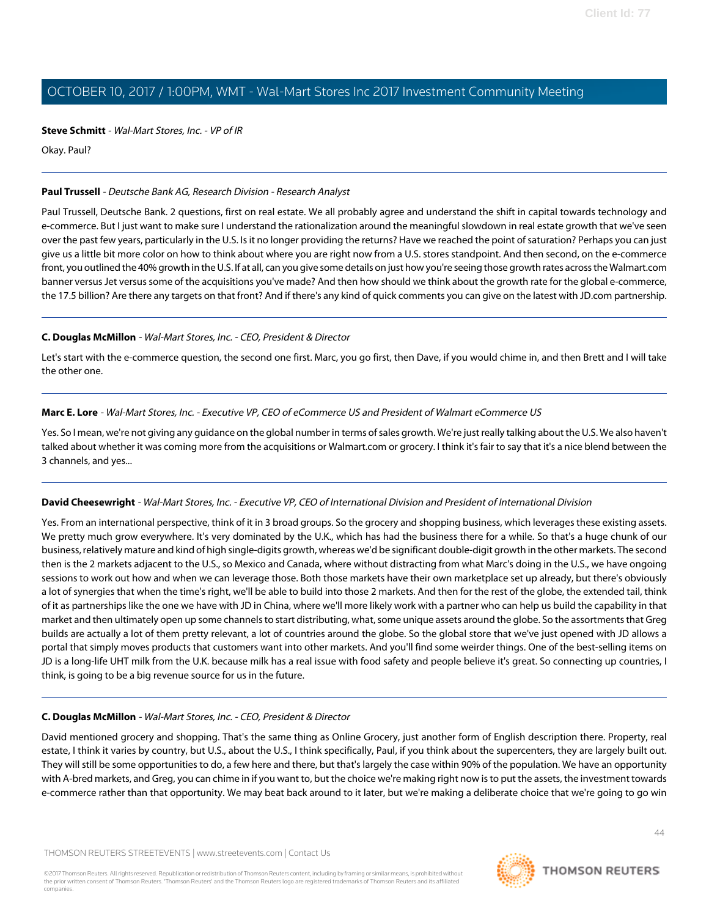**Steve Schmitt** - *Wal-Mart Stores, Inc. - VP of IR*

Okay. Paul?

---

**Paul Trussell** - *Deutsche Bank AG, Research Division - Research Analyst*

Paul Trussell, Deutsche Bank. 2 questions, first on real estate. We all probably agree and understand the shift in capital towards technology and e-commerce. But I just want to make sure I understand the rationalization around the meaningful slowdown in real estate growth that we've seen over the past few years, particularly in the U.S. Is it no longer providing the returns? Have we reached the point of saturation? Perhaps you can just give us a little bit more color on how to think about where you are right now from a U.S. stores standpoint. And then second, on the e-commerce front, you outlined the 40% growth in the U.S. If at all, can you give some details on just how you're seeing those growth rates across the Walmart.com banner versus Jet versus some of the acquisitions you've made? And then how should we think about the growth rate for the global e-commerce, the 17.5 billion? Are there any targets on that front? And if there's any kind of quick comments you can give on the latest with JD.com partnership.

---

**C. Douglas McMillon** - *Wal-Mart Stores, Inc. - CEO, President & Director*

Let's start with the e-commerce question, the second one first. Marc, you go first, then Dave, if you would chime in, and then Brett and I will take the other one.

---

**Marc E. Lore** - *Wal-Mart Stores, Inc. - Executive VP, CEO of eCommerce US and President of Walmart eCommerce US*

Yes. So I mean, we're not giving any guidance on the global number in terms of sales growth. We're just really talking about the U.S. We also haven't talked about whether it was coming more from the acquisitions or Walmart.com or grocery. I think it's fair to say that it's a nice blend between the 3 channels, and yes...

---

**David Cheesewright** - *Wal-Mart Stores, Inc. - Executive VP, CEO of International Division and President of International Division*

Yes. From an international perspective, think of it in 3 broad groups. So the grocery and shopping business, which leverages these existing assets. We pretty much grow everywhere. It's very dominated by the U.K., which has had the business there for a while. So that's a huge chunk of our business, relatively mature and kind of high single-digits growth, whereas we'd be significant double-digit growth in the other markets. The second then is the 2 markets adjacent to the U.S., so Mexico and Canada, where without distracting from what Marc's doing in the U.S., we have ongoing sessions to work out how and when we can leverage those. Both those markets have their own marketplace set up already, but there's obviously a lot of synergies that when the time's right, we'll be able to build into those 2 markets. And then for the rest of the globe, the extended tail, think of it as partnerships like the one we have with JD in China, where we'll more likely work with a partner who can help us build the capability in that market and then ultimately open up some channels to start distributing, what, some unique assets around the globe. So the assortments that Greg builds are actually a lot of them pretty relevant, a lot of countries around the globe. So the global store that we've just opened with JD allows a portal that simply moves products that customers want into other markets. And you'll find some weirder things. One of the best-selling items on JD is a long-life UHT milk from the U.K. because milk has a real issue with food safety and people believe it's great. So connecting up countries, I think, is going to be a big revenue source for us in the future.

---

**C. Douglas McMillon** - *Wal-Mart Stores, Inc. - CEO, President & Director*

David mentioned grocery and shopping. That's the same thing as Online Grocery, just another form of English description there. Property, real estate, I think it varies by country, but U.S., about the U.S., I think specifically, Paul, if you think about the supercenters, they are largely built out. They will still be some opportunities to do, a few here and there, but that's largely the case within 90% of the population. We have an opportunity with A-bred markets, and Greg, you can chime in if you want to, but the choice we're making right now is to put the assets, the investment towards e-commerce rather than that opportunity. We may beat back around to it later, but we're making a deliberate choice that we're going to go win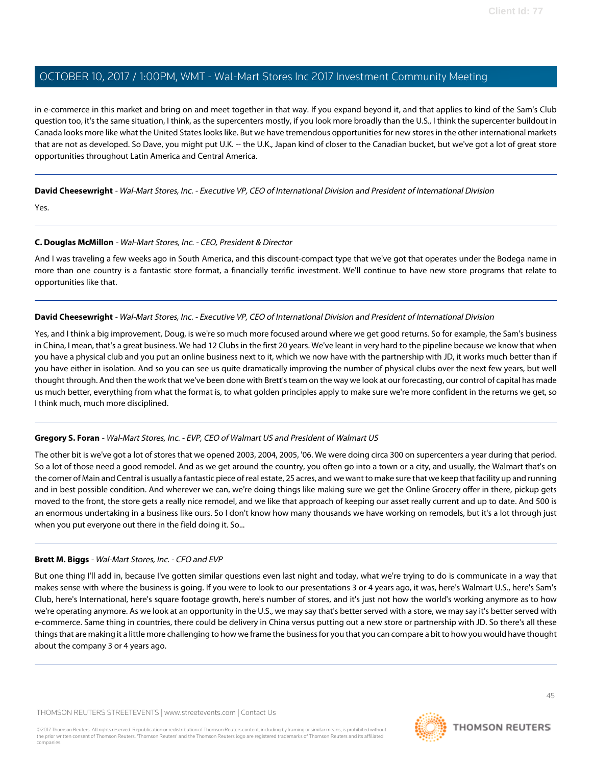in e-commerce in this market and bring on and meet together in that way. If you expand beyond it, and that applies to kind of the Sam's Club question too, it's the same situation, I think, as the supercenters mostly, if you look more broadly than the U.S., I think the supercenter buildout in Canada looks more like what the United States looks like. But we have tremendous opportunities for new stores in the other international markets that are not as developed. So Dave, you might put U.K. -- the U.K., Japan kind of closer to the Canadian bucket, but we've got a lot of great store opportunities throughout Latin America and Central America.

---

**David Cheesewright** - *Wal-Mart Stores, Inc. - Executive VP, CEO of International Division and President of International Division*

Yes.

---

**C. Douglas McMillon** - *Wal-Mart Stores, Inc. - CEO, President & Director*

And I was traveling a few weeks ago in South America, and this discount-compact type that we've got that operates under the Bodega name in more than one country is a fantastic store format, a financially terrific investment. We'll continue to have new store programs that relate to opportunities like that.

---

**David Cheesewright** - *Wal-Mart Stores, Inc. - Executive VP, CEO of International Division and President of International Division*

Yes, and I think a big improvement, Doug, is we're so much more focused around where we get good returns. So for example, the Sam's business in China, I mean, that's a great business. We had 12 Clubs in the first 20 years. We've leant in very hard to the pipeline because we know that when you have a physical club and you put an online business next to it, which we now have with the partnership with JD, it works much better than if you have either in isolation. And so you can see us quite dramatically improving the number of physical clubs over the next few years, but well thought through. And then the work that we've been done with Brett's team on the way we look at our forecasting, our control of capital has made us much better, everything from what the format is, to what golden principles apply to make sure we're more confident in the returns we get, so I think much, much more disciplined.

---

**Gregory S. Foran** - *Wal-Mart Stores, Inc. - EVP, CEO of Walmart US and President of Walmart US*

The other bit is we've got a lot of stores that we opened 2003, 2004, 2005, '06. We were doing circa 300 on supercenters a year during that period. So a lot of those need a good remodel. And as we get around the country, you often go into a town or a city, and usually, the Walmart that's on the corner of Main and Central is usually a fantastic piece of real estate, 25 acres, and we want to make sure that we keep that facility up and running and in best possible condition. And wherever we can, we're doing things like making sure we get the Online Grocery offer in there, pickup gets moved to the front, the store gets a really nice remodel, and we like that approach of keeping our asset really current and up to date. And 500 is an enormous undertaking in a business like ours. So I don't know how many thousands we have working on remodels, but it's a lot through just when you put everyone out there in the field doing it. So...

---

**Brett M. Biggs** - *Wal-Mart Stores, Inc. - CFO and EVP*

But one thing I'll add in, because I've gotten similar questions even last night and today, what we're trying to do is communicate in a way that makes sense with where the business is going. If you were to look to our presentations 3 or 4 years ago, it was, here's Walmart U.S., here's Sam's Club, here's International, here's square footage growth, here's number of stores, and it's just not how the world's working anymore as to how we're operating anymore. As we look at an opportunity in the U.S., we may say that's better served with a store, we may say it's better served with e-commerce. Same thing in countries, there could be delivery in China versus putting out a new store or partnership with JD. So there's all these things that are making it a little more challenging to how we frame the business for you that you can compare a bit to how you would have thought about the company 3 or 4 years ago.

---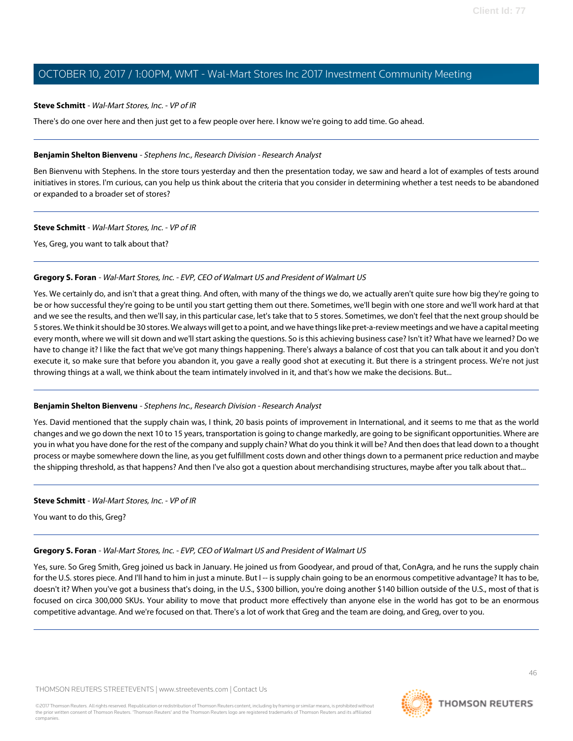**Steve Schmitt** - *Wal-Mart Stores, Inc. - VP of IR*

There's do one over here and then just get to a few people over here. I know we're going to add time. Go ahead.

---

**Benjamin Shelton Bienvenu** - *Stephens Inc., Research Division - Research Analyst*

Ben Bienvenu with Stephens. In the store tours yesterday and then the presentation today, we saw and heard a lot of examples of tests around initiatives in stores. I'm curious, can you help us think about the criteria that you consider in determining whether a test needs to be abandoned or expanded to a broader set of stores?

---

**Steve Schmitt** - *Wal-Mart Stores, Inc. - VP of IR*

Yes, Greg, you want to talk about that?

---

**Gregory S. Foran** - *Wal-Mart Stores, Inc. - EVP, CEO of Walmart US and President of Walmart US*

Yes. We certainly do, and isn't that a great thing. And often, with many of the things we do, we actually aren't quite sure how big they're going to be or how successful they're going to be until you start getting them out there. Sometimes, we'll begin with one store and we'll work hard at that and we see the results, and then we'll say, in this particular case, let's take that to 5 stores. Sometimes, we don't feel that the next group should be 5 stores. We think it should be 30 stores. We always will get to a point, and we have things like pret-a-review meetings and we have a capital meeting every month, where we will sit down and we'll start asking the questions. So is this achieving business case? Isn't it? What have we learned? Do we have to change it? I like the fact that we've got many things happening. There's always a balance of cost that you can talk about it and you don't execute it, so make sure that before you abandon it, you gave a really good shot at executing it. But there is a stringent process. We're not just throwing things at a wall, we think about the team intimately involved in it, and that's how we make the decisions. But...

---

**Benjamin Shelton Bienvenu** - *Stephens Inc., Research Division - Research Analyst*

Yes. David mentioned that the supply chain was, I think, 20 basis points of improvement in International, and it seems to me that as the world changes and we go down the next 10 to 15 years, transportation is going to change markedly, are going to be significant opportunities. Where are you in what you have done for the rest of the company and supply chain? What do you think it will be? And then does that lead down to a thought process or maybe somewhere down the line, as you get fulfillment costs down and other things down to a permanent price reduction and maybe the shipping threshold, as that happens? And then I've also got a question about merchandising structures, maybe after you talk about that...

---

**Steve Schmitt** - *Wal-Mart Stores, Inc. - VP of IR*

You want to do this, Greg?

---

**Gregory S. Foran** - *Wal-Mart Stores, Inc. - EVP, CEO of Walmart US and President of Walmart US*

Yes, sure. So Greg Smith, Greg joined us back in January. He joined us from Goodyear, and proud of that, ConAgra, and he runs the supply chain for the U.S. stores piece. And I'll hand to him in just a minute. But I -- is supply chain going to be an enormous competitive advantage? It has to be, doesn't it? When you've got a business that's doing, in the U.S., $300 billion, you're doing another $140 billion outside of the U.S., most of that is focused on circa 300,000 SKUs. Your ability to move that product more effectively than anyone else in the world has got to be an enormous competitive advantage. And we're focused on that. There's a lot of work that Greg and the team are doing, and Greg, over to you.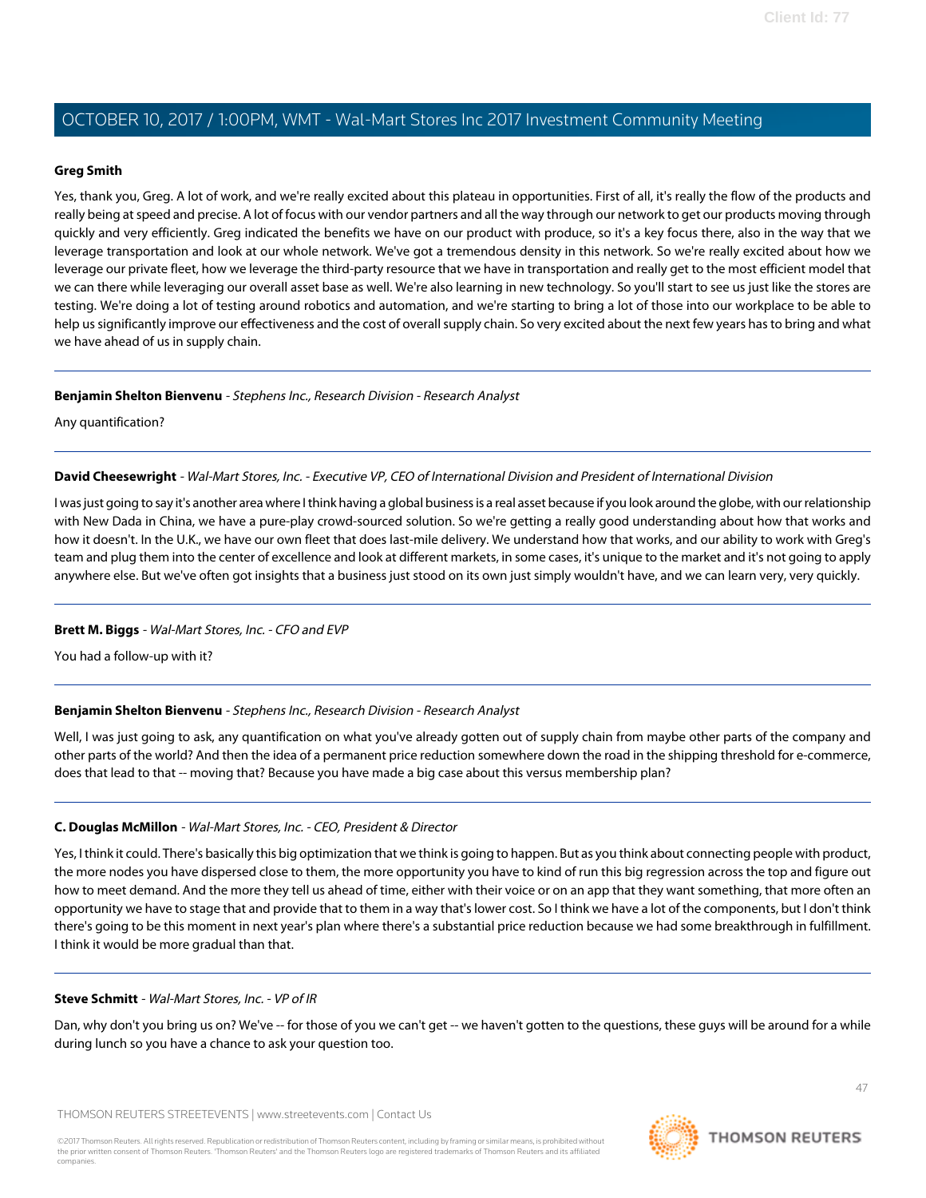**Greg Smith**

Yes, thank you, Greg. A lot of work, and we're really excited about this plateau in opportunities. First of all, it's really the flow of the products and really being at speed and precise. A lot of focus with our vendor partners and all the way through our network to get our products moving through quickly and very efficiently. Greg indicated the benefits we have on our product with produce, so it's a key focus there, also in the way that we leverage transportation and look at our whole network. We've got a tremendous density in this network. So we're really excited about how we leverage our private fleet, how we leverage the third-party resource that we have in transportation and really get to the most efficient model that we can there while leveraging our overall asset base as well. We're also learning in new technology. So you'll start to see us just like the stores are testing. We're doing a lot of testing around robotics and automation, and we're starting to bring a lot of those into our workplace to be able to help us significantly improve our effectiveness and the cost of overall supply chain. So very excited about the next few years has to bring and what we have ahead of us in supply chain.

---

**Benjamin Shelton Bienvenu** - *Stephens Inc., Research Division - Research Analyst*

Any quantification?

---

**David Cheesewright** - *Wal-Mart Stores, Inc. - Executive VP, CEO of International Division and President of International Division*

I was just going to say it's another area where I think having a global business is a real asset because if you look around the globe, with our relationship with New Dada in China, we have a pure-play crowd-sourced solution. So we're getting a really good understanding about how that works and how it doesn't. In the U.K., we have our own fleet that does last-mile delivery. We understand how that works, and our ability to work with Greg's team and plug them into the center of excellence and look at different markets, in some cases, it's unique to the market and it's not going to apply anywhere else. But we've often got insights that a business just stood on its own just simply wouldn't have, and we can learn very, very quickly.

---

**Brett M. Biggs** - *Wal-Mart Stores, Inc. - CFO and EVP*

You had a follow-up with it?

---

**Benjamin Shelton Bienvenu** - *Stephens Inc., Research Division - Research Analyst*

Well, I was just going to ask, any quantification on what you've already gotten out of supply chain from maybe other parts of the company and other parts of the world? And then the idea of a permanent price reduction somewhere down the road in the shipping threshold for e-commerce, does that lead to that -- moving that? Because you have made a big case about this versus membership plan?

---

**C. Douglas McMillon** - *Wal-Mart Stores, Inc. - CEO, President & Director*

Yes, I think it could. There's basically this big optimization that we think is going to happen. But as you think about connecting people with product, the more nodes you have dispersed close to them, the more opportunity you have to kind of run this big regression across the top and figure out how to meet demand. And the more they tell us ahead of time, either with their voice or on an app that they want something, that more often an opportunity we have to stage that and provide that to them in a way that's lower cost. So I think we have a lot of the components, but I don't think there's going to be this moment in next year's plan where there's a substantial price reduction because we had some breakthrough in fulfillment. I think it would be more gradual than that.

---

**Steve Schmitt** - *Wal-Mart Stores, Inc. - VP of IR*

Dan, why don't you bring us on? We've -- for those of you we can't get -- we haven't gotten to the questions, these guys will be around for a while during lunch so you have a chance to ask your question too.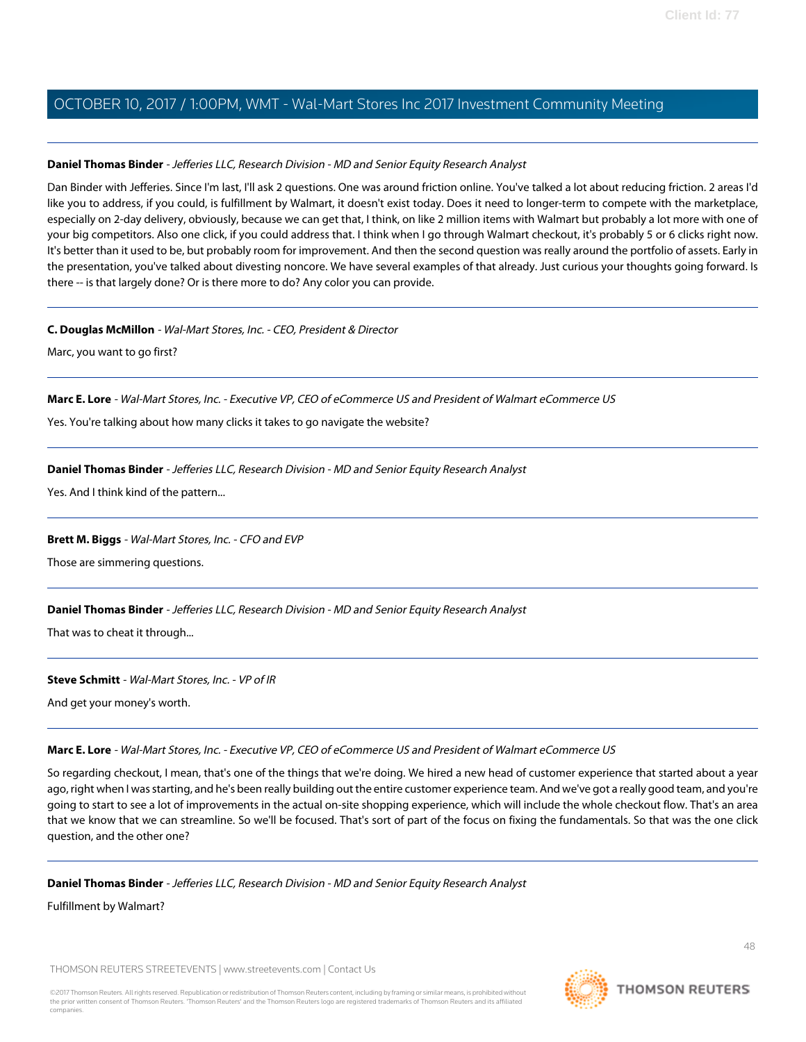**Daniel Thomas Binder** - *Jefferies LLC, Research Division - MD and Senior Equity Research Analyst*

Dan Binder with Jefferies. Since I'm last, I'll ask 2 questions. One was around friction online. You've talked a lot about reducing friction. 2 areas I'd like you to address, if you could, is fulfillment by Walmart, it doesn't exist today. Does it need to longer-term to compete with the marketplace, especially on 2-day delivery, obviously, because we can get that, I think, on like 2 million items with Walmart but probably a lot more with one of your big competitors. Also one click, if you could address that. I think when I go through Walmart checkout, it's probably 5 or 6 clicks right now. It's better than it used to be, but probably room for improvement. And then the second question was really around the portfolio of assets. Early in the presentation, you've talked about divesting noncore. We have several examples of that already. Just curious your thoughts going forward. Is there -- is that largely done? Or is there more to do? Any color you can provide.

---

**C. Douglas McMillon** - *Wal-Mart Stores, Inc. - CEO, President & Director*

Marc, you want to go first?

---

**Marc E. Lore** - *Wal-Mart Stores, Inc. - Executive VP, CEO of eCommerce US and President of Walmart eCommerce US*

Yes. You're talking about how many clicks it takes to go navigate the website?

---

**Daniel Thomas Binder** - *Jefferies LLC, Research Division - MD and Senior Equity Research Analyst*

Yes. And I think kind of the pattern...

---

**Brett M. Biggs** - *Wal-Mart Stores, Inc. - CFO and EVP*

Those are simmering questions.

---

**Daniel Thomas Binder** - *Jefferies LLC, Research Division - MD and Senior Equity Research Analyst*

That was to cheat it through...

---

**Steve Schmitt** - *Wal-Mart Stores, Inc. - VP of IR*

And get your money's worth.

---

**Marc E. Lore** - *Wal-Mart Stores, Inc. - Executive VP, CEO of eCommerce US and President of Walmart eCommerce US*

So regarding checkout, I mean, that's one of the things that we're doing. We hired a new head of customer experience that started about a year ago, right when I was starting, and he's been really building out the entire customer experience team. And we've got a really good team, and you're going to start to see a lot of improvements in the actual on-site shopping experience, which will include the whole checkout flow. That's an area that we know that we can streamline. So we'll be focused. That's sort of part of the focus on fixing the fundamentals. So that was the one click question, and the other one?

---

**Daniel Thomas Binder** - *Jefferies LLC, Research Division - MD and Senior Equity Research Analyst*

Fulfillment by Walmart?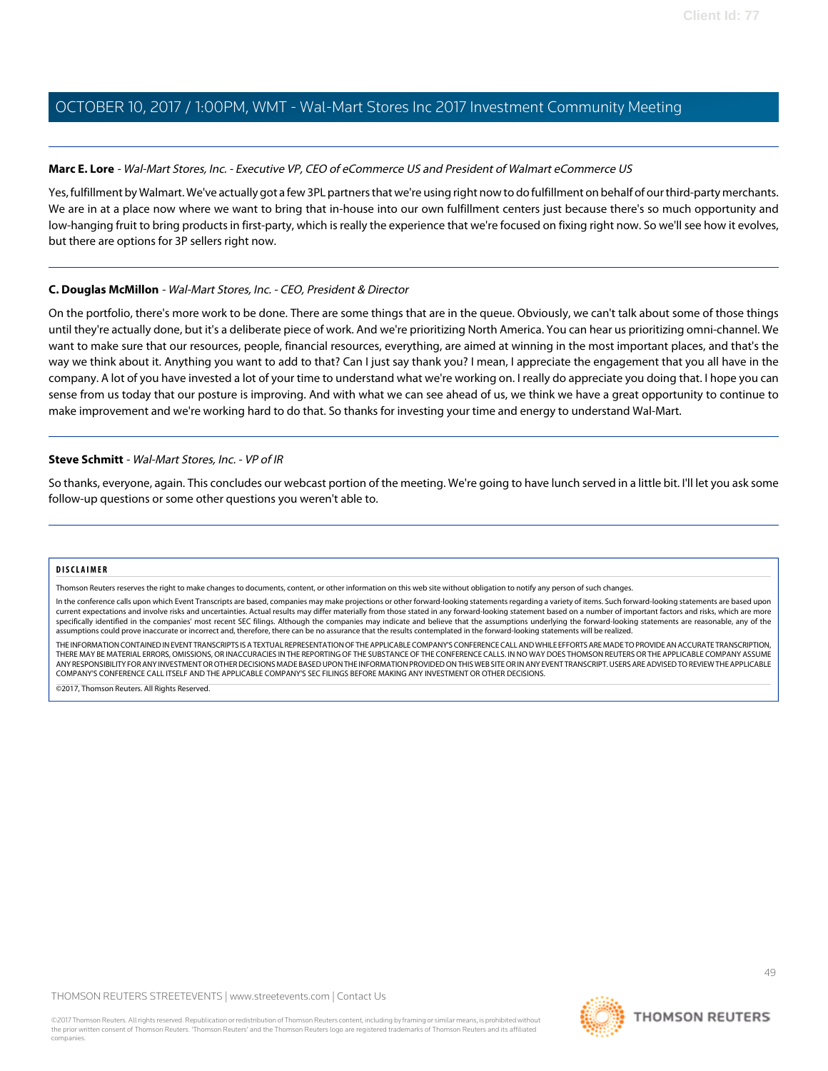**Marc E. Lore** - *Wal-Mart Stores, Inc. - Executive VP, CEO of eCommerce US and President of Walmart eCommerce US*

Yes, fulfillment by Walmart. We've actually got a few 3PL partners that we're using right now to do fulfillment on behalf of our third-party merchants. We are in at a place now where we want to bring that in-house into our own fulfillment centers just because there's so much opportunity and low-hanging fruit to bring products in first-party, which is really the experience that we're focused on fixing right now. So we'll see how it evolves, but there are options for 3P sellers right now.

---

**C. Douglas McMillon** - *Wal-Mart Stores, Inc. - CEO, President & Director*

On the portfolio, there's more work to be done. There are some things that are in the queue. Obviously, we can't talk about some of those things until they're actually done, but it's a deliberate piece of work. And we're prioritizing North America. You can hear us prioritizing omni-channel. We want to make sure that our resources, people, financial resources, everything, are aimed at winning in the most important places, and that's the way we think about it. Anything you want to add to that? Can I just say thank you? I mean, I appreciate the engagement that you all have in the company. A lot of you have invested a lot of your time to understand what we're working on. I really do appreciate you doing that. I hope you can sense from us today that our posture is improving. And with what we can see ahead of us, we think we have a great opportunity to continue to make improvement and we're working hard to do that. So thanks for investing your time and energy to understand Wal-Mart.

---

**Steve Schmitt** - *Wal-Mart Stores, Inc. - VP of IR*

So thanks, everyone, again. This concludes our webcast portion of the meeting. We're going to have lunch served in a little bit. I'll let you ask some follow-up questions or some other questions you weren't able to.

---

**DISCLAIMER**

Thomson Reuters reserves the right to make changes to documents, content, or other information on this web site without obligation to notify any person of such changes.

In the conference calls upon which Event Transcripts are based, companies may make projections or other forward-looking statements regarding a variety of items. Such forward-looking statements are based upon current expectations and involve risks and uncertainties. Actual results may differ materially from those stated in any forward-looking statement based on a number of important factors and risks, which are more specifically identified in the companies' most recent SEC filings. Although the companies may indicate and believe that the assumptions underlying the forward-looking statements are reasonable, any of the assumptions could prove inaccurate or incorrect and, therefore, there can be no assurance that the results contemplated in the forward-looking statements will be realized.

THE INFORMATION CONTAINED IN EVENT TRANSCRIPTS IS A TEXTUAL REPRESENTATION OF THE APPLICABLE COMPANY'S CONFERENCE CALL AND WHILE EFFORTS ARE MADE TO PROVIDE AN ACCURATE TRANSCRIPTION, THERE MAY BE MATERIAL ERRORS, OMISSIONS, OR INACCURACIES IN THE REPORTING OF THE SUBSTANCE OF THE CONFERENCE CALLS. IN NO WAY DOES THOMSON REUTERS OR THE APPLICABLE COMPANY ASSUME ANY RESPONSIBILITY FOR ANY INVESTMENT OR OTHER DECISIONS MADE BASED UPON THE INFORMATION PROVIDED ON THIS WEB SITE OR IN ANY EVENT TRANSCRIPT. USERS ARE ADVISED TO REVIEW THE APPLICABLE COMPANY'S CONFERENCE CALL ITSELF AND THE APPLICABLE COMPANY'S SEC FILINGS BEFORE MAKING ANY INVESTMENT OR OTHER DECISIONS.

©2017, Thomson Reuters. All Rights Reserved.